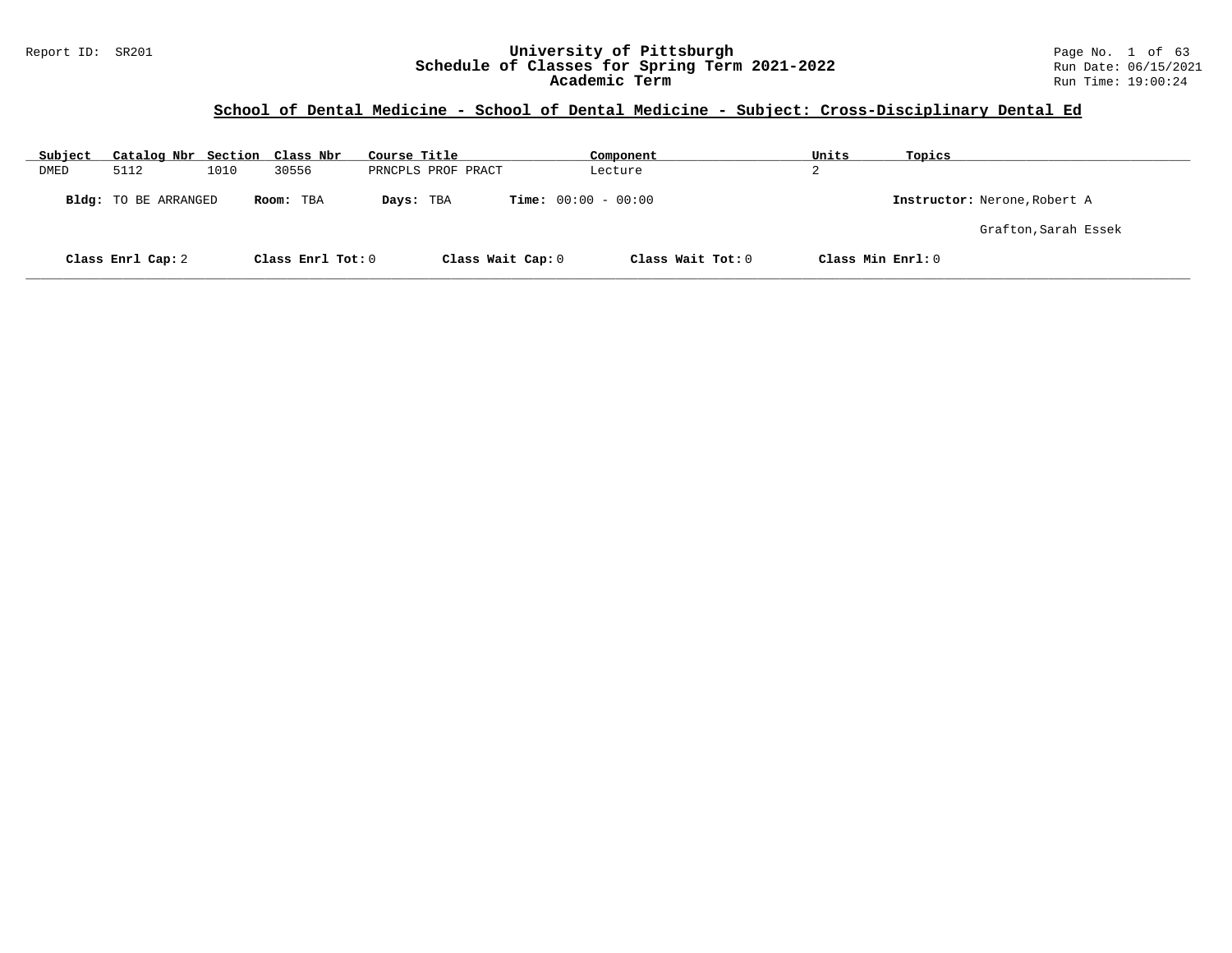Report ID: SR201

# University of Pittsburgh
## Schedule of Classes for Spring Term 2021-2022
### Academic Term

Run Date: 06/15/2021
Run Time: 19:00:24

## School of Dental Medicine - School of Dental Medicine - Subject: Cross-Disciplinary Dental Ed

| Subject | Catalog Nbr | Section | Class Nbr | Course Title | Component | Units | Topics |
|---|---|---|---|---|---|---|---|
| DMED | 5112 | 1010 | 30556 | PRNCPLS PROF PRACT | Lecture | 2 | |

**Bldg:** TO BE ARRANGED **Room:** TBA **Days:** TBA **Time:** 00:00 - 00:00 **Instructor:** Nerone,Robert A

Grafton,Sarah Essek

**Class Enrl Cap:** 2 **Class Enrl Tot:** 0 **Class Wait Cap:** 0 **Class Wait Tot:** 0 **Class Min Enrl:** 0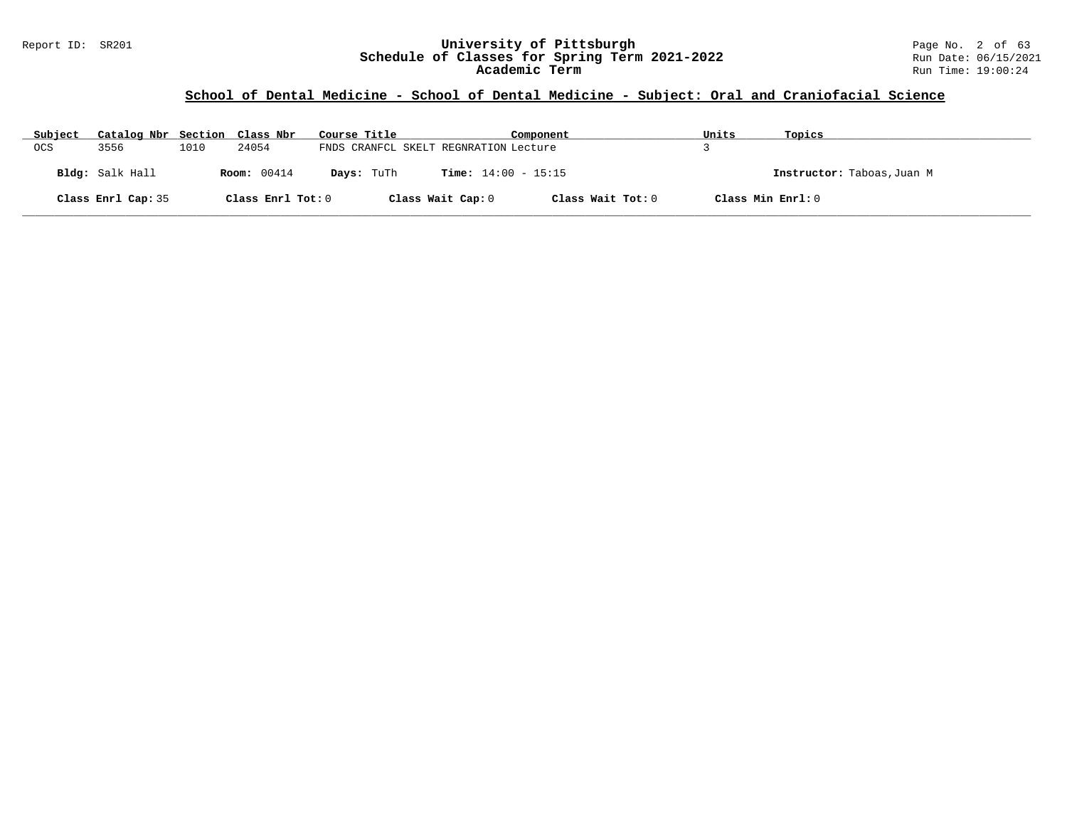## School of Dental Medicine - School of Dental Medicine - Subject: Oral and Craniofacial Science

| Subject | Catalog Nbr | Section | Class Nbr | Course Title | Component | Units | Topics |
|---|---|---|---|---|---|---|---|
| OCS | 3556 | 1010 | 24054 | FNDS CRANFCL SKELT REGNRATION | Lecture | 3 | |

**Bldg:** Salk Hall **Room:** 00414 **Days:** TuTh **Time:** 14:00 - 15:15 **Instructor:** Taboas,Juan M

**Class Enrl Cap:** 35 **Class Enrl Tot:** 0 **Class Wait Cap:** 0 **Class Wait Tot:** 0 **Class Min Enrl:** 0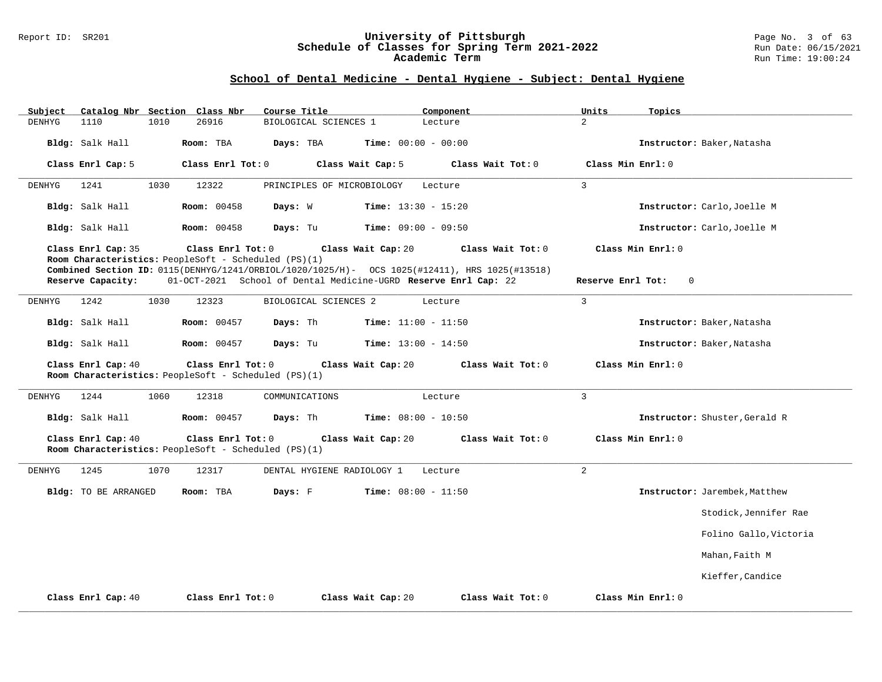## School of Dental Medicine - Dental Hygiene - Subject: Dental Hygiene

| Subject | Catalog Nbr | Section | Class Nbr | Course Title | Component | Units | Topics |
|---|---|---|---|---|---|---|---|
| DENHYG | 1110 | 1010 | 26916 | BIOLOGICAL SCIENCES 1 | Lecture | 2 | |

**Bldg:** Salk Hall **Room:** TBA **Days:** TBA **Time:** 00:00 - 00:00 **Instructor:** Baker,Natasha

**Class Enrl Cap:** 5 **Class Enrl Tot:** 0 **Class Wait Cap:** 5 **Class Wait Tot:** 0 **Class Min Enrl:** 0

---

| Subject | Catalog Nbr | Section | Class Nbr | Course Title | Component | Units | Topics |
|---|---|---|---|---|---|---|---|
| DENHYG | 1241 | 1030 | 12322 | PRINCIPLES OF MICROBIOLOGY | Lecture | 3 | |

**Bldg:** Salk Hall **Room:** 00458 **Days:** W **Time:** 13:30 - 15:20 **Instructor:** Carlo,Joelle M

**Bldg:** Salk Hall **Room:** 00458 **Days:** Tu **Time:** 09:00 - 09:50 **Instructor:** Carlo,Joelle M

**Class Enrl Cap:** 35 **Class Enrl Tot:** 0 **Class Wait Cap:** 20 **Class Wait Tot:** 0 **Class Min Enrl:** 0

**Room Characteristics:** PeopleSoft - Scheduled (PS)(1)

**Combined Section ID:** 0115(DENHYG/1241/ORBIOL/1020/1025/H)- OCS 1025(#12411), HRS 1025(#13518)

**Reserve Capacity:** 01-OCT-2021 School of Dental Medicine-UGRD **Reserve Enrl Cap:** 22 **Reserve Enrl Tot:** 0

---

| Subject | Catalog Nbr | Section | Class Nbr | Course Title | Component | Units | Topics |
|---|---|---|---|---|---|---|---|
| DENHYG | 1242 | 1030 | 12323 | BIOLOGICAL SCIENCES 2 | Lecture | 3 | |

**Bldg:** Salk Hall **Room:** 00457 **Days:** Th **Time:** 11:00 - 11:50 **Instructor:** Baker,Natasha

**Bldg:** Salk Hall **Room:** 00457 **Days:** Tu **Time:** 13:00 - 14:50 **Instructor:** Baker,Natasha

**Class Enrl Cap:** 40 **Class Enrl Tot:** 0 **Class Wait Cap:** 20 **Class Wait Tot:** 0 **Class Min Enrl:** 0

**Room Characteristics:** PeopleSoft - Scheduled (PS)(1)

---

| Subject | Catalog Nbr | Section | Class Nbr | Course Title | Component | Units | Topics |
|---|---|---|---|---|---|---|---|
| DENHYG | 1244 | 1060 | 12318 | COMMUNICATIONS | Lecture | 3 | |

**Bldg:** Salk Hall **Room:** 00457 **Days:** Th **Time:** 08:00 - 10:50 **Instructor:** Shuster,Gerald R

**Class Enrl Cap:** 40 **Class Enrl Tot:** 0 **Class Wait Cap:** 20 **Class Wait Tot:** 0 **Class Min Enrl:** 0

**Room Characteristics:** PeopleSoft - Scheduled (PS)(1)

---

| Subject | Catalog Nbr | Section | Class Nbr | Course Title | Component | Units | Topics |
|---|---|---|---|---|---|---|---|
| DENHYG | 1245 | 1070 | 12317 | DENTAL HYGIENE RADIOLOGY 1 | Lecture | 2 | |

**Bldg:** TO BE ARRANGED **Room:** TBA **Days:** F **Time:** 08:00 - 11:50 **Instructor:** Jarembek,Matthew
Stodick,Jennifer Rae
Folino Gallo,Victoria
Mahan,Faith M
Kieffer,Candice

**Class Enrl Cap:** 40 **Class Enrl Tot:** 0 **Class Wait Cap:** 20 **Class Wait Tot:** 0 **Class Min Enrl:** 0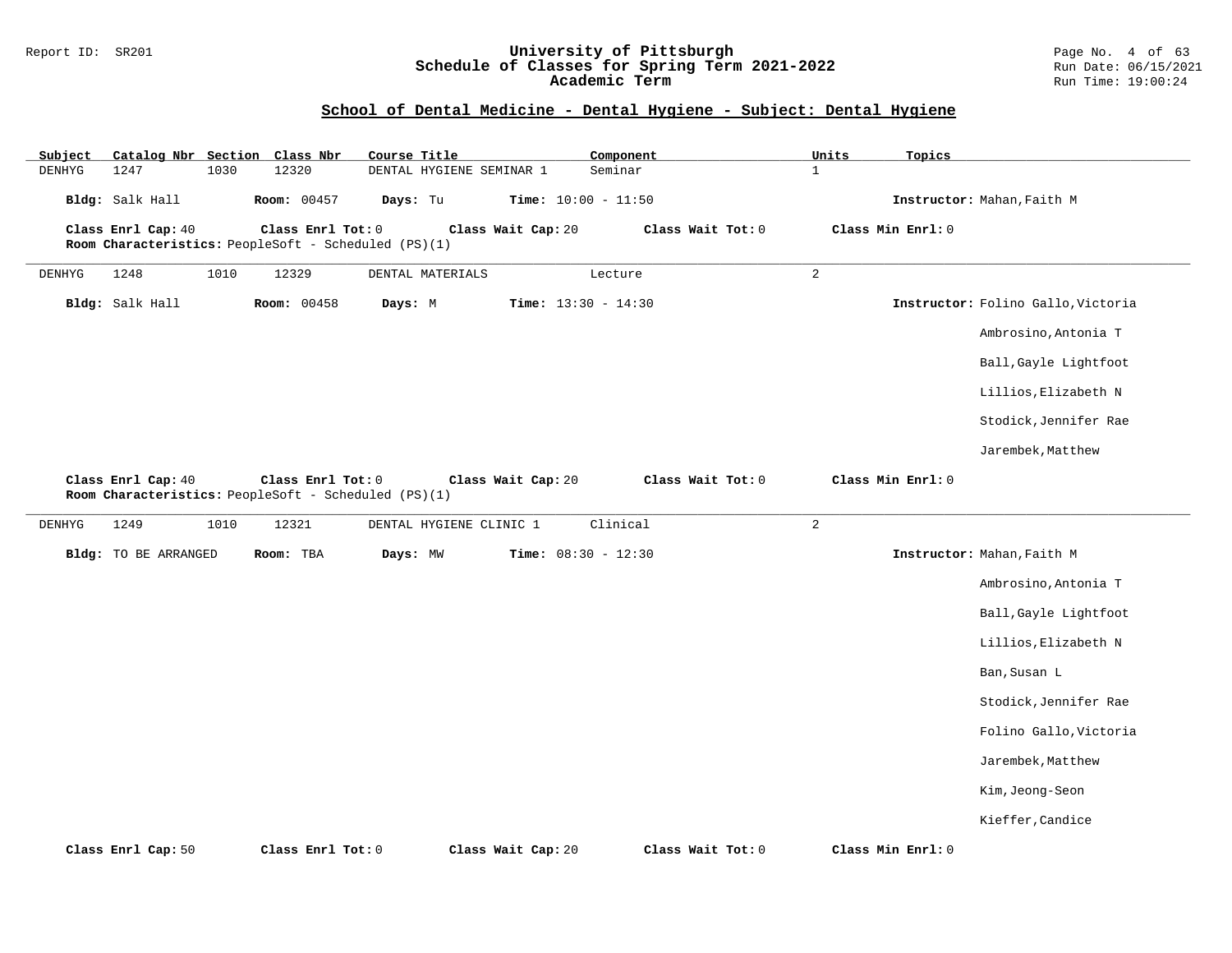## School of Dental Medicine - Dental Hygiene - Subject: Dental Hygiene

| Subject | Catalog Nbr | Section | Class Nbr | Course Title | Component | Units | Topics |
|---|---|---|---|---|---|---|---|
| DENHYG | 1247 | 1030 | 12320 | DENTAL HYGIENE SEMINAR 1 | Seminar | 1 | |

**Bldg:** Salk Hall **Room:** 00457 **Days:** Tu **Time:** 10:00 - 11:50 **Instructor:** Mahan,Faith M

**Class Enrl Cap:** 40 **Class Enrl Tot:** 0 **Class Wait Cap:** 20 **Class Wait Tot:** 0 **Class Min Enrl:** 0

**Room Characteristics:** PeopleSoft - Scheduled (PS)(1)

---

| Subject | Catalog Nbr | Section | Class Nbr | Course Title | Component | Units | Topics |
|---|---|---|---|---|---|---|---|
| DENHYG | 1248 | 1010 | 12329 | DENTAL MATERIALS | Lecture | 2 | |

**Bldg:** Salk Hall **Room:** 00458 **Days:** M **Time:** 13:30 - 14:30 **Instructor:** Folino Gallo,Victoria

Ambrosino,Antonia T

Ball,Gayle Lightfoot

Lillios,Elizabeth N

Stodick,Jennifer Rae

Jarembek,Matthew

**Class Enrl Cap:** 40 **Class Enrl Tot:** 0 **Class Wait Cap:** 20 **Class Wait Tot:** 0 **Class Min Enrl:** 0

**Room Characteristics:** PeopleSoft - Scheduled (PS)(1)

---

| Subject | Catalog Nbr | Section | Class Nbr | Course Title | Component | Units | Topics |
|---|---|---|---|---|---|---|---|
| DENHYG | 1249 | 1010 | 12321 | DENTAL HYGIENE CLINIC 1 | Clinical | 2 | |

**Bldg:** TO BE ARRANGED **Room:** TBA **Days:** MW **Time:** 08:30 - 12:30 **Instructor:** Mahan,Faith M

Ambrosino,Antonia T

Ball,Gayle Lightfoot

Lillios,Elizabeth N

Ban,Susan L

Stodick,Jennifer Rae

Folino Gallo,Victoria

Jarembek,Matthew

Kim,Jeong-Seon

Kieffer,Candice

**Class Enrl Cap:** 50 **Class Enrl Tot:** 0 **Class Wait Cap:** 20 **Class Wait Tot:** 0 **Class Min Enrl:** 0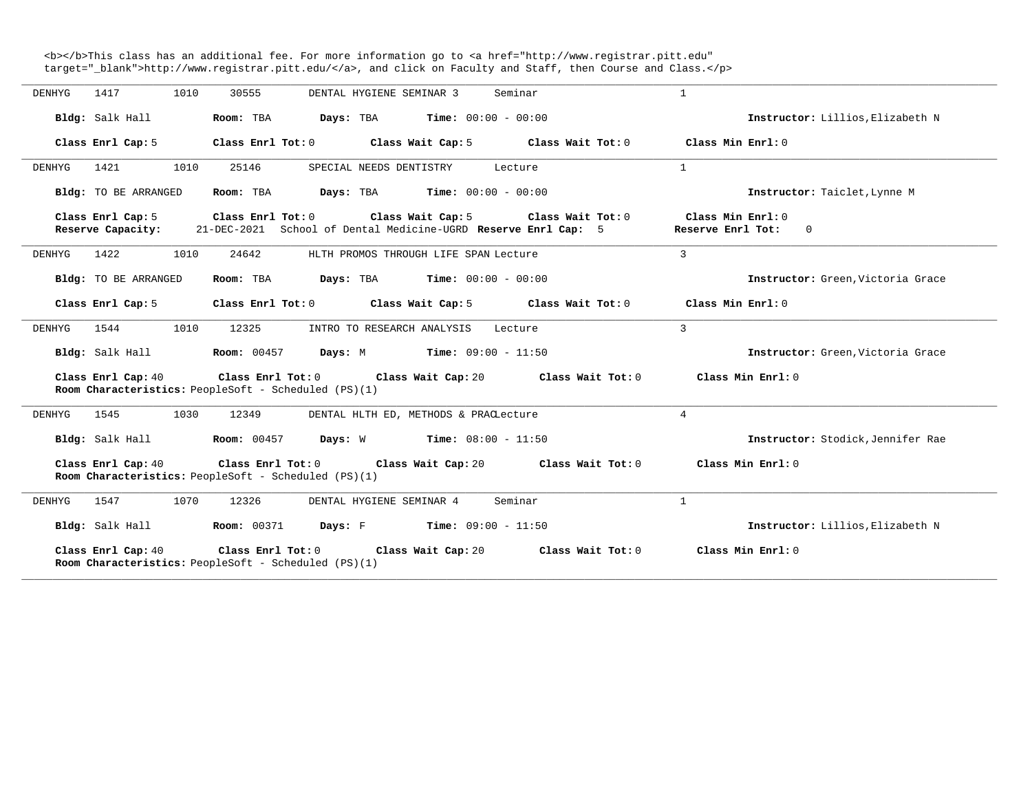<b></b>This class has an additional fee. For more information go to <a href="http://www.registrar.pitt.edu" target="_blank">http://www.registrar.pitt.edu/</a>, and click on Faculty and Staff, then Course and Class.</p>

---

DENHYG 1417 1010 30555 DENTAL HYGIENE SEMINAR 3 Seminar 1

**Bldg:** Salk Hall **Room:** TBA **Days:** TBA **Time:** 00:00 - 00:00 **Instructor:** Lillios,Elizabeth N

**Class Enrl Cap:** 5 **Class Enrl Tot:** 0 **Class Wait Cap:** 5 **Class Wait Tot:** 0 **Class Min Enrl:** 0

---

DENHYG 1421 1010 25146 SPECIAL NEEDS DENTISTRY Lecture 1

**Bldg:** TO BE ARRANGED **Room:** TBA **Days:** TBA **Time:** 00:00 - 00:00 **Instructor:** Taiclet,Lynne M

**Class Enrl Cap:** 5 **Class Enrl Tot:** 0 **Class Wait Cap:** 5 **Class Wait Tot:** 0 **Class Min Enrl:** 0
**Reserve Capacity:** 21-DEC-2021 School of Dental Medicine-UGRD **Reserve Enrl Cap:** 5 **Reserve Enrl Tot:** 0

---

DENHYG 1422 1010 24642 HLTH PROMOS THROUGH LIFE SPAN Lecture 3

**Bldg:** TO BE ARRANGED **Room:** TBA **Days:** TBA **Time:** 00:00 - 00:00 **Instructor:** Green,Victoria Grace

**Class Enrl Cap:** 5 **Class Enrl Tot:** 0 **Class Wait Cap:** 5 **Class Wait Tot:** 0 **Class Min Enrl:** 0

---

DENHYG 1544 1010 12325 INTRO TO RESEARCH ANALYSIS Lecture 3

**Bldg:** Salk Hall **Room:** 00457 **Days:** M **Time:** 09:00 - 11:50 **Instructor:** Green,Victoria Grace

**Class Enrl Cap:** 40 **Class Enrl Tot:** 0 **Class Wait Cap:** 20 **Class Wait Tot:** 0 **Class Min Enrl:** 0
**Room Characteristics:** PeopleSoft - Scheduled (PS)(1)

---

DENHYG 1545 1030 12349 DENTAL HLTH ED, METHODS & PRACLecture 4

**Bldg:** Salk Hall **Room:** 00457 **Days:** W **Time:** 08:00 - 11:50 **Instructor:** Stodick,Jennifer Rae

**Class Enrl Cap:** 40 **Class Enrl Tot:** 0 **Class Wait Cap:** 20 **Class Wait Tot:** 0 **Class Min Enrl:** 0
**Room Characteristics:** PeopleSoft - Scheduled (PS)(1)

---

DENHYG 1547 1070 12326 DENTAL HYGIENE SEMINAR 4 Seminar 1

**Bldg:** Salk Hall **Room:** 00371 **Days:** F **Time:** 09:00 - 11:50 **Instructor:** Lillios,Elizabeth N

**Class Enrl Cap:** 40 **Class Enrl Tot:** 0 **Class Wait Cap:** 20 **Class Wait Tot:** 0 **Class Min Enrl:** 0
**Room Characteristics:** PeopleSoft - Scheduled (PS)(1)

---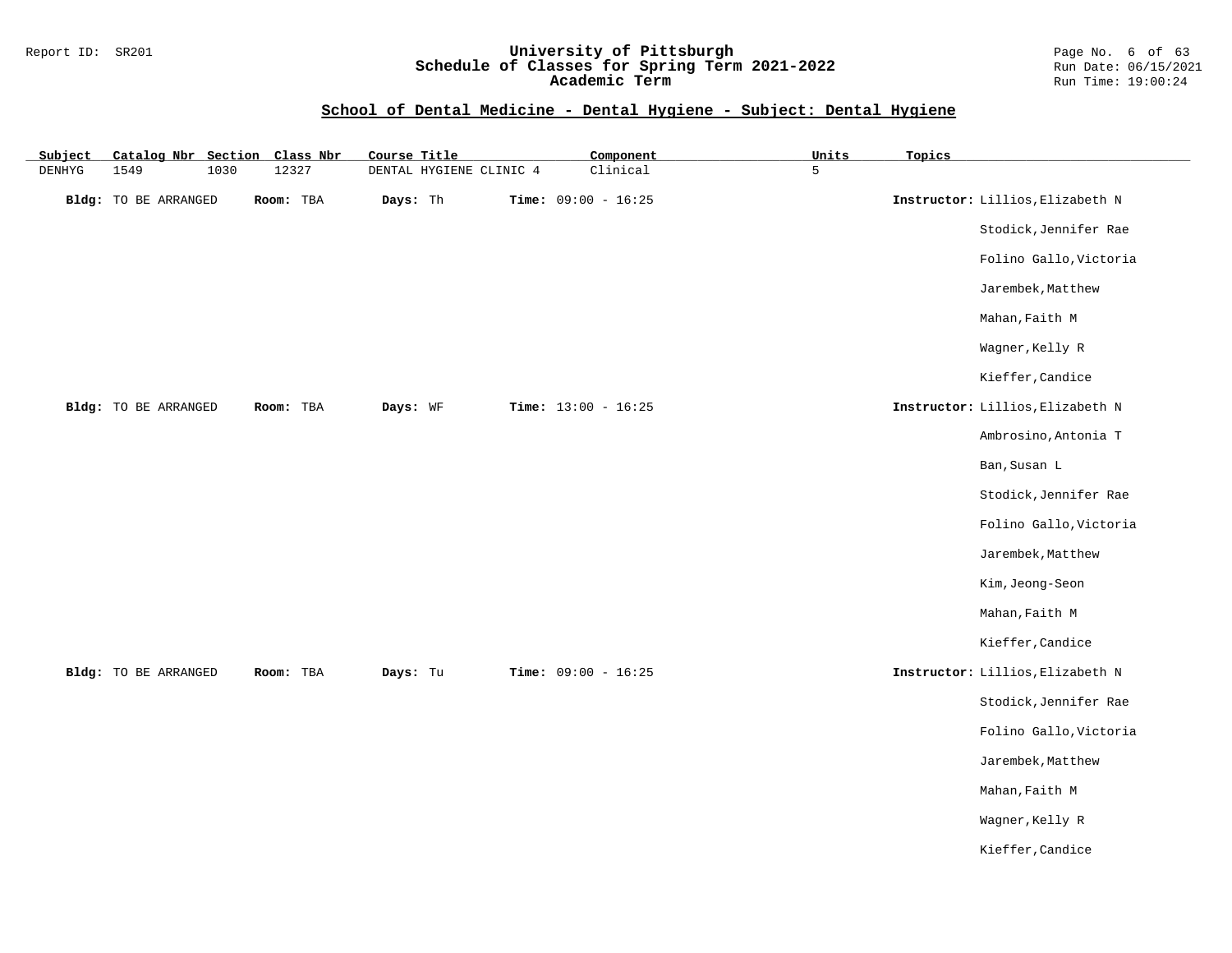## School of Dental Medicine - Dental Hygiene - Subject: Dental Hygiene

| Subject | Catalog Nbr | Section | Class Nbr | Course Title | Component | Units | Topics |
|---|---|---|---|---|---|---|---|
| DENHYG | 1549 | 1030 | 12327 | DENTAL HYGIENE CLINIC 4 | Clinical | 5 | |

**Bldg:** TO BE ARRANGED **Room:** TBA **Days:** Th **Time:** 09:00 - 16:25 **Instructor:** Lillios,Elizabeth N
Stodick,Jennifer Rae
Folino Gallo,Victoria
Jarembek,Matthew
Mahan,Faith M
Wagner,Kelly R
Kieffer,Candice

**Bldg:** TO BE ARRANGED **Room:** TBA **Days:** WF **Time:** 13:00 - 16:25 **Instructor:** Lillios,Elizabeth N
Ambrosino,Antonia T
Ban,Susan L
Stodick,Jennifer Rae
Folino Gallo,Victoria
Jarembek,Matthew
Kim,Jeong-Seon
Mahan,Faith M
Kieffer,Candice

**Bldg:** TO BE ARRANGED **Room:** TBA **Days:** Tu **Time:** 09:00 - 16:25 **Instructor:** Lillios,Elizabeth N
Stodick,Jennifer Rae
Folino Gallo,Victoria
Jarembek,Matthew
Mahan,Faith M
Wagner,Kelly R
Kieffer,Candice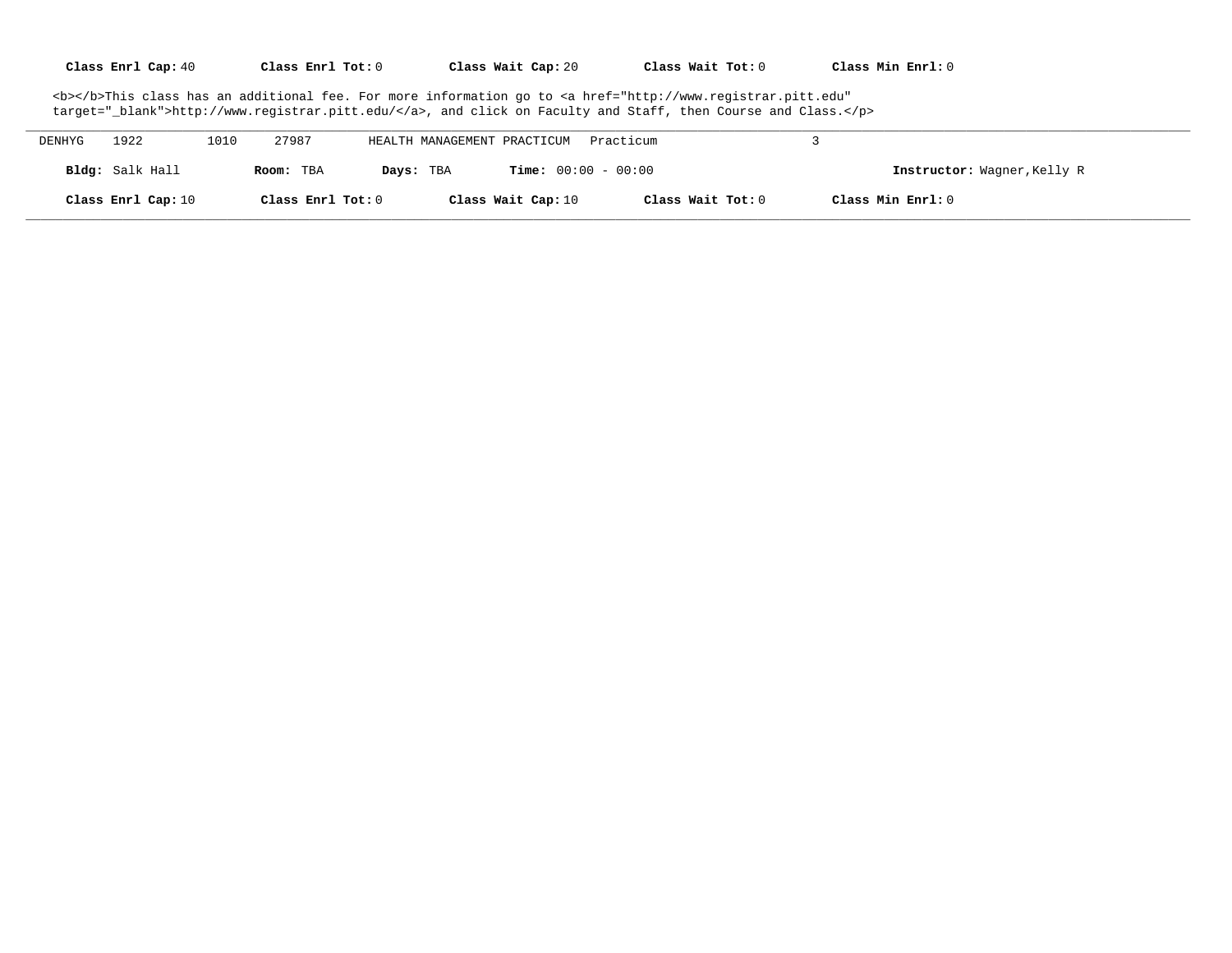**Class Enrl Cap:** 40 **Class Enrl Tot:** 0 **Class Wait Cap:** 20 **Class Wait Tot:** 0 **Class Min Enrl:** 0

<b></b>This class has an additional fee. For more information go to <a href="http://www.registrar.pitt.edu" target="_blank">http://www.registrar.pitt.edu/</a>, and click on Faculty and Staff, then Course and Class.</p>

---

DENHYG 1922 1010 27987 HEALTH MANAGEMENT PRACTICUM Practicum 3

**Bldg:** Salk Hall **Room:** TBA **Days:** TBA **Time:** 00:00 - 00:00 **Instructor:** Wagner,Kelly R

**Class Enrl Cap:** 10 **Class Enrl Tot:** 0 **Class Wait Cap:** 10 **Class Wait Tot:** 0 **Class Min Enrl:** 0

---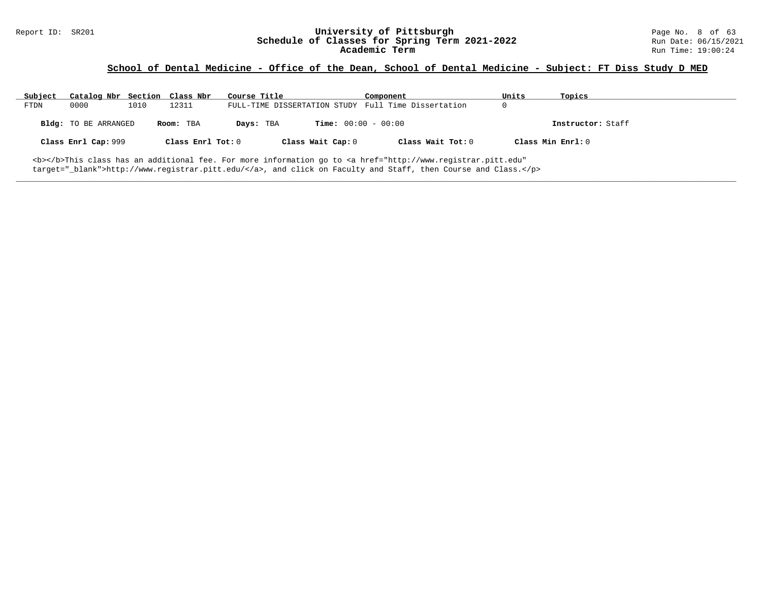## School of Dental Medicine - Office of the Dean, School of Dental Medicine - Subject: FT Diss Study D MED

| Subject | Catalog Nbr | Section | Class Nbr | Course Title | Component | Units | Topics |
|---|---|---|---|---|---|---|---|
| FTDN | 0000 | 1010 | 12311 | FULL-TIME DISSERTATION STUDY | Full Time Dissertation | 0 | |

**Bldg:** TO BE ARRANGED **Room:** TBA **Days:** TBA **Time:** 00:00 - 00:00 **Instructor:** Staff

**Class Enrl Cap:** 999 **Class Enrl Tot:** 0 **Class Wait Cap:** 0 **Class Wait Tot:** 0 **Class Min Enrl:** 0

<b></b>This class has an additional fee. For more information go to <a href="http://www.registrar.pitt.edu" target="_blank">http://www.registrar.pitt.edu/</a>, and click on Faculty and Staff, then Course and Class.</p>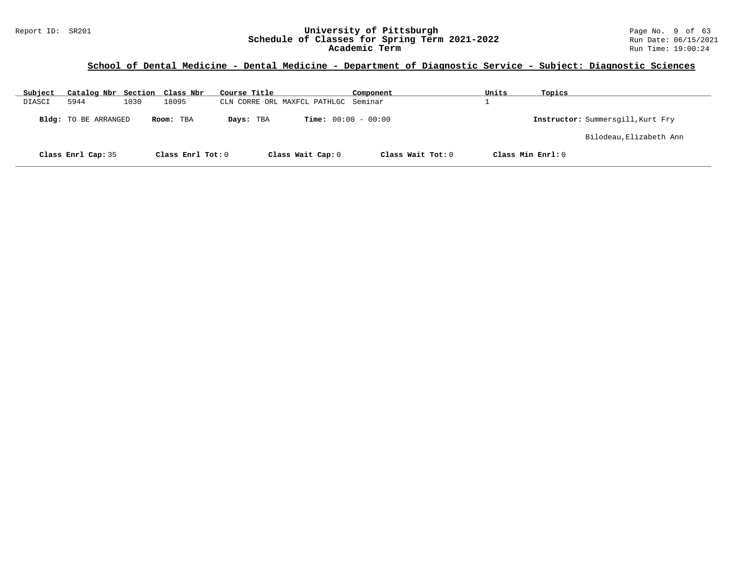## School of Dental Medicine - Dental Medicine - Department of Diagnostic Service - Subject: Diagnostic Sciences

| Subject | Catalog Nbr | Section | Class Nbr | Course Title | Component | Units | Topics |
|---|---|---|---|---|---|---|---|
| DIASCI | 5944 | 1030 | 18095 | CLN CORRE ORL MAXFCL PATHLGC | Seminar | 1 | |

**Bldg:** TO BE ARRANGED **Room:** TBA **Days:** TBA **Time:** 00:00 - 00:00 **Instructor:** Summersgill,Kurt Fry

Bilodeau,Elizabeth Ann

**Class Enrl Cap:** 35 **Class Enrl Tot:** 0 **Class Wait Cap:** 0 **Class Wait Tot:** 0 **Class Min Enrl:** 0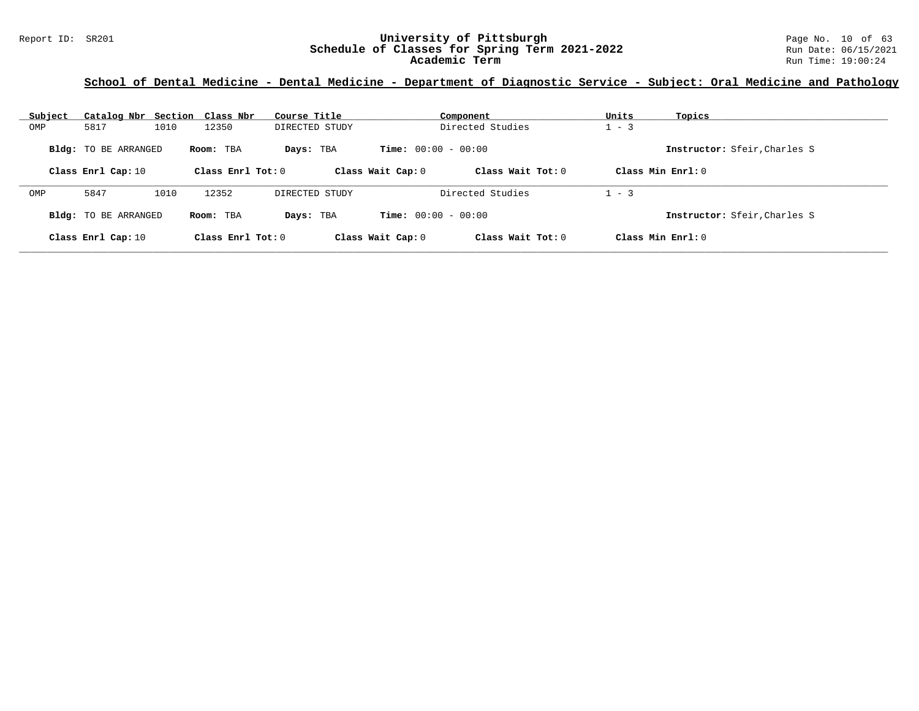## School of Dental Medicine - Dental Medicine - Department of Diagnostic Service - Subject: Oral Medicine and Pathology

| Subject | Catalog Nbr | Section | Class Nbr | Course Title | Component | Units | Topics |
|---|---|---|---|---|---|---|---|
| OMP | 5817 | 1010 | 12350 | DIRECTED STUDY | Directed Studies | 1 - 3 | |

**Bldg:** TO BE ARRANGED **Room:** TBA **Days:** TBA **Time:** 00:00 - 00:00 **Instructor:** Sfeir,Charles S

**Class Enrl Cap:** 10 **Class Enrl Tot:** 0 **Class Wait Cap:** 0 **Class Wait Tot:** 0 **Class Min Enrl:** 0

| Subject | Catalog Nbr | Section | Class Nbr | Course Title | Component | Units | Topics |
|---|---|---|---|---|---|---|---|
| OMP | 5847 | 1010 | 12352 | DIRECTED STUDY | Directed Studies | 1 - 3 | |

**Bldg:** TO BE ARRANGED **Room:** TBA **Days:** TBA **Time:** 00:00 - 00:00 **Instructor:** Sfeir,Charles S

**Class Enrl Cap:** 10 **Class Enrl Tot:** 0 **Class Wait Cap:** 0 **Class Wait Tot:** 0 **Class Min Enrl:** 0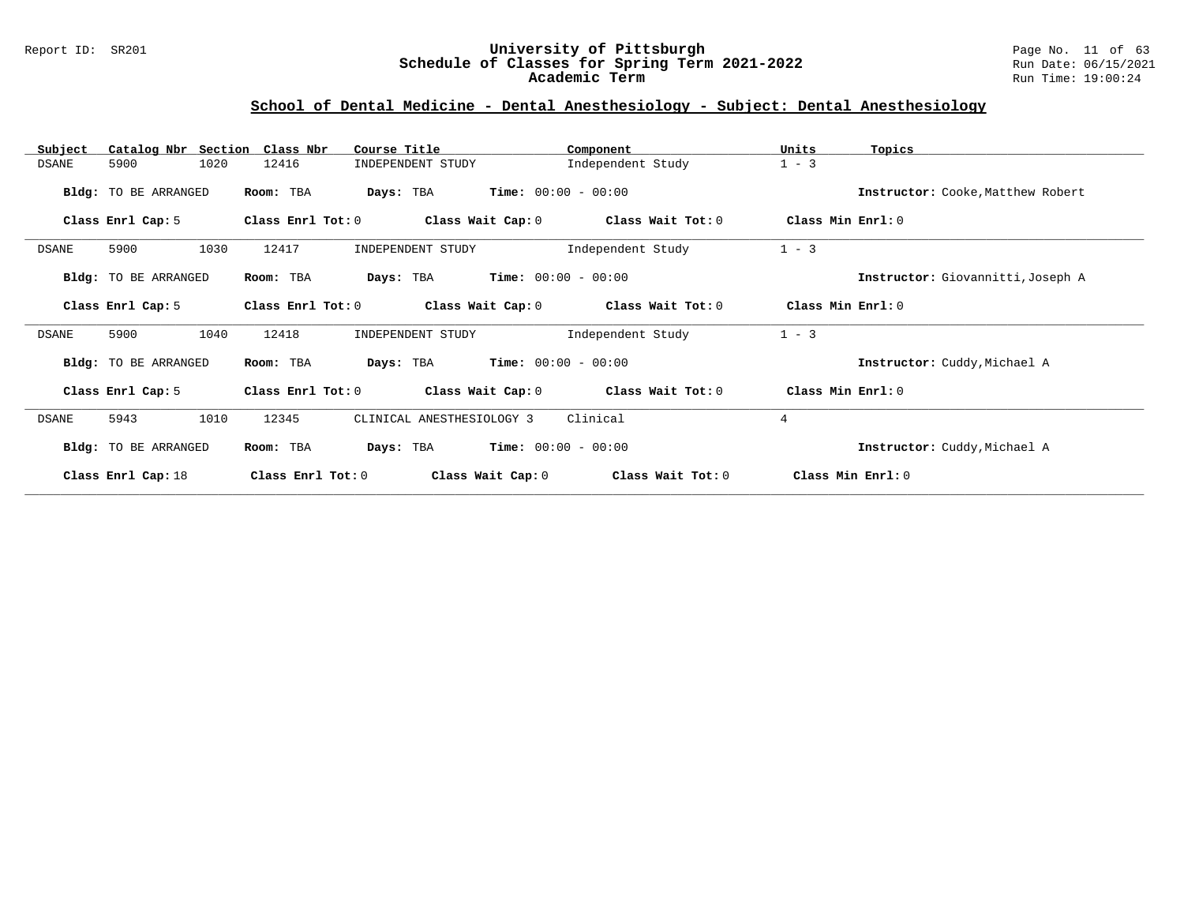## School of Dental Medicine - Dental Anesthesiology - Subject: Dental Anesthesiology

| Subject | Catalog Nbr | Section | Class Nbr | Course Title | Component | Units | Topics |
|---|---|---|---|---|---|---|---|
| DSANE | 5900 | 1020 | 12416 | INDEPENDENT STUDY | Independent Study | 1 - 3 | |

**Bldg:** TO BE ARRANGED **Room:** TBA **Days:** TBA **Time:** 00:00 - 00:00 **Instructor:** Cooke,Matthew Robert

**Class Enrl Cap:** 5 **Class Enrl Tot:** 0 **Class Wait Cap:** 0 **Class Wait Tot:** 0 **Class Min Enrl:** 0

| Subject | Catalog Nbr | Section | Class Nbr | Course Title | Component | Units | Topics |
|---|---|---|---|---|---|---|---|
| DSANE | 5900 | 1030 | 12417 | INDEPENDENT STUDY | Independent Study | 1 - 3 | |

**Bldg:** TO BE ARRANGED **Room:** TBA **Days:** TBA **Time:** 00:00 - 00:00 **Instructor:** Giovannitti,Joseph A

**Class Enrl Cap:** 5 **Class Enrl Tot:** 0 **Class Wait Cap:** 0 **Class Wait Tot:** 0 **Class Min Enrl:** 0

| Subject | Catalog Nbr | Section | Class Nbr | Course Title | Component | Units | Topics |
|---|---|---|---|---|---|---|---|
| DSANE | 5900 | 1040 | 12418 | INDEPENDENT STUDY | Independent Study | 1 - 3 | |

**Bldg:** TO BE ARRANGED **Room:** TBA **Days:** TBA **Time:** 00:00 - 00:00 **Instructor:** Cuddy,Michael A

**Class Enrl Cap:** 5 **Class Enrl Tot:** 0 **Class Wait Cap:** 0 **Class Wait Tot:** 0 **Class Min Enrl:** 0

| Subject | Catalog Nbr | Section | Class Nbr | Course Title | Component | Units | Topics |
|---|---|---|---|---|---|---|---|
| DSANE | 5943 | 1010 | 12345 | CLINICAL ANESTHESIOLOGY 3 | Clinical | 4 | |

**Bldg:** TO BE ARRANGED **Room:** TBA **Days:** TBA **Time:** 00:00 - 00:00 **Instructor:** Cuddy,Michael A

**Class Enrl Cap:** 18 **Class Enrl Tot:** 0 **Class Wait Cap:** 0 **Class Wait Tot:** 0 **Class Min Enrl:** 0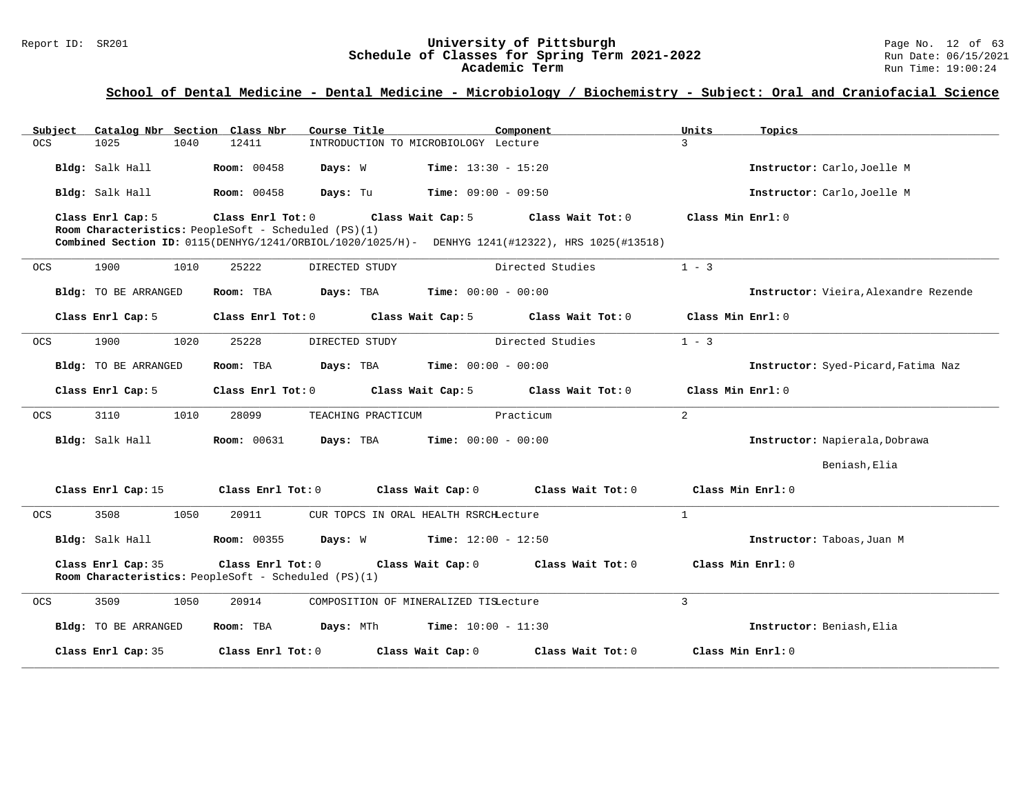## School of Dental Medicine - Dental Medicine - Microbiology / Biochemistry - Subject: Oral and Craniofacial Science

| Subject | Catalog Nbr | Section | Class Nbr | Course Title | Component | Units | Topics |
|---|---|---|---|---|---|---|---|
| OCS | 1025 | 1040 | 12411 | INTRODUCTION TO MICROBIOLOGY | Lecture | 3 | |

**Bldg:** Salk Hall **Room:** 00458 **Days:** W **Time:** 13:30 - 15:20 **Instructor:** Carlo,Joelle M

**Bldg:** Salk Hall **Room:** 00458 **Days:** Tu **Time:** 09:00 - 09:50 **Instructor:** Carlo,Joelle M

**Class Enrl Cap:** 5 **Class Enrl Tot:** 0 **Class Wait Cap:** 5 **Class Wait Tot:** 0 **Class Min Enrl:** 0
**Room Characteristics:** PeopleSoft - Scheduled (PS)(1)
**Combined Section ID:** 0115(DENHYG/1241/ORBIOL/1020/1025/H)- DENHYG 1241(#12322), HRS 1025(#13518)

---

| Subject | Catalog Nbr | Section | Class Nbr | Course Title | Component | Units | Topics |
|---|---|---|---|---|---|---|---|
| OCS | 1900 | 1010 | 25222 | DIRECTED STUDY | Directed Studies | 1 - 3 | |

**Bldg:** TO BE ARRANGED **Room:** TBA **Days:** TBA **Time:** 00:00 - 00:00 **Instructor:** Vieira,Alexandre Rezende

**Class Enrl Cap:** 5 **Class Enrl Tot:** 0 **Class Wait Cap:** 5 **Class Wait Tot:** 0 **Class Min Enrl:** 0

---

| Subject | Catalog Nbr | Section | Class Nbr | Course Title | Component | Units | Topics |
|---|---|---|---|---|---|---|---|
| OCS | 1900 | 1020 | 25228 | DIRECTED STUDY | Directed Studies | 1 - 3 | |

**Bldg:** TO BE ARRANGED **Room:** TBA **Days:** TBA **Time:** 00:00 - 00:00 **Instructor:** Syed-Picard,Fatima Naz

**Class Enrl Cap:** 5 **Class Enrl Tot:** 0 **Class Wait Cap:** 5 **Class Wait Tot:** 0 **Class Min Enrl:** 0

---

| Subject | Catalog Nbr | Section | Class Nbr | Course Title | Component | Units | Topics |
|---|---|---|---|---|---|---|---|
| OCS | 3110 | 1010 | 28099 | TEACHING PRACTICUM | Practicum | 2 | |

**Bldg:** Salk Hall **Room:** 00631 **Days:** TBA **Time:** 00:00 - 00:00 **Instructor:** Napierala,Dobrawa
Beniash,Elia

**Class Enrl Cap:** 15 **Class Enrl Tot:** 0 **Class Wait Cap:** 0 **Class Wait Tot:** 0 **Class Min Enrl:** 0

---

| Subject | Catalog Nbr | Section | Class Nbr | Course Title | Component | Units | Topics |
|---|---|---|---|---|---|---|---|
| OCS | 3508 | 1050 | 20911 | CUR TOPCS IN ORAL HEALTH RSRCH | Lecture | 1 | |

**Bldg:** Salk Hall **Room:** 00355 **Days:** W **Time:** 12:00 - 12:50 **Instructor:** Taboas,Juan M

**Class Enrl Cap:** 35 **Class Enrl Tot:** 0 **Class Wait Cap:** 0 **Class Wait Tot:** 0 **Class Min Enrl:** 0
**Room Characteristics:** PeopleSoft - Scheduled (PS)(1)

---

| Subject | Catalog Nbr | Section | Class Nbr | Course Title | Component | Units | Topics |
|---|---|---|---|---|---|---|---|
| OCS | 3509 | 1050 | 20914 | COMPOSITION OF MINERALIZED TIS | Lecture | 3 | |

**Bldg:** TO BE ARRANGED **Room:** TBA **Days:** MTh **Time:** 10:00 - 11:30 **Instructor:** Beniash,Elia

**Class Enrl Cap:** 35 **Class Enrl Tot:** 0 **Class Wait Cap:** 0 **Class Wait Tot:** 0 **Class Min Enrl:** 0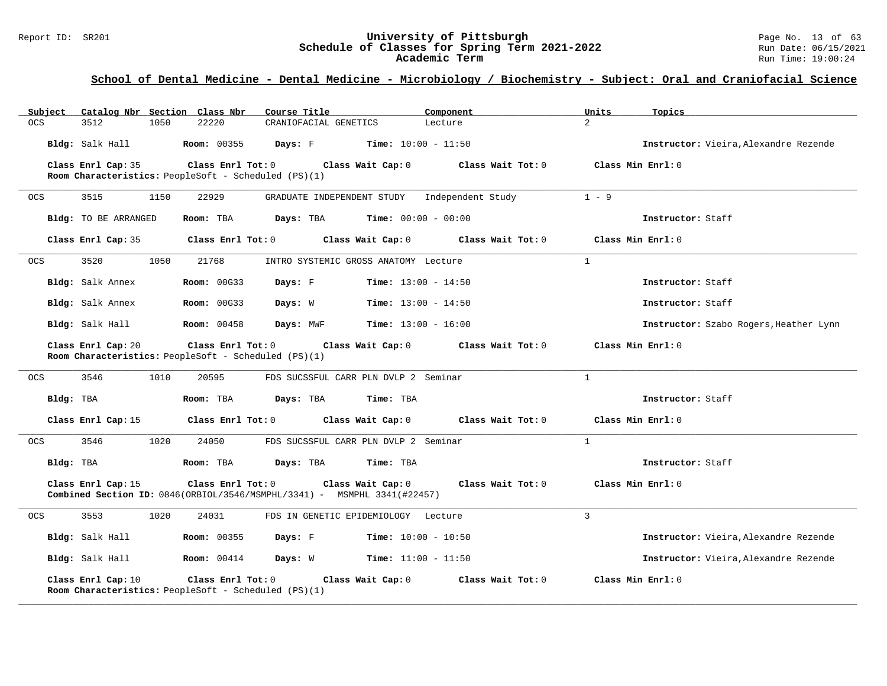## School of Dental Medicine - Dental Medicine - Microbiology / Biochemistry - Subject: Oral and Craniofacial Science

| Subject | Catalog Nbr | Section | Class Nbr | Course Title | Component | Units | Topics |
|---|---|---|---|---|---|---|---|
| OCS | 3512 | 1050 | 22220 | CRANIOFACIAL GENETICS | Lecture | 2 | |

**Bldg:** Salk Hall **Room:** 00355 **Days:** F **Time:** 10:00 - 11:50 **Instructor:** Vieira,Alexandre Rezende

**Class Enrl Cap:** 35 **Class Enrl Tot:** 0 **Class Wait Cap:** 0 **Class Wait Tot:** 0 **Class Min Enrl:** 0
**Room Characteristics:** PeopleSoft - Scheduled (PS)(1)

---

| Subject | Catalog Nbr | Section | Class Nbr | Course Title | Component | Units | Topics |
|---|---|---|---|---|---|---|---|
| OCS | 3515 | 1150 | 22929 | GRADUATE INDEPENDENT STUDY | Independent Study | 1 - 9 | |

**Bldg:** TO BE ARRANGED **Room:** TBA **Days:** TBA **Time:** 00:00 - 00:00 **Instructor:** Staff

**Class Enrl Cap:** 35 **Class Enrl Tot:** 0 **Class Wait Cap:** 0 **Class Wait Tot:** 0 **Class Min Enrl:** 0

---

| Subject | Catalog Nbr | Section | Class Nbr | Course Title | Component | Units | Topics |
|---|---|---|---|---|---|---|---|
| OCS | 3520 | 1050 | 21768 | INTRO SYSTEMIC GROSS ANATOMY | Lecture | 1 | |

**Bldg:** Salk Annex **Room:** 00G33 **Days:** F **Time:** 13:00 - 14:50 **Instructor:** Staff

**Bldg:** Salk Annex **Room:** 00G33 **Days:** W **Time:** 13:00 - 14:50 **Instructor:** Staff

**Bldg:** Salk Hall **Room:** 00458 **Days:** MWF **Time:** 13:00 - 16:00 **Instructor:** Szabo Rogers,Heather Lynn

**Class Enrl Cap:** 20 **Class Enrl Tot:** 0 **Class Wait Cap:** 0 **Class Wait Tot:** 0 **Class Min Enrl:** 0
**Room Characteristics:** PeopleSoft - Scheduled (PS)(1)

---

| Subject | Catalog Nbr | Section | Class Nbr | Course Title | Component | Units | Topics |
|---|---|---|---|---|---|---|---|
| OCS | 3546 | 1010 | 20595 | FDS SUCSSFUL CARR PLN DVLP 2 | Seminar | 1 | |

**Bldg:** TBA **Room:** TBA **Days:** TBA **Time:** TBA **Instructor:** Staff

**Class Enrl Cap:** 15 **Class Enrl Tot:** 0 **Class Wait Cap:** 0 **Class Wait Tot:** 0 **Class Min Enrl:** 0

---

| Subject | Catalog Nbr | Section | Class Nbr | Course Title | Component | Units | Topics |
|---|---|---|---|---|---|---|---|
| OCS | 3546 | 1020 | 24050 | FDS SUCSSFUL CARR PLN DVLP 2 | Seminar | 1 | |

**Bldg:** TBA **Room:** TBA **Days:** TBA **Time:** TBA **Instructor:** Staff

**Class Enrl Cap:** 15 **Class Enrl Tot:** 0 **Class Wait Cap:** 0 **Class Wait Tot:** 0 **Class Min Enrl:** 0
**Combined Section ID:** 0846(ORBIOL/3546/MSMPHL/3341) - MSMPHL 3341(#22457)

---

| Subject | Catalog Nbr | Section | Class Nbr | Course Title | Component | Units | Topics |
|---|---|---|---|---|---|---|---|
| OCS | 3553 | 1020 | 24031 | FDS IN GENETIC EPIDEMIOLOGY | Lecture | 3 | |

**Bldg:** Salk Hall **Room:** 00355 **Days:** F **Time:** 10:00 - 10:50 **Instructor:** Vieira,Alexandre Rezende

**Bldg:** Salk Hall **Room:** 00414 **Days:** W **Time:** 11:00 - 11:50 **Instructor:** Vieira,Alexandre Rezende

**Class Enrl Cap:** 10 **Class Enrl Tot:** 0 **Class Wait Cap:** 0 **Class Wait Tot:** 0 **Class Min Enrl:** 0
**Room Characteristics:** PeopleSoft - Scheduled (PS)(1)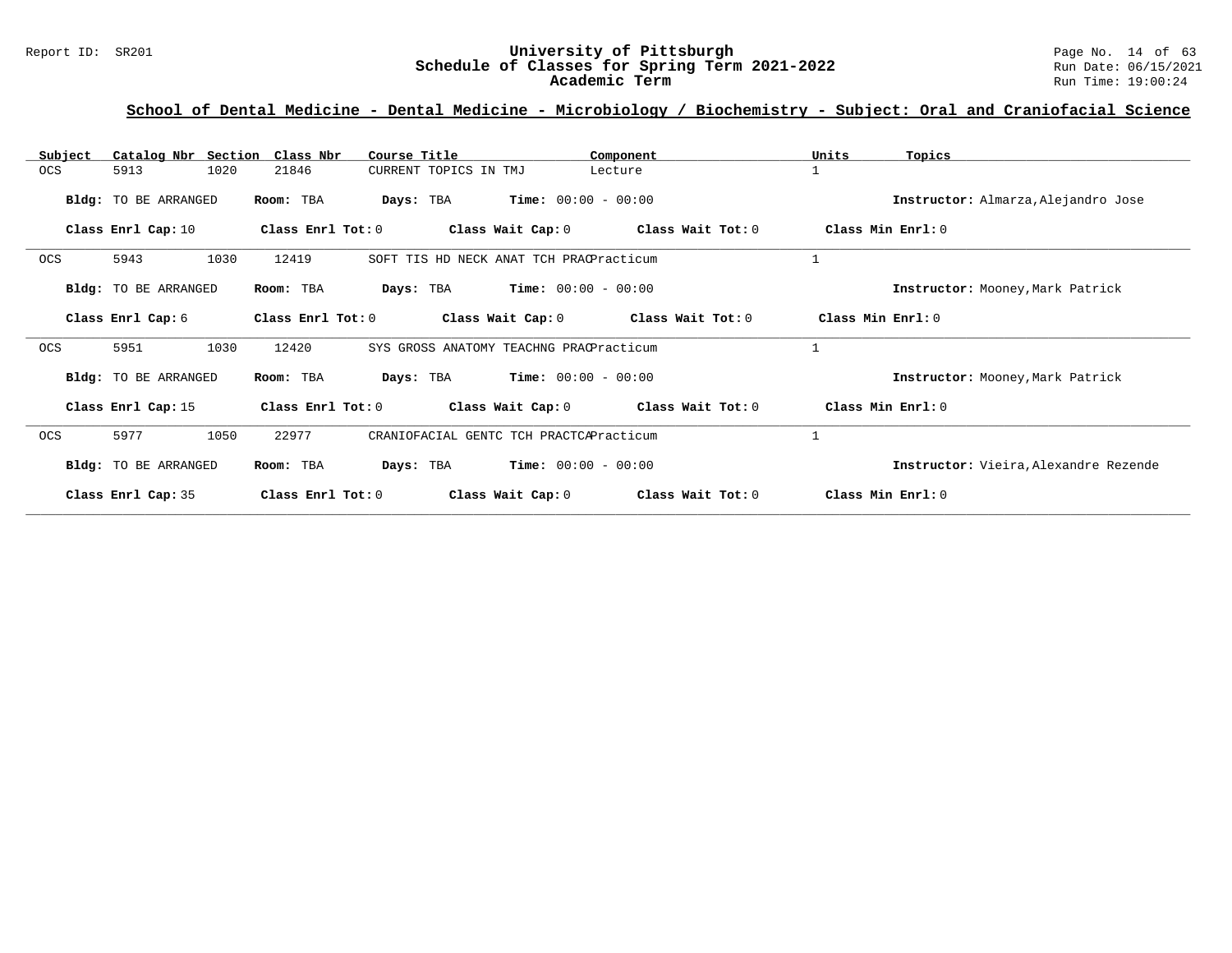## School of Dental Medicine - Dental Medicine - Microbiology / Biochemistry - Subject: Oral and Craniofacial Science

| Subject | Catalog Nbr | Section | Class Nbr | Course Title | Component | Units | Topics |
|---|---|---|---|---|---|---|---|
| OCS | 5913 | 1020 | 21846 | CURRENT TOPICS IN TMJ | Lecture | 1 | |

**Bldg:** TO BE ARRANGED **Room:** TBA **Days:** TBA **Time:** 00:00 - 00:00 **Instructor:** Almarza,Alejandro Jose

**Class Enrl Cap:** 10 **Class Enrl Tot:** 0 **Class Wait Cap:** 0 **Class Wait Tot:** 0 **Class Min Enrl:** 0

| Subject | Catalog Nbr | Section | Class Nbr | Course Title | Component | Units | Topics |
|---|---|---|---|---|---|---|---|
| OCS | 5943 | 1030 | 12419 | SOFT TIS HD NECK ANAT TCH PRAC | Practicum | 1 | |

**Bldg:** TO BE ARRANGED **Room:** TBA **Days:** TBA **Time:** 00:00 - 00:00 **Instructor:** Mooney,Mark Patrick

**Class Enrl Cap:** 6 **Class Enrl Tot:** 0 **Class Wait Cap:** 0 **Class Wait Tot:** 0 **Class Min Enrl:** 0

| Subject | Catalog Nbr | Section | Class Nbr | Course Title | Component | Units | Topics |
|---|---|---|---|---|---|---|---|
| OCS | 5951 | 1030 | 12420 | SYS GROSS ANATOMY TEACHNG PRAC | Practicum | 1 | |

**Bldg:** TO BE ARRANGED **Room:** TBA **Days:** TBA **Time:** 00:00 - 00:00 **Instructor:** Mooney,Mark Patrick

**Class Enrl Cap:** 15 **Class Enrl Tot:** 0 **Class Wait Cap:** 0 **Class Wait Tot:** 0 **Class Min Enrl:** 0

| Subject | Catalog Nbr | Section | Class Nbr | Course Title | Component | Units | Topics |
|---|---|---|---|---|---|---|---|
| OCS | 5977 | 1050 | 22977 | CRANIOFACIAL GENTC TCH PRACTCA | Practicum | 1 | |

**Bldg:** TO BE ARRANGED **Room:** TBA **Days:** TBA **Time:** 00:00 - 00:00 **Instructor:** Vieira,Alexandre Rezende

**Class Enrl Cap:** 35 **Class Enrl Tot:** 0 **Class Wait Cap:** 0 **Class Wait Tot:** 0 **Class Min Enrl:** 0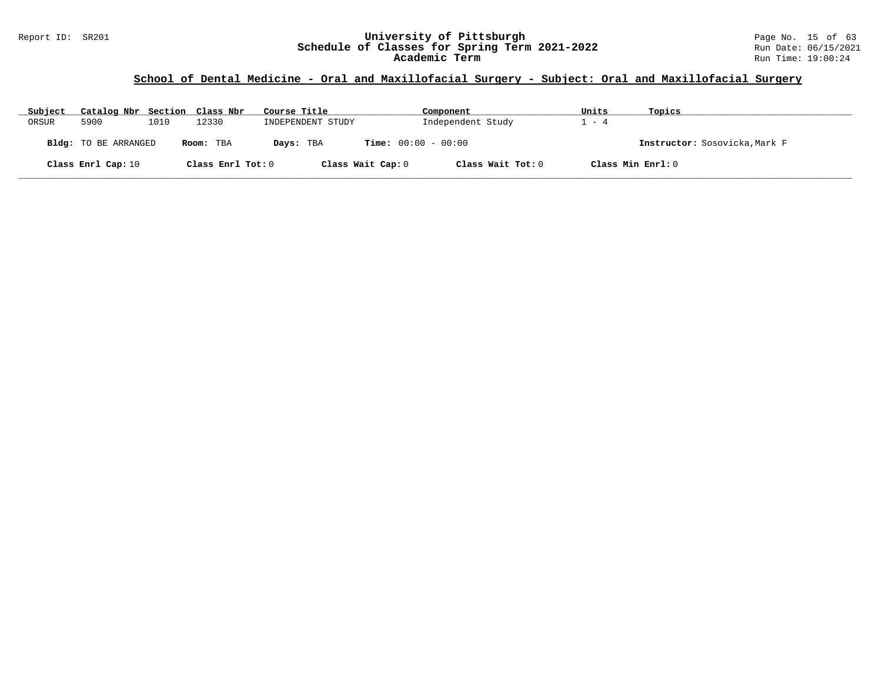## School of Dental Medicine - Oral and Maxillofacial Surgery - Subject: Oral and Maxillofacial Surgery

| Subject | Catalog Nbr | Section | Class Nbr | Course Title | Component | Units | Topics |
|---|---|---|---|---|---|---|---|
| ORSUR | 5900 | 1010 | 12330 | INDEPENDENT STUDY | Independent Study | 1 - 4 | |

**Bldg:** TO BE ARRANGED **Room:** TBA **Days:** TBA **Time:** 00:00 - 00:00 **Instructor:** Sosovicka,Mark F

**Class Enrl Cap:** 10 **Class Enrl Tot:** 0 **Class Wait Cap:** 0 **Class Wait Tot:** 0 **Class Min Enrl:** 0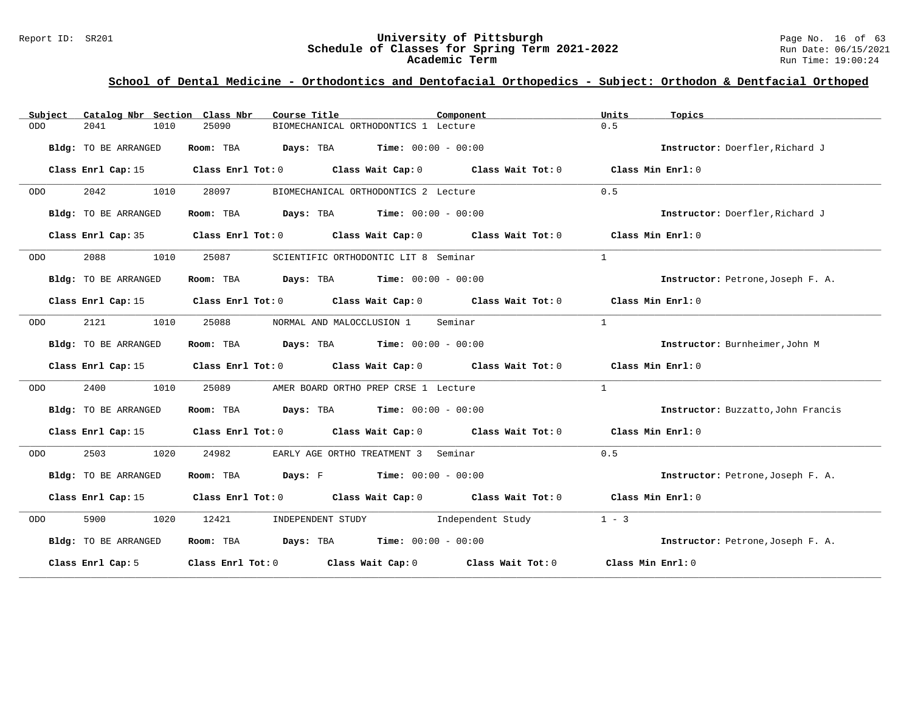## School of Dental Medicine - Orthodontics and Dentofacial Orthopedics - Subject: Orthodon & Dentfacial Orthoped

| Subject | Catalog Nbr | Section | Class Nbr | Course Title | Component | Units | Topics |
|---|---|---|---|---|---|---|---|
| ODO | 2041 | 1010 | 25090 | BIOMECHANICAL ORTHODONTICS 1 | Lecture | 0.5 | |

**Bldg:** TO BE ARRANGED **Room:** TBA **Days:** TBA **Time:** 00:00 - 00:00 **Instructor:** Doerfler,Richard J

**Class Enrl Cap:** 15 **Class Enrl Tot:** 0 **Class Wait Cap:** 0 **Class Wait Tot:** 0 **Class Min Enrl:** 0

| Subject | Catalog Nbr | Section | Class Nbr | Course Title | Component | Units | Topics |
|---|---|---|---|---|---|---|---|
| ODO | 2042 | 1010 | 28097 | BIOMECHANICAL ORTHODONTICS 2 | Lecture | 0.5 | |

**Bldg:** TO BE ARRANGED **Room:** TBA **Days:** TBA **Time:** 00:00 - 00:00 **Instructor:** Doerfler,Richard J

**Class Enrl Cap:** 35 **Class Enrl Tot:** 0 **Class Wait Cap:** 0 **Class Wait Tot:** 0 **Class Min Enrl:** 0

| Subject | Catalog Nbr | Section | Class Nbr | Course Title | Component | Units | Topics |
|---|---|---|---|---|---|---|---|
| ODO | 2088 | 1010 | 25087 | SCIENTIFIC ORTHODONTIC LIT 8 | Seminar | 1 | |

**Bldg:** TO BE ARRANGED **Room:** TBA **Days:** TBA **Time:** 00:00 - 00:00 **Instructor:** Petrone,Joseph F. A.

**Class Enrl Cap:** 15 **Class Enrl Tot:** 0 **Class Wait Cap:** 0 **Class Wait Tot:** 0 **Class Min Enrl:** 0

| Subject | Catalog Nbr | Section | Class Nbr | Course Title | Component | Units | Topics |
|---|---|---|---|---|---|---|---|
| ODO | 2121 | 1010 | 25088 | NORMAL AND MALOCCLUSION 1 | Seminar | 1 | |

**Bldg:** TO BE ARRANGED **Room:** TBA **Days:** TBA **Time:** 00:00 - 00:00 **Instructor:** Burnheimer,John M

**Class Enrl Cap:** 15 **Class Enrl Tot:** 0 **Class Wait Cap:** 0 **Class Wait Tot:** 0 **Class Min Enrl:** 0

| Subject | Catalog Nbr | Section | Class Nbr | Course Title | Component | Units | Topics |
|---|---|---|---|---|---|---|---|
| ODO | 2400 | 1010 | 25089 | AMER BOARD ORTHO PREP CRSE 1 | Lecture | 1 | |

**Bldg:** TO BE ARRANGED **Room:** TBA **Days:** TBA **Time:** 00:00 - 00:00 **Instructor:** Buzzatto,John Francis

**Class Enrl Cap:** 15 **Class Enrl Tot:** 0 **Class Wait Cap:** 0 **Class Wait Tot:** 0 **Class Min Enrl:** 0

| Subject | Catalog Nbr | Section | Class Nbr | Course Title | Component | Units | Topics |
|---|---|---|---|---|---|---|---|
| ODO | 2503 | 1020 | 24982 | EARLY AGE ORTHO TREATMENT 3 | Seminar | 0.5 | |

**Bldg:** TO BE ARRANGED **Room:** TBA **Days:** F **Time:** 00:00 - 00:00 **Instructor:** Petrone,Joseph F. A.

**Class Enrl Cap:** 15 **Class Enrl Tot:** 0 **Class Wait Cap:** 0 **Class Wait Tot:** 0 **Class Min Enrl:** 0

| Subject | Catalog Nbr | Section | Class Nbr | Course Title | Component | Units | Topics |
|---|---|---|---|---|---|---|---|
| ODO | 5900 | 1020 | 12421 | INDEPENDENT STUDY | Independent Study | 1 - 3 | |

**Bldg:** TO BE ARRANGED **Room:** TBA **Days:** TBA **Time:** 00:00 - 00:00 **Instructor:** Petrone,Joseph F. A.

**Class Enrl Cap:** 5 **Class Enrl Tot:** 0 **Class Wait Cap:** 0 **Class Wait Tot:** 0 **Class Min Enrl:** 0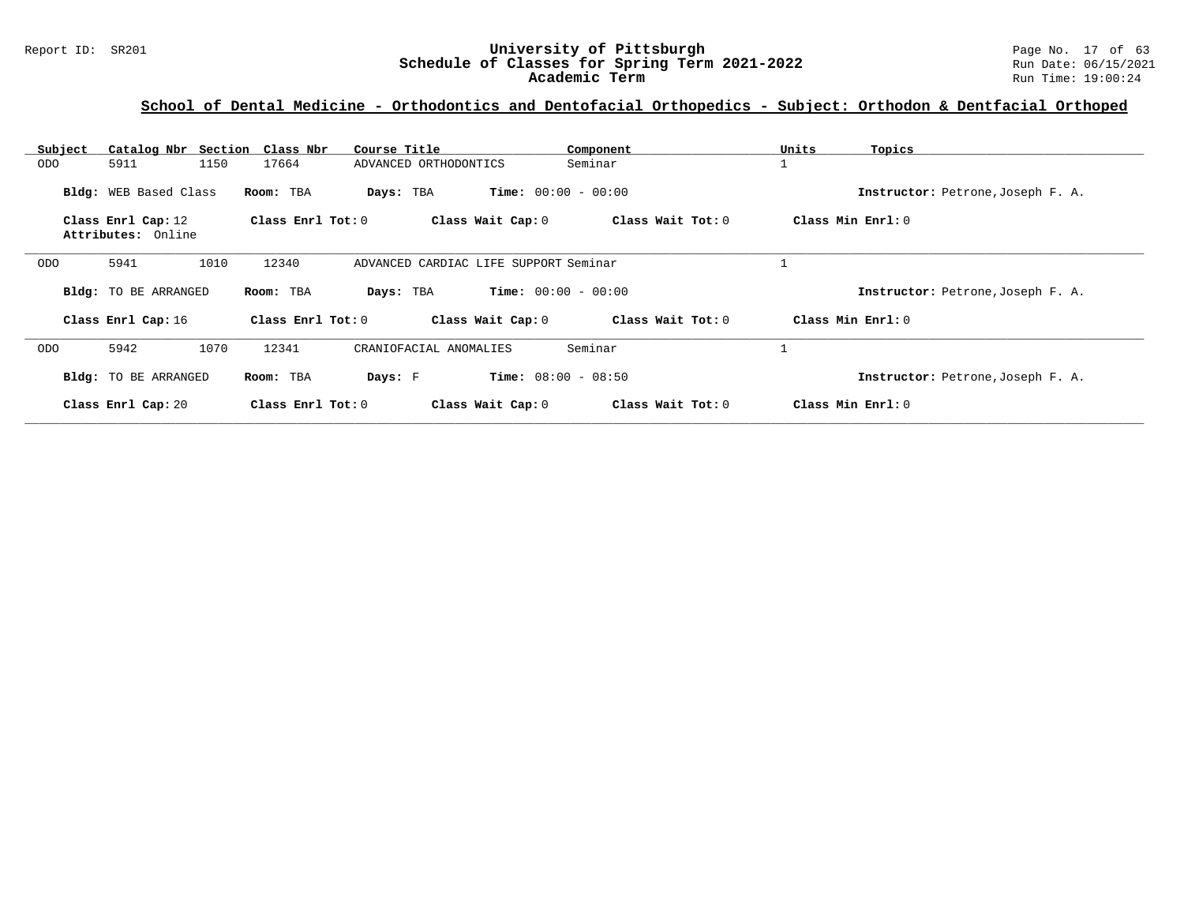## School of Dental Medicine - Orthodontics and Dentofacial Orthopedics - Subject: Orthodon & Dentfacial Orthoped

| Subject | Catalog Nbr | Section | Class Nbr | Course Title | Component | Units | Topics |
|---|---|---|---|---|---|---|---|
| ODO | 5911 | 1150 | 17664 | ADVANCED ORTHODONTICS | Seminar | 1 | |

**Bldg:** WEB Based Class **Room:** TBA **Days:** TBA **Time:** 00:00 - 00:00 **Instructor:** Petrone,Joseph F. A.

**Class Enrl Cap:** 12 **Class Enrl Tot:** 0 **Class Wait Cap:** 0 **Class Wait Tot:** 0 **Class Min Enrl:** 0

**Attributes:** Online

| Subject | Catalog Nbr | Section | Class Nbr | Course Title | Component | Units | Topics |
|---|---|---|---|---|---|---|---|
| ODO | 5941 | 1010 | 12340 | ADVANCED CARDIAC LIFE SUPPORT | Seminar | 1 | |

**Bldg:** TO BE ARRANGED **Room:** TBA **Days:** TBA **Time:** 00:00 - 00:00 **Instructor:** Petrone,Joseph F. A.

**Class Enrl Cap:** 16 **Class Enrl Tot:** 0 **Class Wait Cap:** 0 **Class Wait Tot:** 0 **Class Min Enrl:** 0

| Subject | Catalog Nbr | Section | Class Nbr | Course Title | Component | Units | Topics |
|---|---|---|---|---|---|---|---|
| ODO | 5942 | 1070 | 12341 | CRANIOFACIAL ANOMALIES | Seminar | 1 | |

**Bldg:** TO BE ARRANGED **Room:** TBA **Days:** F **Time:** 08:00 - 08:50 **Instructor:** Petrone,Joseph F. A.

**Class Enrl Cap:** 20 **Class Enrl Tot:** 0 **Class Wait Cap:** 0 **Class Wait Tot:** 0 **Class Min Enrl:** 0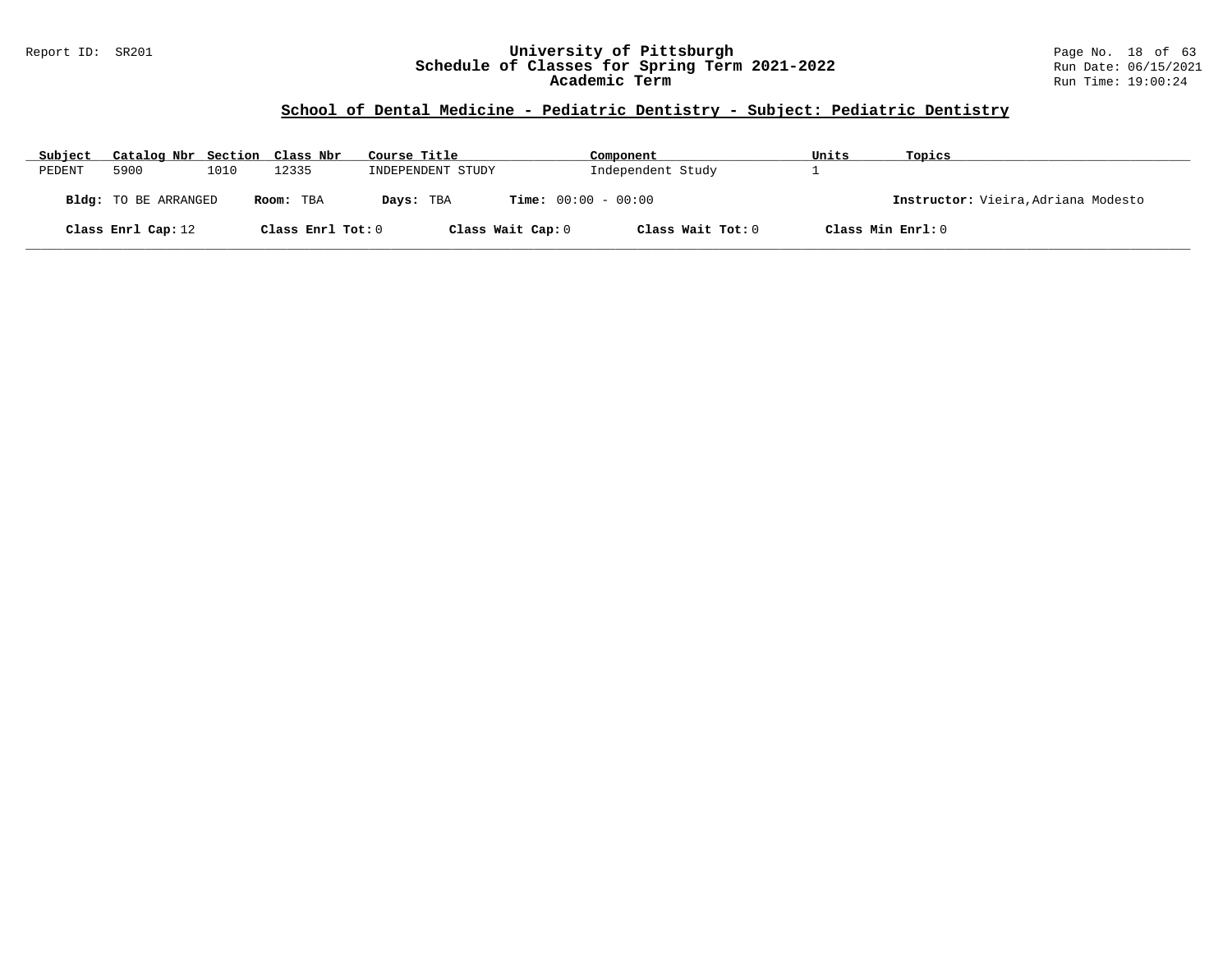Report ID: SR201

# University of Pittsburgh
## Schedule of Classes for Spring Term 2021-2022
### Academic Term

Run Date: 06/15/2021
Run Time: 19:00:24

## School of Dental Medicine - Pediatric Dentistry - Subject: Pediatric Dentistry

| Subject | Catalog Nbr | Section | Class Nbr | Course Title | Component | Units | Topics |
|---|---|---|---|---|---|---|---|
| PEDENT | 5900 | 1010 | 12335 | INDEPENDENT STUDY | Independent Study | 1 | |

**Bldg:** TO BE ARRANGED **Room:** TBA **Days:** TBA **Time:** 00:00 - 00:00 **Instructor:** Vieira,Adriana Modesto

**Class Enrl Cap:** 12 **Class Enrl Tot:** 0 **Class Wait Cap:** 0 **Class Wait Tot:** 0 **Class Min Enrl:** 0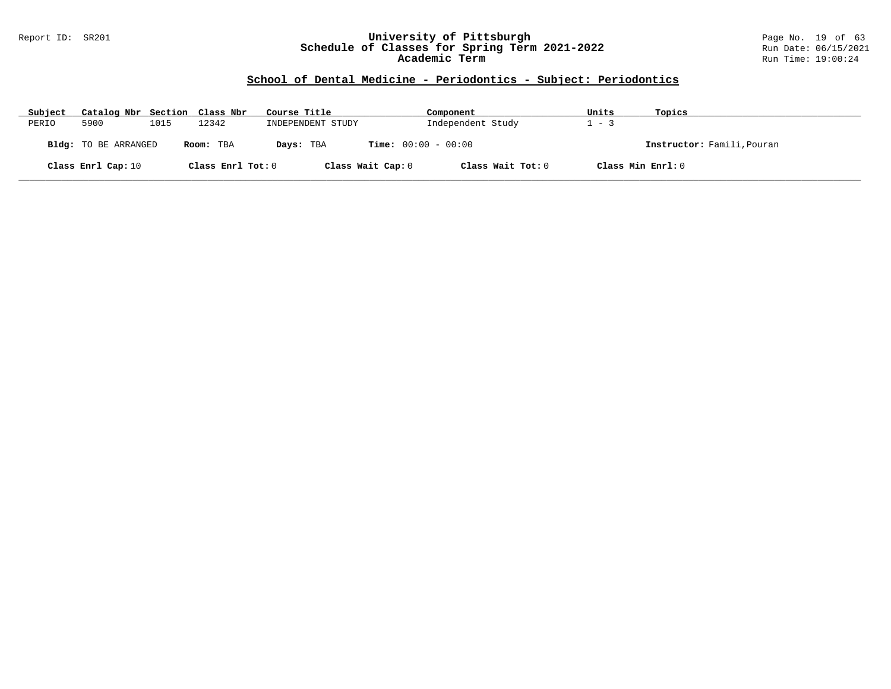## School of Dental Medicine - Periodontics - Subject: Periodontics

| Subject | Catalog Nbr | Section | Class Nbr | Course Title | Component | Units | Topics |
|---|---|---|---|---|---|---|---|
| PERIO | 5900 | 1015 | 12342 | INDEPENDENT STUDY | Independent Study | 1 - 3 | |

**Bldg:** TO BE ARRANGED **Room:** TBA **Days:** TBA **Time:** 00:00 - 00:00 **Instructor:** Famili,Pouran

**Class Enrl Cap:** 10 **Class Enrl Tot:** 0 **Class Wait Cap:** 0 **Class Wait Tot:** 0 **Class Min Enrl:** 0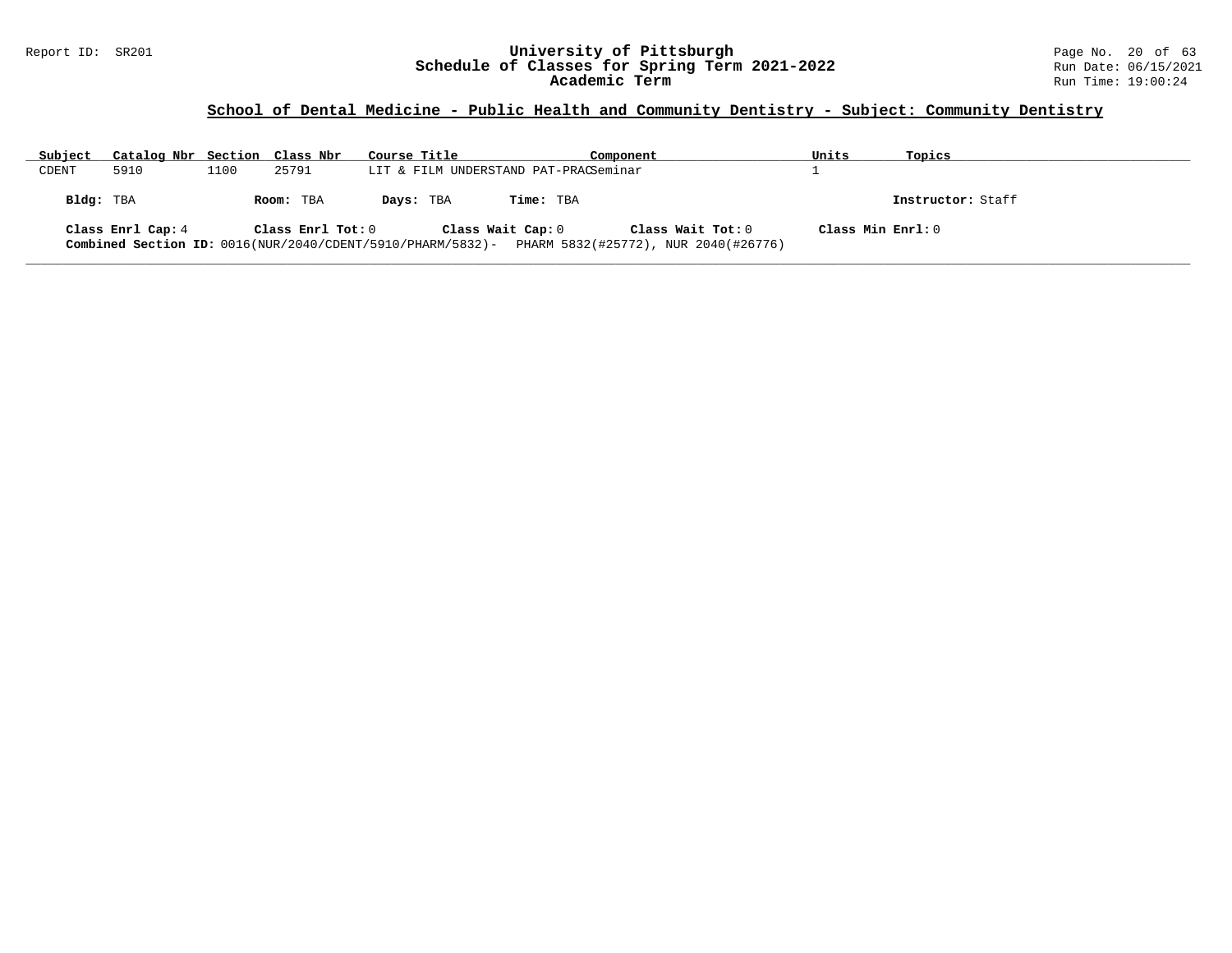**School of Dental Medicine - Public Health and Community Dentistry - Subject: Community Dentistry**

| Subject | Catalog Nbr | Section | Class Nbr | Course Title | Component | Units | Topics |
|---|---|---|---|---|---|---|---|
| CDENT | 5910 | 1100 | 25791 | LIT & FILM UNDERSTAND PAT-PRAC | Seminar | 1 | |

**Bldg:** TBA **Room:** TBA **Days:** TBA **Time:** TBA **Instructor:** Staff

**Class Enrl Cap:** 4 **Class Enrl Tot:** 0 **Class Wait Cap:** 0 **Class Wait Tot:** 0 **Class Min Enrl:** 0

**Combined Section ID:** 0016(NUR/2040/CDENT/5910/PHARM/5832)- PHARM 5832(#25772), NUR 2040(#26776)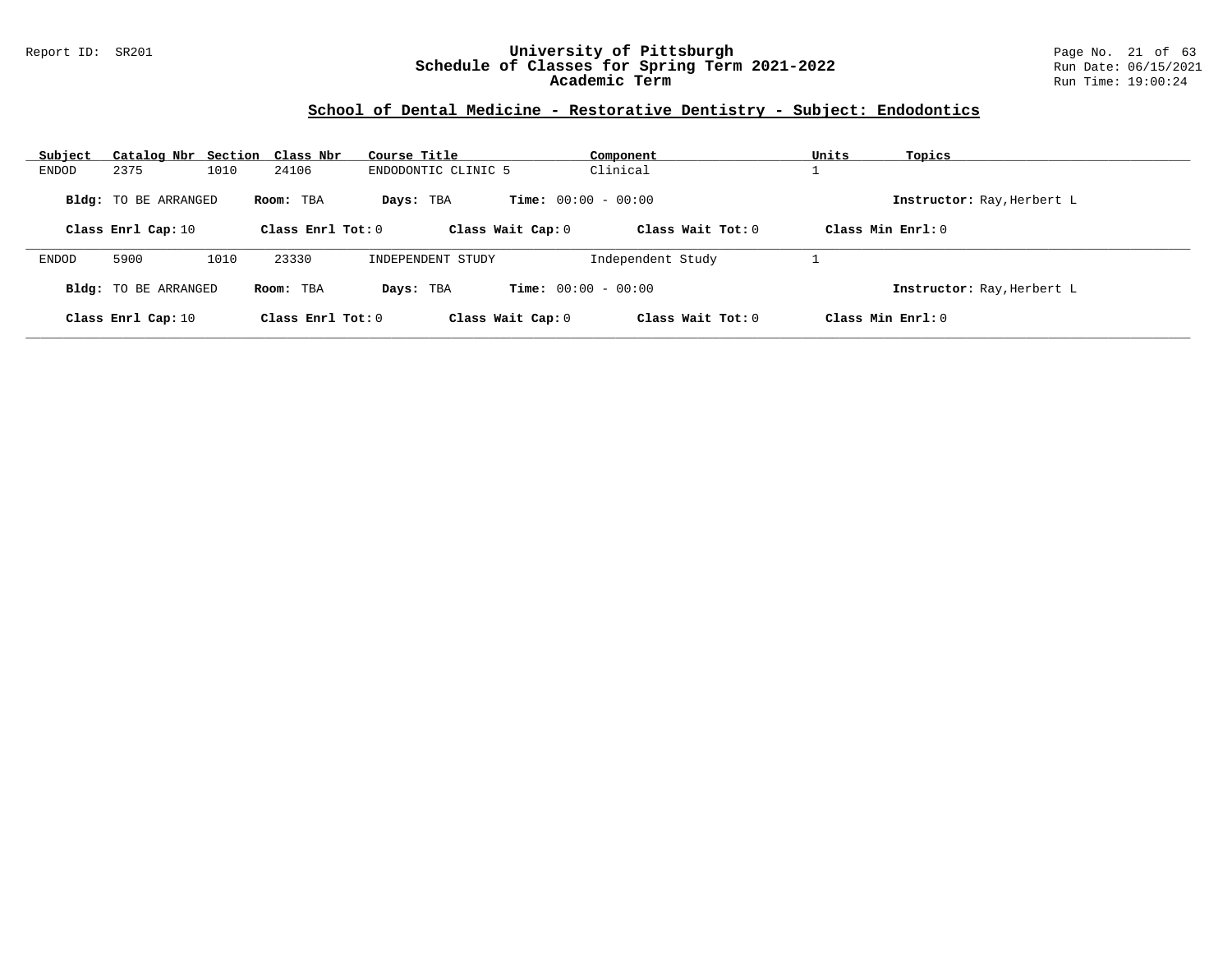## School of Dental Medicine - Restorative Dentistry - Subject: Endodontics

| Subject | Catalog Nbr | Section | Class Nbr | Course Title | Component | Units | Topics |
|---|---|---|---|---|---|---|---|
| ENDOD | 2375 | 1010 | 24106 | ENDODONTIC CLINIC 5 | Clinical | 1 | |

**Bldg:** TO BE ARRANGED **Room:** TBA **Days:** TBA **Time:** 00:00 - 00:00 **Instructor:** Ray,Herbert L

**Class Enrl Cap:** 10 **Class Enrl Tot:** 0 **Class Wait Cap:** 0 **Class Wait Tot:** 0 **Class Min Enrl:** 0

| Subject | Catalog Nbr | Section | Class Nbr | Course Title | Component | Units | Topics |
|---|---|---|---|---|---|---|---|
| ENDOD | 5900 | 1010 | 23330 | INDEPENDENT STUDY | Independent Study | 1 | |

**Bldg:** TO BE ARRANGED **Room:** TBA **Days:** TBA **Time:** 00:00 - 00:00 **Instructor:** Ray,Herbert L

**Class Enrl Cap:** 10 **Class Enrl Tot:** 0 **Class Wait Cap:** 0 **Class Wait Tot:** 0 **Class Min Enrl:** 0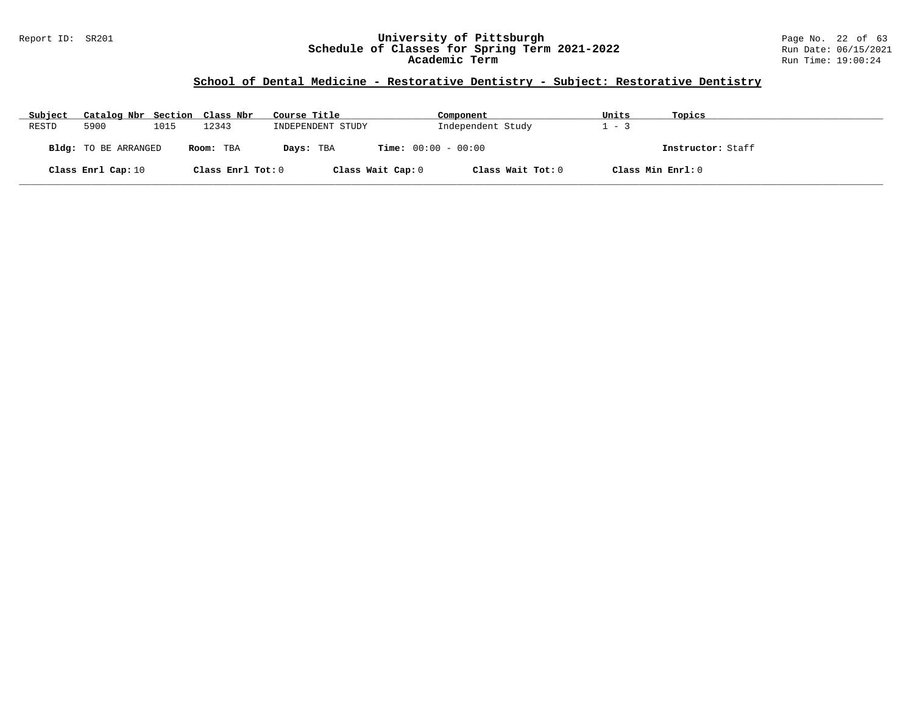## School of Dental Medicine - Restorative Dentistry - Subject: Restorative Dentistry

| Subject | Catalog Nbr | Section | Class Nbr | Course Title | Component | Units | Topics |
|---|---|---|---|---|---|---|---|
| RESTD | 5900 | 1015 | 12343 | INDEPENDENT STUDY | Independent Study | 1 - 3 | |

**Bldg:** TO BE ARRANGED **Room:** TBA **Days:** TBA **Time:** 00:00 - 00:00 **Instructor:** Staff

**Class Enrl Cap:** 10 **Class Enrl Tot:** 0 **Class Wait Cap:** 0 **Class Wait Tot:** 0 **Class Min Enrl:** 0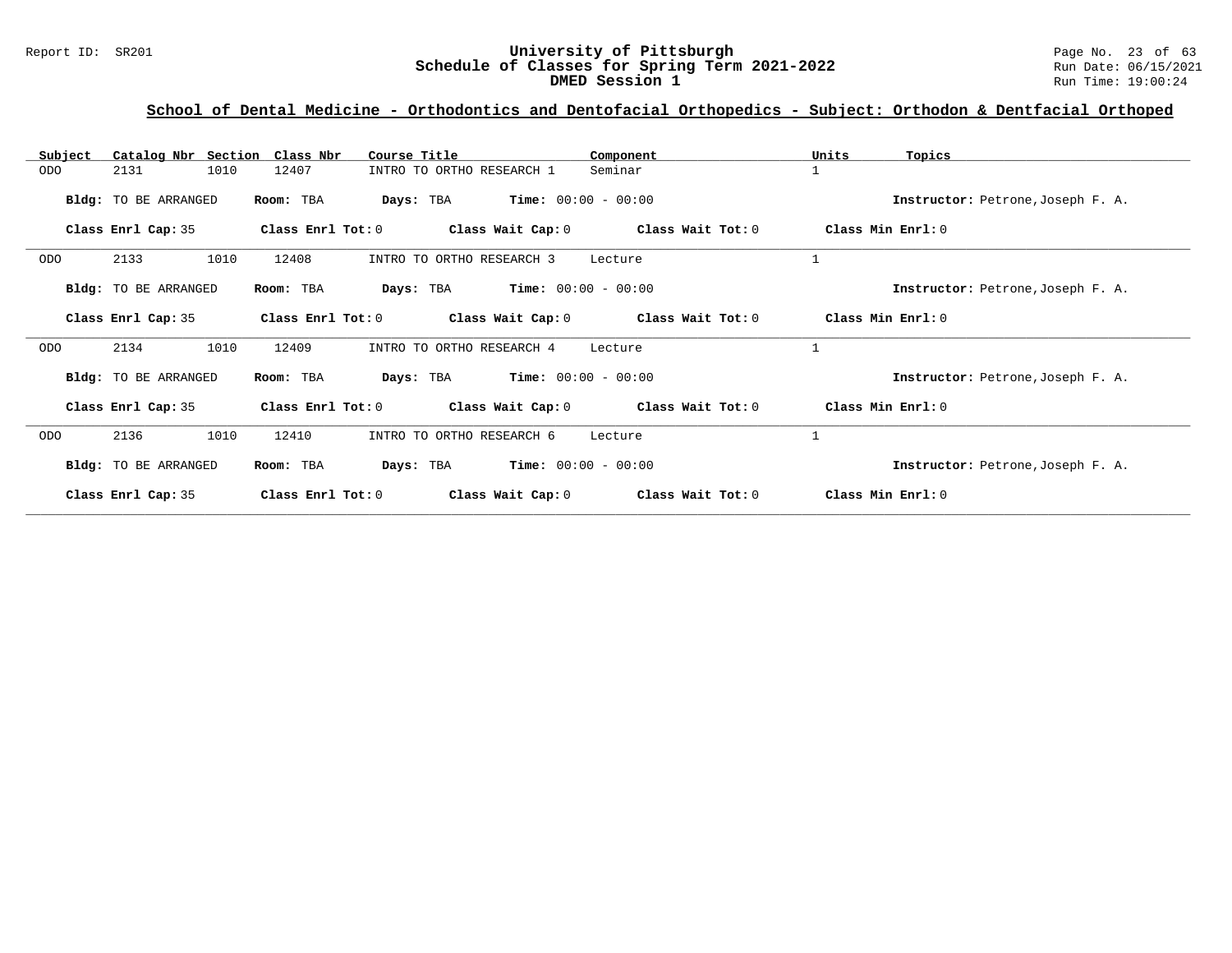## School of Dental Medicine - Orthodontics and Dentofacial Orthopedics - Subject: Orthodon & Dentfacial Orthoped

| Subject | Catalog Nbr | Section | Class Nbr | Course Title | Component | Units | Topics |
|---|---|---|---|---|---|---|---|
| ODO | 2131 | 1010 | 12407 | INTRO TO ORTHO RESEARCH 1 | Seminar | 1 | |

**Bldg:** TO BE ARRANGED **Room:** TBA **Days:** TBA **Time:** 00:00 - 00:00 **Instructor:** Petrone,Joseph F. A.

**Class Enrl Cap:** 35 **Class Enrl Tot:** 0 **Class Wait Cap:** 0 **Class Wait Tot:** 0 **Class Min Enrl:** 0

| Subject | Catalog Nbr | Section | Class Nbr | Course Title | Component | Units | Topics |
|---|---|---|---|---|---|---|---|
| ODO | 2133 | 1010 | 12408 | INTRO TO ORTHO RESEARCH 3 | Lecture | 1 | |

**Bldg:** TO BE ARRANGED **Room:** TBA **Days:** TBA **Time:** 00:00 - 00:00 **Instructor:** Petrone,Joseph F. A.

**Class Enrl Cap:** 35 **Class Enrl Tot:** 0 **Class Wait Cap:** 0 **Class Wait Tot:** 0 **Class Min Enrl:** 0

| Subject | Catalog Nbr | Section | Class Nbr | Course Title | Component | Units | Topics |
|---|---|---|---|---|---|---|---|
| ODO | 2134 | 1010 | 12409 | INTRO TO ORTHO RESEARCH 4 | Lecture | 1 | |

**Bldg:** TO BE ARRANGED **Room:** TBA **Days:** TBA **Time:** 00:00 - 00:00 **Instructor:** Petrone,Joseph F. A.

**Class Enrl Cap:** 35 **Class Enrl Tot:** 0 **Class Wait Cap:** 0 **Class Wait Tot:** 0 **Class Min Enrl:** 0

| Subject | Catalog Nbr | Section | Class Nbr | Course Title | Component | Units | Topics |
|---|---|---|---|---|---|---|---|
| ODO | 2136 | 1010 | 12410 | INTRO TO ORTHO RESEARCH 6 | Lecture | 1 | |

**Bldg:** TO BE ARRANGED **Room:** TBA **Days:** TBA **Time:** 00:00 - 00:00 **Instructor:** Petrone,Joseph F. A.

**Class Enrl Cap:** 35 **Class Enrl Tot:** 0 **Class Wait Cap:** 0 **Class Wait Tot:** 0 **Class Min Enrl:** 0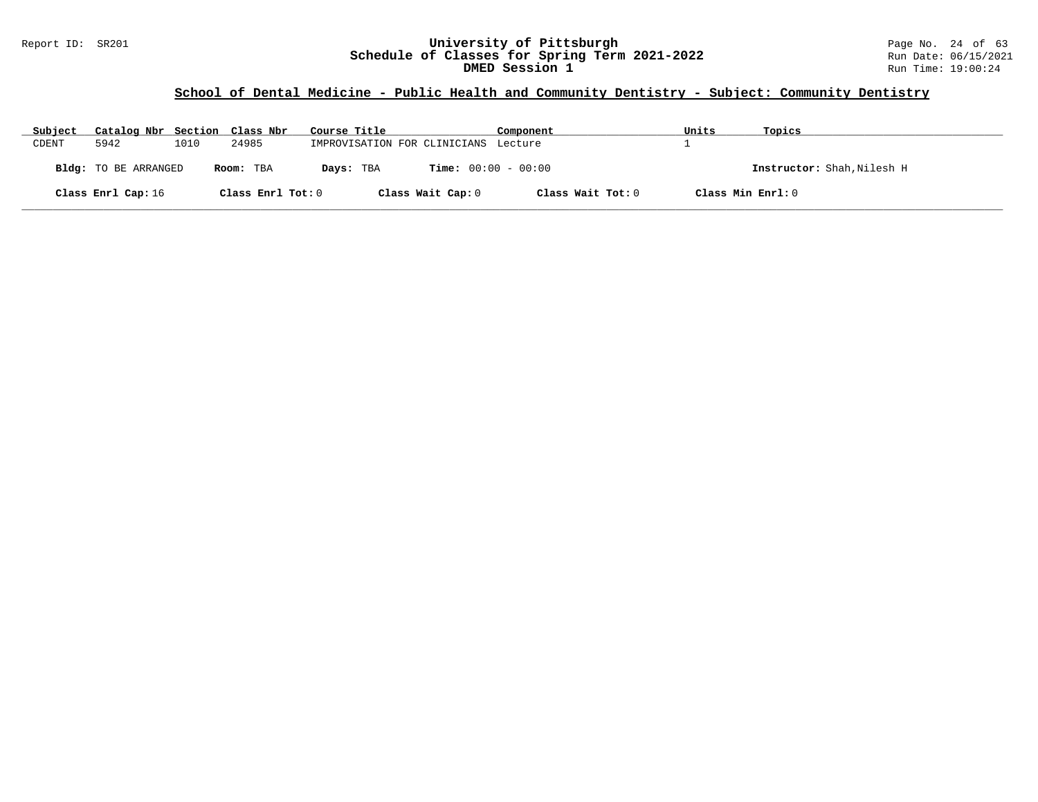## School of Dental Medicine - Public Health and Community Dentistry - Subject: Community Dentistry

| Subject | Catalog Nbr | Section | Class Nbr | Course Title | Component | Units | Topics |
|---|---|---|---|---|---|---|---|
| CDENT | 5942 | 1010 | 24985 | IMPROVISATION FOR CLINICIANS | Lecture | 1 | |

**Bldg:** TO BE ARRANGED **Room:** TBA **Days:** TBA **Time:** 00:00 - 00:00 **Instructor:** Shah,Nilesh H

**Class Enrl Cap:** 16 **Class Enrl Tot:** 0 **Class Wait Cap:** 0 **Class Wait Tot:** 0 **Class Min Enrl:** 0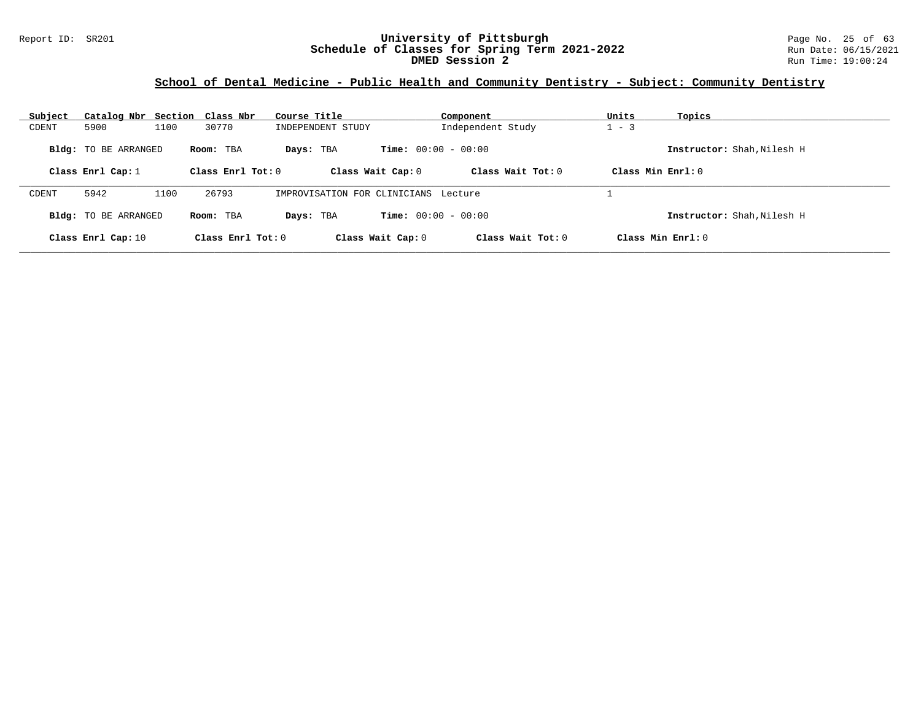## School of Dental Medicine - Public Health and Community Dentistry - Subject: Community Dentistry

| Subject | Catalog Nbr | Section | Class Nbr | Course Title | Component | Units | Topics |
|---|---|---|---|---|---|---|---|
| CDENT | 5900 | 1100 | 30770 | INDEPENDENT STUDY | Independent Study | 1 - 3 | |

**Bldg:** TO BE ARRANGED **Room:** TBA **Days:** TBA **Time:** 00:00 - 00:00 **Instructor:** Shah,Nilesh H

**Class Enrl Cap:** 1 **Class Enrl Tot:** 0 **Class Wait Cap:** 0 **Class Wait Tot:** 0 **Class Min Enrl:** 0

| Subject | Catalog Nbr | Section | Class Nbr | Course Title | Component | Units | Topics |
|---|---|---|---|---|---|---|---|
| CDENT | 5942 | 1100 | 26793 | IMPROVISATION FOR CLINICIANS | Lecture | 1 | |

**Bldg:** TO BE ARRANGED **Room:** TBA **Days:** TBA **Time:** 00:00 - 00:00 **Instructor:** Shah,Nilesh H

**Class Enrl Cap:** 10 **Class Enrl Tot:** 0 **Class Wait Cap:** 0 **Class Wait Tot:** 0 **Class Min Enrl:** 0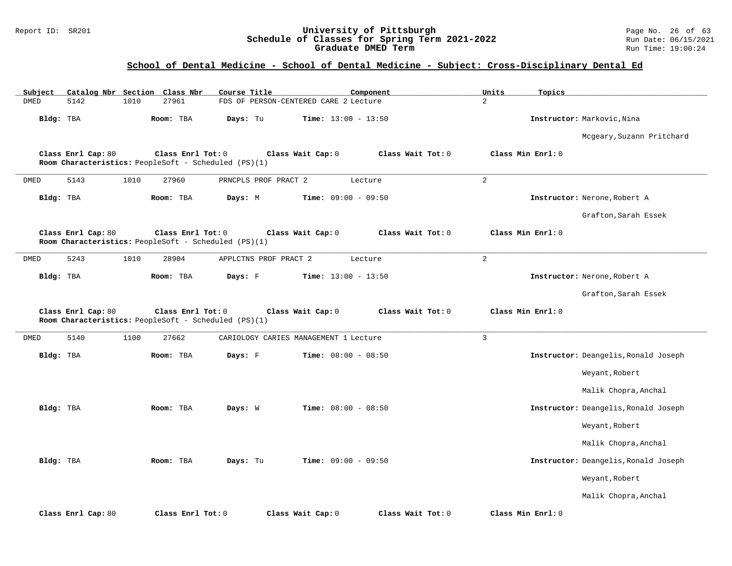## School of Dental Medicine - School of Dental Medicine - Subject: Cross-Disciplinary Dental Ed

| Subject | Catalog Nbr | Section | Class Nbr | Course Title | Component | Units | Topics |
|---|---|---|---|---|---|---|---|
| DMED | 5142 | 1010 | 27961 | FDS OF PERSON-CENTERED CARE 2 | Lecture | 2 | |

**Bldg:** TBA **Room:** TBA **Days:** Tu **Time:** 13:00 - 13:50 **Instructor:** Markovic,Nina; Mcgeary,Suzann Pritchard

**Class Enrl Cap:** 80 **Class Enrl Tot:** 0 **Class Wait Cap:** 0 **Class Wait Tot:** 0 **Class Min Enrl:** 0
**Room Characteristics:** PeopleSoft - Scheduled (PS)(1)

---

| Subject | Catalog Nbr | Section | Class Nbr | Course Title | Component | Units | Topics |
|---|---|---|---|---|---|---|---|
| DMED | 5143 | 1010 | 27960 | PRNCPLS PROF PRACT 2 | Lecture | 2 | |

**Bldg:** TBA **Room:** TBA **Days:** M **Time:** 09:00 - 09:50 **Instructor:** Nerone,Robert A; Grafton,Sarah Essek

**Class Enrl Cap:** 80 **Class Enrl Tot:** 0 **Class Wait Cap:** 0 **Class Wait Tot:** 0 **Class Min Enrl:** 0
**Room Characteristics:** PeopleSoft - Scheduled (PS)(1)

---

| Subject | Catalog Nbr | Section | Class Nbr | Course Title | Component | Units | Topics |
|---|---|---|---|---|---|---|---|
| DMED | 5243 | 1010 | 28904 | APPLCTNS PROF PRACT 2 | Lecture | 2 | |

**Bldg:** TBA **Room:** TBA **Days:** F **Time:** 13:00 - 13:50 **Instructor:** Nerone,Robert A; Grafton,Sarah Essek

**Class Enrl Cap:** 80 **Class Enrl Tot:** 0 **Class Wait Cap:** 0 **Class Wait Tot:** 0 **Class Min Enrl:** 0
**Room Characteristics:** PeopleSoft - Scheduled (PS)(1)

---

| Subject | Catalog Nbr | Section | Class Nbr | Course Title | Component | Units | Topics |
|---|---|---|---|---|---|---|---|
| DMED | 5140 | 1100 | 27662 | CARIOLOGY CARIES MANAGEMENT 1 | Lecture | 3 | |

**Bldg:** TBA **Room:** TBA **Days:** F **Time:** 08:00 - 08:50 **Instructor:** Deangelis,Ronald Joseph; Weyant,Robert; Malik Chopra,Anchal

**Bldg:** TBA **Room:** TBA **Days:** W **Time:** 08:00 - 08:50 **Instructor:** Deangelis,Ronald Joseph; Weyant,Robert; Malik Chopra,Anchal

**Bldg:** TBA **Room:** TBA **Days:** Tu **Time:** 09:00 - 09:50 **Instructor:** Deangelis,Ronald Joseph; Weyant,Robert; Malik Chopra,Anchal

**Class Enrl Cap:** 80 **Class Enrl Tot:** 0 **Class Wait Cap:** 0 **Class Wait Tot:** 0 **Class Min Enrl:** 0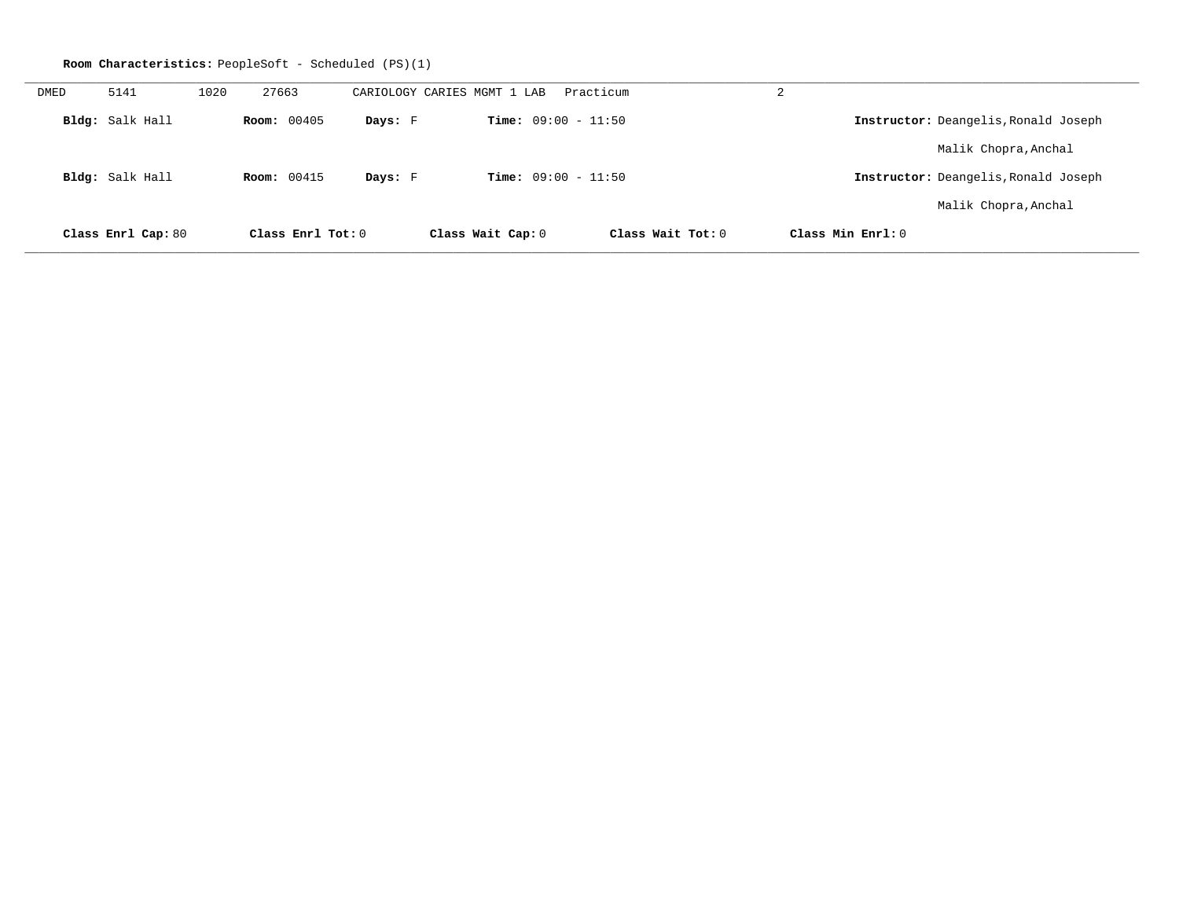**Room Characteristics:** PeopleSoft - Scheduled (PS)(1)

---

DMED 5141 1020 27663 CARIOLOGY CARIES MGMT 1 LAB Practicum 2

**Bldg:** Salk Hall **Room:** 00405 **Days:** F **Time:** 09:00 - 11:50 **Instructor:** Deangelis,Ronald Joseph

Malik Chopra,Anchal

**Bldg:** Salk Hall **Room:** 00415 **Days:** F **Time:** 09:00 - 11:50 **Instructor:** Deangelis,Ronald Joseph

Malik Chopra,Anchal

**Class Enrl Cap:** 80 **Class Enrl Tot:** 0 **Class Wait Cap:** 0 **Class Wait Tot:** 0 **Class Min Enrl:** 0

---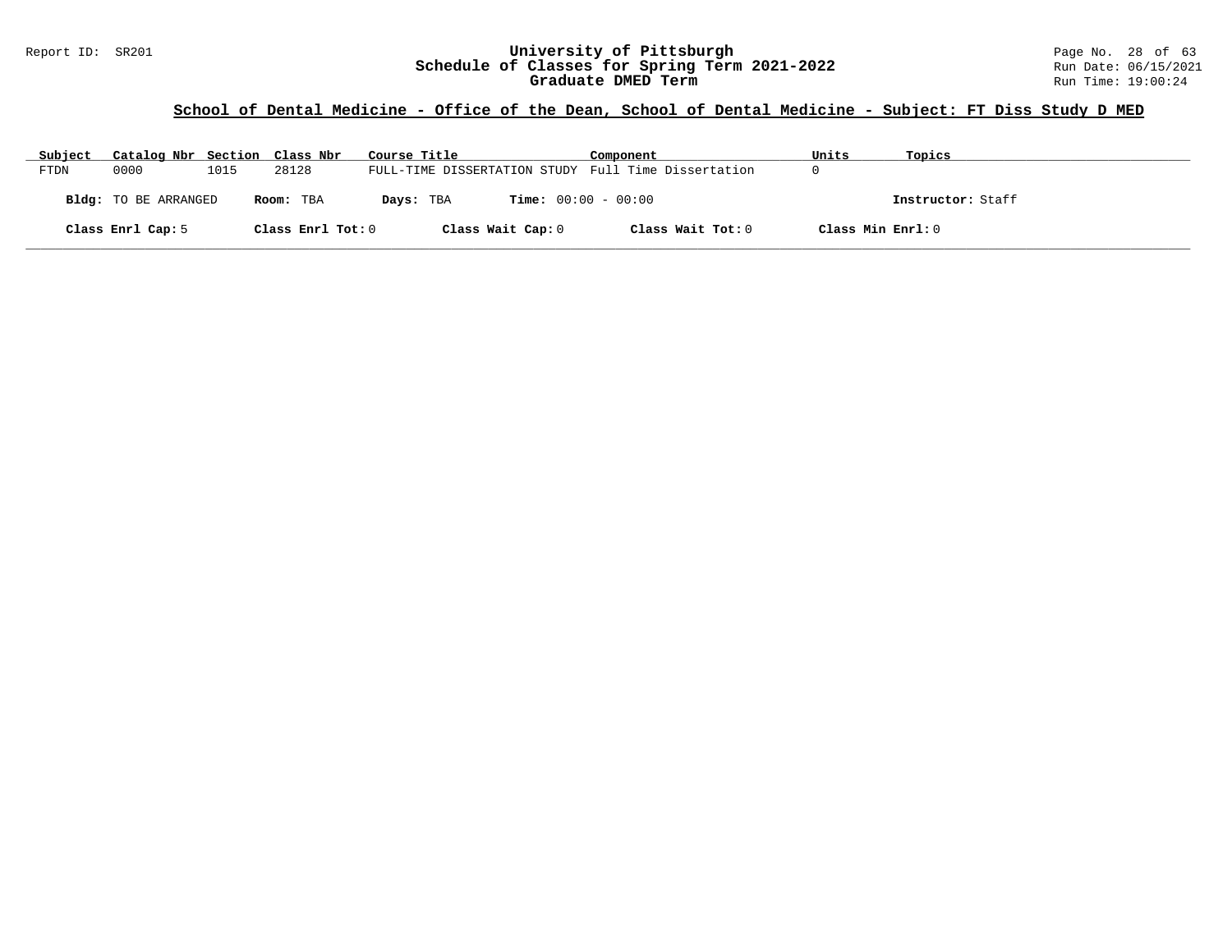## School of Dental Medicine - Office of the Dean, School of Dental Medicine - Subject: FT Diss Study D MED

| Subject | Catalog Nbr | Section | Class Nbr | Course Title | Component | Units | Topics |
|---|---|---|---|---|---|---|---|
| FTDN | 0000 | 1015 | 28128 | FULL-TIME DISSERTATION STUDY | Full Time Dissertation | 0 | |

**Bldg:** TO BE ARRANGED **Room:** TBA **Days:** TBA **Time:** 00:00 - 00:00 **Instructor:** Staff

**Class Enrl Cap:** 5 **Class Enrl Tot:** 0 **Class Wait Cap:** 0 **Class Wait Tot:** 0 **Class Min Enrl:** 0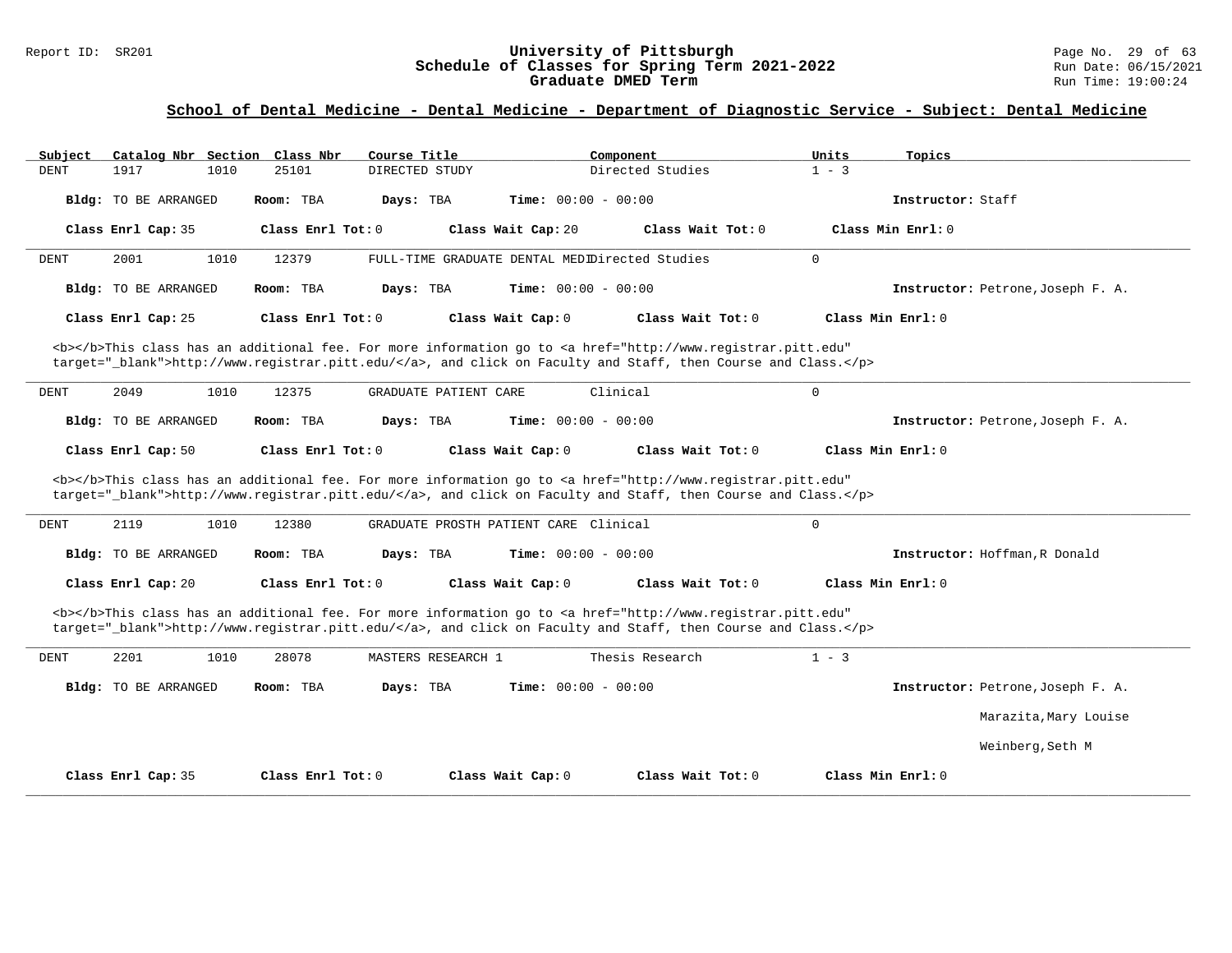## School of Dental Medicine - Dental Medicine - Department of Diagnostic Service - Subject: Dental Medicine

| Subject | Catalog Nbr | Section | Class Nbr | Course Title | Component | Units | Topics |
|---|---|---|---|---|---|---|---|
| DENT | 1917 | 1010 | 25101 | DIRECTED STUDY | Directed Studies | 1 - 3 | |

**Bldg:** TO BE ARRANGED **Room:** TBA **Days:** TBA **Time:** 00:00 - 00:00 **Instructor:** Staff

**Class Enrl Cap:** 35 **Class Enrl Tot:** 0 **Class Wait Cap:** 20 **Class Wait Tot:** 0 **Class Min Enrl:** 0

---

| Subject | Catalog Nbr | Section | Class Nbr | Course Title | Component | Units | Topics |
|---|---|---|---|---|---|---|---|
| DENT | 2001 | 1010 | 12379 | FULL-TIME GRADUATE DENTAL MEDI | Directed Studies | 0 | |

**Bldg:** TO BE ARRANGED **Room:** TBA **Days:** TBA **Time:** 00:00 - 00:00 **Instructor:** Petrone,Joseph F. A.

**Class Enrl Cap:** 25 **Class Enrl Tot:** 0 **Class Wait Cap:** 0 **Class Wait Tot:** 0 **Class Min Enrl:** 0

<b></b>This class has an additional fee. For more information go to <a href="http://www.registrar.pitt.edu" target="_blank">http://www.registrar.pitt.edu/</a>, and click on Faculty and Staff, then Course and Class.</p>

---

| Subject | Catalog Nbr | Section | Class Nbr | Course Title | Component | Units | Topics |
|---|---|---|---|---|---|---|---|
| DENT | 2049 | 1010 | 12375 | GRADUATE PATIENT CARE | Clinical | 0 | |

**Bldg:** TO BE ARRANGED **Room:** TBA **Days:** TBA **Time:** 00:00 - 00:00 **Instructor:** Petrone,Joseph F. A.

**Class Enrl Cap:** 50 **Class Enrl Tot:** 0 **Class Wait Cap:** 0 **Class Wait Tot:** 0 **Class Min Enrl:** 0

<b></b>This class has an additional fee. For more information go to <a href="http://www.registrar.pitt.edu" target="_blank">http://www.registrar.pitt.edu/</a>, and click on Faculty and Staff, then Course and Class.</p>

---

| Subject | Catalog Nbr | Section | Class Nbr | Course Title | Component | Units | Topics |
|---|---|---|---|---|---|---|---|
| DENT | 2119 | 1010 | 12380 | GRADUATE PROSTH PATIENT CARE | Clinical | 0 | |

**Bldg:** TO BE ARRANGED **Room:** TBA **Days:** TBA **Time:** 00:00 - 00:00 **Instructor:** Hoffman,R Donald

**Class Enrl Cap:** 20 **Class Enrl Tot:** 0 **Class Wait Cap:** 0 **Class Wait Tot:** 0 **Class Min Enrl:** 0

<b></b>This class has an additional fee. For more information go to <a href="http://www.registrar.pitt.edu" target="_blank">http://www.registrar.pitt.edu/</a>, and click on Faculty and Staff, then Course and Class.</p>

---

| Subject | Catalog Nbr | Section | Class Nbr | Course Title | Component | Units | Topics |
|---|---|---|---|---|---|---|---|
| DENT | 2201 | 1010 | 28078 | MASTERS RESEARCH 1 | Thesis Research | 1 - 3 | |

**Bldg:** TO BE ARRANGED **Room:** TBA **Days:** TBA **Time:** 00:00 - 00:00 **Instructor:** Petrone,Joseph F. A.

Marazita,Mary Louise

Weinberg,Seth M

**Class Enrl Cap:** 35 **Class Enrl Tot:** 0 **Class Wait Cap:** 0 **Class Wait Tot:** 0 **Class Min Enrl:** 0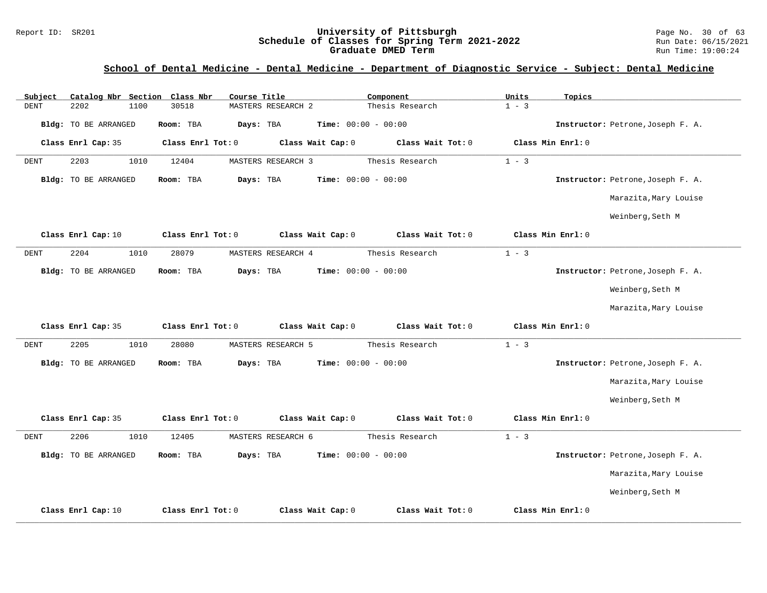## School of Dental Medicine - Dental Medicine - Department of Diagnostic Service - Subject: Dental Medicine

| Subject | Catalog Nbr | Section | Class Nbr | Course Title | Component | Units | Topics |
|---|---|---|---|---|---|---|---|
| DENT | 2202 | 1100 | 30518 | MASTERS RESEARCH 2 | Thesis Research | 1 - 3 | |

**Bldg:** TO BE ARRANGED **Room:** TBA **Days:** TBA **Time:** 00:00 - 00:00 **Instructor:** Petrone,Joseph F. A.

**Class Enrl Cap:** 35 **Class Enrl Tot:** 0 **Class Wait Cap:** 0 **Class Wait Tot:** 0 **Class Min Enrl:** 0

---

| Subject | Catalog Nbr | Section | Class Nbr | Course Title | Component | Units | Topics |
|---|---|---|---|---|---|---|---|
| DENT | 2203 | 1010 | 12404 | MASTERS RESEARCH 3 | Thesis Research | 1 - 3 | |

**Bldg:** TO BE ARRANGED **Room:** TBA **Days:** TBA **Time:** 00:00 - 00:00 **Instructor:** Petrone,Joseph F. A.; Marazita,Mary Louise; Weinberg,Seth M

**Class Enrl Cap:** 10 **Class Enrl Tot:** 0 **Class Wait Cap:** 0 **Class Wait Tot:** 0 **Class Min Enrl:** 0

---

| Subject | Catalog Nbr | Section | Class Nbr | Course Title | Component | Units | Topics |
|---|---|---|---|---|---|---|---|
| DENT | 2204 | 1010 | 28079 | MASTERS RESEARCH 4 | Thesis Research | 1 - 3 | |

**Bldg:** TO BE ARRANGED **Room:** TBA **Days:** TBA **Time:** 00:00 - 00:00 **Instructor:** Petrone,Joseph F. A.; Weinberg,Seth M; Marazita,Mary Louise

**Class Enrl Cap:** 35 **Class Enrl Tot:** 0 **Class Wait Cap:** 0 **Class Wait Tot:** 0 **Class Min Enrl:** 0

---

| Subject | Catalog Nbr | Section | Class Nbr | Course Title | Component | Units | Topics |
|---|---|---|---|---|---|---|---|
| DENT | 2205 | 1010 | 28080 | MASTERS RESEARCH 5 | Thesis Research | 1 - 3 | |

**Bldg:** TO BE ARRANGED **Room:** TBA **Days:** TBA **Time:** 00:00 - 00:00 **Instructor:** Petrone,Joseph F. A.; Marazita,Mary Louise; Weinberg,Seth M

**Class Enrl Cap:** 35 **Class Enrl Tot:** 0 **Class Wait Cap:** 0 **Class Wait Tot:** 0 **Class Min Enrl:** 0

---

| Subject | Catalog Nbr | Section | Class Nbr | Course Title | Component | Units | Topics |
|---|---|---|---|---|---|---|---|
| DENT | 2206 | 1010 | 12405 | MASTERS RESEARCH 6 | Thesis Research | 1 - 3 | |

**Bldg:** TO BE ARRANGED **Room:** TBA **Days:** TBA **Time:** 00:00 - 00:00 **Instructor:** Petrone,Joseph F. A.; Marazita,Mary Louise; Weinberg,Seth M

**Class Enrl Cap:** 10 **Class Enrl Tot:** 0 **Class Wait Cap:** 0 **Class Wait Tot:** 0 **Class Min Enrl:** 0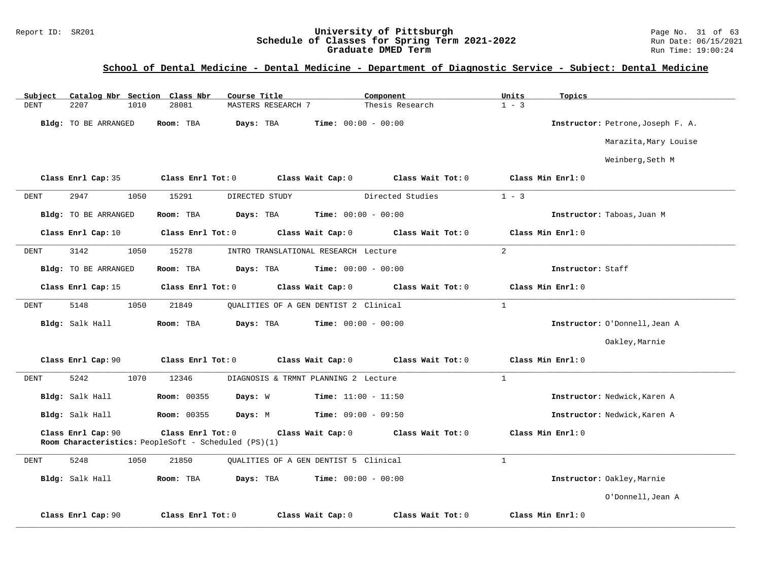## School of Dental Medicine - Dental Medicine - Department of Diagnostic Service - Subject: Dental Medicine

| Subject | Catalog Nbr | Section | Class Nbr | Course Title | Component | Units | Topics |
|---|---|---|---|---|---|---|---|
| DENT | 2207 | 1010 | 28081 | MASTERS RESEARCH 7 | Thesis Research | 1 - 3 | |

**Bldg:** TO BE ARRANGED **Room:** TBA **Days:** TBA **Time:** 00:00 - 00:00 **Instructor:** Petrone,Joseph F. A.; Marazita,Mary Louise; Weinberg,Seth M

**Class Enrl Cap:** 35 **Class Enrl Tot:** 0 **Class Wait Cap:** 0 **Class Wait Tot:** 0 **Class Min Enrl:** 0

---

| Subject | Catalog Nbr | Section | Class Nbr | Course Title | Component | Units | Topics |
|---|---|---|---|---|---|---|---|
| DENT | 2947 | 1050 | 15291 | DIRECTED STUDY | Directed Studies | 1 - 3 | |

**Bldg:** TO BE ARRANGED **Room:** TBA **Days:** TBA **Time:** 00:00 - 00:00 **Instructor:** Taboas,Juan M

**Class Enrl Cap:** 10 **Class Enrl Tot:** 0 **Class Wait Cap:** 0 **Class Wait Tot:** 0 **Class Min Enrl:** 0

---

| Subject | Catalog Nbr | Section | Class Nbr | Course Title | Component | Units | Topics |
|---|---|---|---|---|---|---|---|
| DENT | 3142 | 1050 | 15278 | INTRO TRANSLATIONAL RESEARCH | Lecture | 2 | |

**Bldg:** TO BE ARRANGED **Room:** TBA **Days:** TBA **Time:** 00:00 - 00:00 **Instructor:** Staff

**Class Enrl Cap:** 15 **Class Enrl Tot:** 0 **Class Wait Cap:** 0 **Class Wait Tot:** 0 **Class Min Enrl:** 0

---

| Subject | Catalog Nbr | Section | Class Nbr | Course Title | Component | Units | Topics |
|---|---|---|---|---|---|---|---|
| DENT | 5148 | 1050 | 21849 | QUALITIES OF A GEN DENTIST 2 | Clinical | 1 | |

**Bldg:** Salk Hall **Room:** TBA **Days:** TBA **Time:** 00:00 - 00:00 **Instructor:** O'Donnell,Jean A; Oakley,Marnie

**Class Enrl Cap:** 90 **Class Enrl Tot:** 0 **Class Wait Cap:** 0 **Class Wait Tot:** 0 **Class Min Enrl:** 0

---

| Subject | Catalog Nbr | Section | Class Nbr | Course Title | Component | Units | Topics |
|---|---|---|---|---|---|---|---|
| DENT | 5242 | 1070 | 12346 | DIAGNOSIS & TRMNT PLANNING 2 | Lecture | 1 | |

**Bldg:** Salk Hall **Room:** 00355 **Days:** W **Time:** 11:00 - 11:50 **Instructor:** Nedwick,Karen A

**Bldg:** Salk Hall **Room:** 00355 **Days:** M **Time:** 09:00 - 09:50 **Instructor:** Nedwick,Karen A

**Class Enrl Cap:** 90 **Class Enrl Tot:** 0 **Class Wait Cap:** 0 **Class Wait Tot:** 0 **Class Min Enrl:** 0
**Room Characteristics:** PeopleSoft - Scheduled (PS)(1)

---

| Subject | Catalog Nbr | Section | Class Nbr | Course Title | Component | Units | Topics |
|---|---|---|---|---|---|---|---|
| DENT | 5248 | 1050 | 21850 | QUALITIES OF A GEN DENTIST 5 | Clinical | 1 | |

**Bldg:** Salk Hall **Room:** TBA **Days:** TBA **Time:** 00:00 - 00:00 **Instructor:** Oakley,Marnie; O'Donnell,Jean A

**Class Enrl Cap:** 90 **Class Enrl Tot:** 0 **Class Wait Cap:** 0 **Class Wait Tot:** 0 **Class Min Enrl:** 0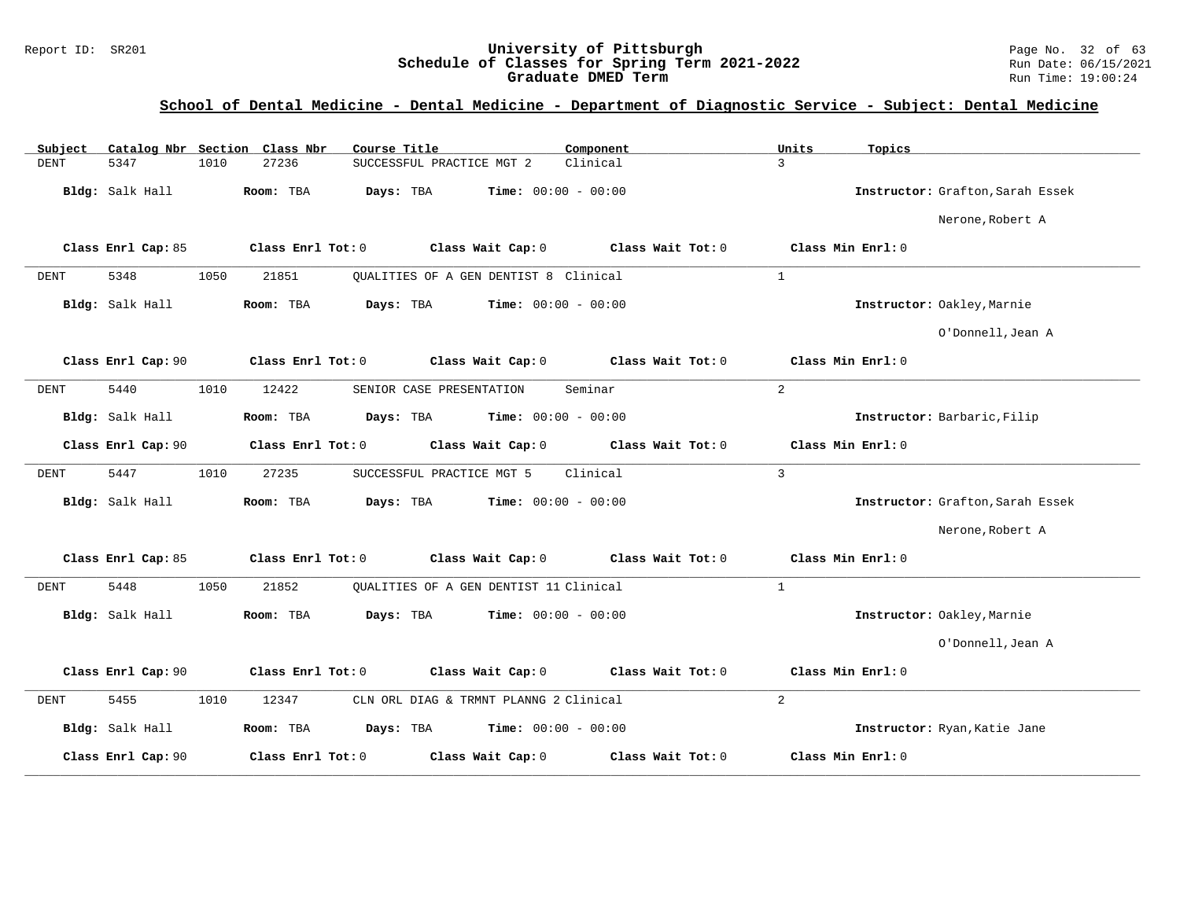## School of Dental Medicine - Dental Medicine - Department of Diagnostic Service - Subject: Dental Medicine

| Subject | Catalog Nbr | Section | Class Nbr | Course Title | Component | Units | Topics |
|---|---|---|---|---|---|---|---|
| DENT | 5347 | 1010 | 27236 | SUCCESSFUL PRACTICE MGT 2 | Clinical | 3 | |

**Bldg:** Salk Hall **Room:** TBA **Days:** TBA **Time:** 00:00 - 00:00 **Instructor:** Grafton,Sarah Essek; Nerone,Robert A

**Class Enrl Cap:** 85 **Class Enrl Tot:** 0 **Class Wait Cap:** 0 **Class Wait Tot:** 0 **Class Min Enrl:** 0

---

| Subject | Catalog Nbr | Section | Class Nbr | Course Title | Component | Units | Topics |
|---|---|---|---|---|---|---|---|
| DENT | 5348 | 1050 | 21851 | QUALITIES OF A GEN DENTIST 8 | Clinical | 1 | |

**Bldg:** Salk Hall **Room:** TBA **Days:** TBA **Time:** 00:00 - 00:00 **Instructor:** Oakley,Marnie; O'Donnell,Jean A

**Class Enrl Cap:** 90 **Class Enrl Tot:** 0 **Class Wait Cap:** 0 **Class Wait Tot:** 0 **Class Min Enrl:** 0

---

| Subject | Catalog Nbr | Section | Class Nbr | Course Title | Component | Units | Topics |
|---|---|---|---|---|---|---|---|
| DENT | 5440 | 1010 | 12422 | SENIOR CASE PRESENTATION | Seminar | 2 | |

**Bldg:** Salk Hall **Room:** TBA **Days:** TBA **Time:** 00:00 - 00:00 **Instructor:** Barbaric,Filip

**Class Enrl Cap:** 90 **Class Enrl Tot:** 0 **Class Wait Cap:** 0 **Class Wait Tot:** 0 **Class Min Enrl:** 0

---

| Subject | Catalog Nbr | Section | Class Nbr | Course Title | Component | Units | Topics |
|---|---|---|---|---|---|---|---|
| DENT | 5447 | 1010 | 27235 | SUCCESSFUL PRACTICE MGT 5 | Clinical | 3 | |

**Bldg:** Salk Hall **Room:** TBA **Days:** TBA **Time:** 00:00 - 00:00 **Instructor:** Grafton,Sarah Essek; Nerone,Robert A

**Class Enrl Cap:** 85 **Class Enrl Tot:** 0 **Class Wait Cap:** 0 **Class Wait Tot:** 0 **Class Min Enrl:** 0

---

| Subject | Catalog Nbr | Section | Class Nbr | Course Title | Component | Units | Topics |
|---|---|---|---|---|---|---|---|
| DENT | 5448 | 1050 | 21852 | QUALITIES OF A GEN DENTIST 11 | Clinical | 1 | |

**Bldg:** Salk Hall **Room:** TBA **Days:** TBA **Time:** 00:00 - 00:00 **Instructor:** Oakley,Marnie; O'Donnell,Jean A

**Class Enrl Cap:** 90 **Class Enrl Tot:** 0 **Class Wait Cap:** 0 **Class Wait Tot:** 0 **Class Min Enrl:** 0

---

| Subject | Catalog Nbr | Section | Class Nbr | Course Title | Component | Units | Topics |
|---|---|---|---|---|---|---|---|
| DENT | 5455 | 1010 | 12347 | CLN ORL DIAG & TRMNT PLANNG 2 | Clinical | 2 | |

**Bldg:** Salk Hall **Room:** TBA **Days:** TBA **Time:** 00:00 - 00:00 **Instructor:** Ryan,Katie Jane

**Class Enrl Cap:** 90 **Class Enrl Tot:** 0 **Class Wait Cap:** 0 **Class Wait Tot:** 0 **Class Min Enrl:** 0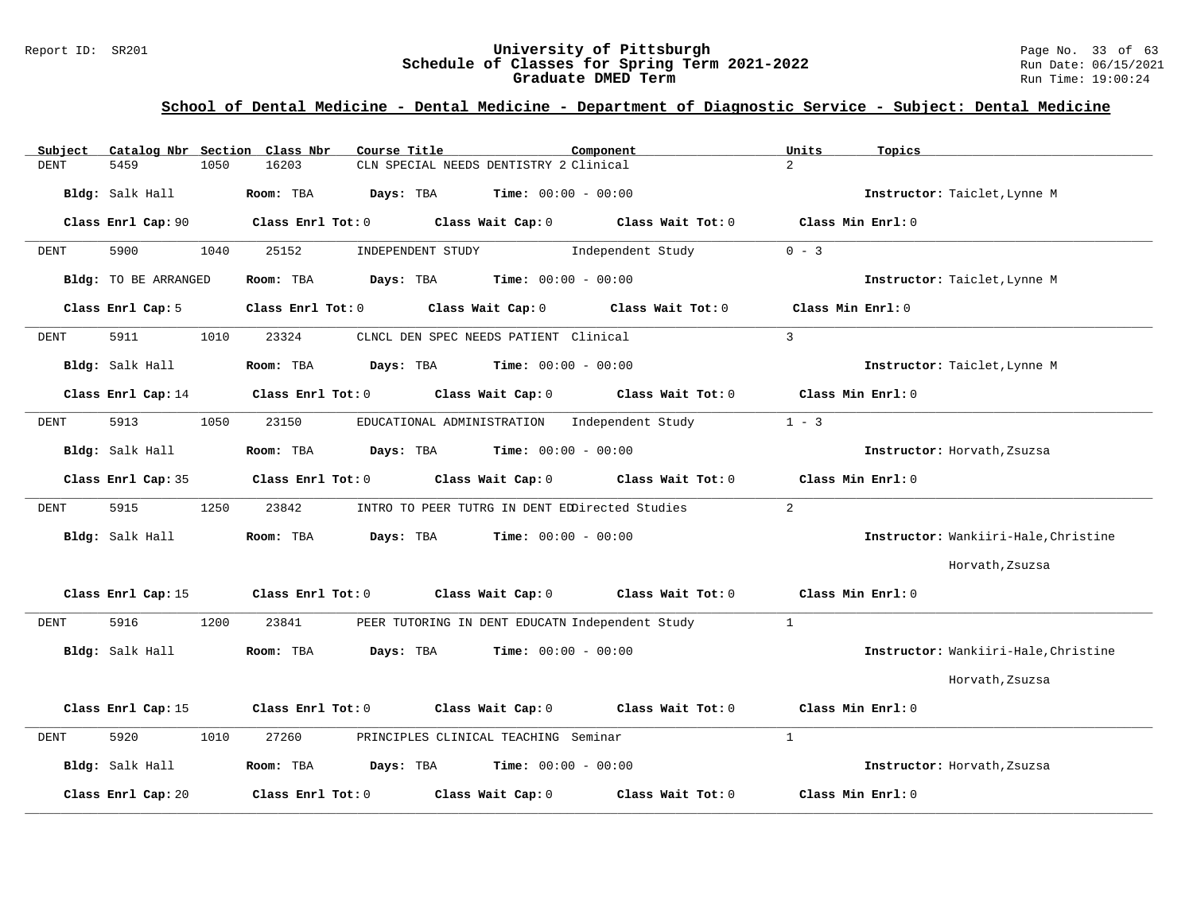## School of Dental Medicine - Dental Medicine - Department of Diagnostic Service - Subject: Dental Medicine

| Subject | Catalog Nbr | Section | Class Nbr | Course Title | Component | Units | Topics |
|---|---|---|---|---|---|---|---|
| DENT | 5459 | 1050 | 16203 | CLN SPECIAL NEEDS DENTISTRY 2 | Clinical | 2 | |

**Bldg:** Salk Hall **Room:** TBA **Days:** TBA **Time:** 00:00 - 00:00 **Instructor:** Taiclet,Lynne M

**Class Enrl Cap:** 90 **Class Enrl Tot:** 0 **Class Wait Cap:** 0 **Class Wait Tot:** 0 **Class Min Enrl:** 0

---

| Subject | Catalog Nbr | Section | Class Nbr | Course Title | Component | Units | Topics |
|---|---|---|---|---|---|---|---|
| DENT | 5900 | 1040 | 25152 | INDEPENDENT STUDY | Independent Study | 0 - 3 | |

**Bldg:** TO BE ARRANGED **Room:** TBA **Days:** TBA **Time:** 00:00 - 00:00 **Instructor:** Taiclet,Lynne M

**Class Enrl Cap:** 5 **Class Enrl Tot:** 0 **Class Wait Cap:** 0 **Class Wait Tot:** 0 **Class Min Enrl:** 0

---

| Subject | Catalog Nbr | Section | Class Nbr | Course Title | Component | Units | Topics |
|---|---|---|---|---|---|---|---|
| DENT | 5911 | 1010 | 23324 | CLNCL DEN SPEC NEEDS PATIENT | Clinical | 3 | |

**Bldg:** Salk Hall **Room:** TBA **Days:** TBA **Time:** 00:00 - 00:00 **Instructor:** Taiclet,Lynne M

**Class Enrl Cap:** 14 **Class Enrl Tot:** 0 **Class Wait Cap:** 0 **Class Wait Tot:** 0 **Class Min Enrl:** 0

---

| Subject | Catalog Nbr | Section | Class Nbr | Course Title | Component | Units | Topics |
|---|---|---|---|---|---|---|---|
| DENT | 5913 | 1050 | 23150 | EDUCATIONAL ADMINISTRATION | Independent Study | 1 - 3 | |

**Bldg:** Salk Hall **Room:** TBA **Days:** TBA **Time:** 00:00 - 00:00 **Instructor:** Horvath,Zsuzsa

**Class Enrl Cap:** 35 **Class Enrl Tot:** 0 **Class Wait Cap:** 0 **Class Wait Tot:** 0 **Class Min Enrl:** 0

---

| Subject | Catalog Nbr | Section | Class Nbr | Course Title | Component | Units | Topics |
|---|---|---|---|---|---|---|---|
| DENT | 5915 | 1250 | 23842 | INTRO TO PEER TUTRG IN DENT ED | Directed Studies | 2 | |

**Bldg:** Salk Hall **Room:** TBA **Days:** TBA **Time:** 00:00 - 00:00 **Instructor:** Wankiiri-Hale,Christine; Horvath,Zsuzsa

**Class Enrl Cap:** 15 **Class Enrl Tot:** 0 **Class Wait Cap:** 0 **Class Wait Tot:** 0 **Class Min Enrl:** 0

---

| Subject | Catalog Nbr | Section | Class Nbr | Course Title | Component | Units | Topics |
|---|---|---|---|---|---|---|---|
| DENT | 5916 | 1200 | 23841 | PEER TUTORING IN DENT EDUCATN | Independent Study | 1 | |

**Bldg:** Salk Hall **Room:** TBA **Days:** TBA **Time:** 00:00 - 00:00 **Instructor:** Wankiiri-Hale,Christine; Horvath,Zsuzsa

**Class Enrl Cap:** 15 **Class Enrl Tot:** 0 **Class Wait Cap:** 0 **Class Wait Tot:** 0 **Class Min Enrl:** 0

---

| Subject | Catalog Nbr | Section | Class Nbr | Course Title | Component | Units | Topics |
|---|---|---|---|---|---|---|---|
| DENT | 5920 | 1010 | 27260 | PRINCIPLES CLINICAL TEACHING | Seminar | 1 | |

**Bldg:** Salk Hall **Room:** TBA **Days:** TBA **Time:** 00:00 - 00:00 **Instructor:** Horvath,Zsuzsa

**Class Enrl Cap:** 20 **Class Enrl Tot:** 0 **Class Wait Cap:** 0 **Class Wait Tot:** 0 **Class Min Enrl:** 0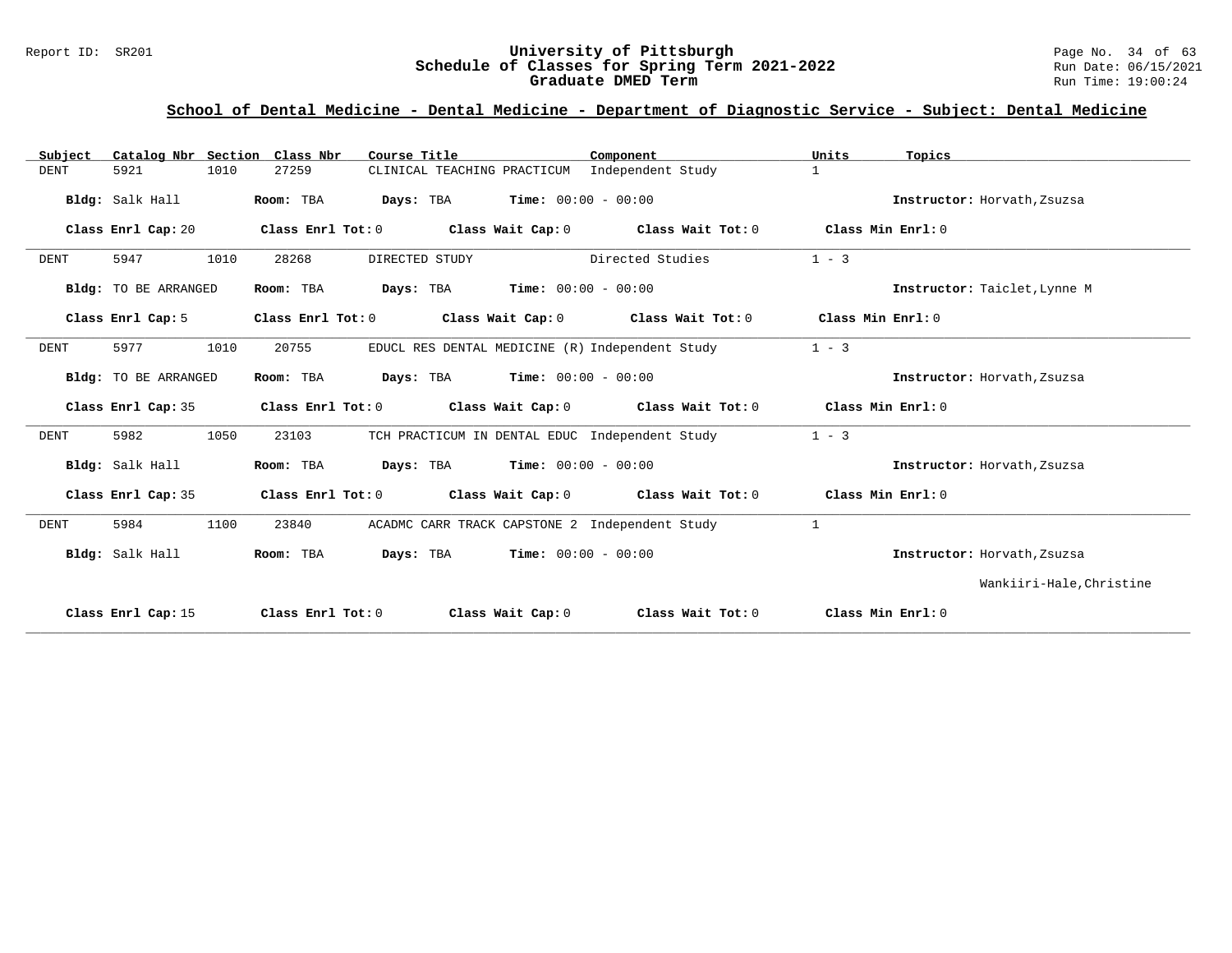## School of Dental Medicine - Dental Medicine - Department of Diagnostic Service - Subject: Dental Medicine

| Subject | Catalog Nbr | Section | Class Nbr | Course Title | Component | Units | Topics |
|---|---|---|---|---|---|---|---|
| DENT | 5921 | 1010 | 27259 | CLINICAL TEACHING PRACTICUM | Independent Study | 1 | |

**Bldg:** Salk Hall **Room:** TBA **Days:** TBA **Time:** 00:00 - 00:00 **Instructor:** Horvath,Zsuzsa

**Class Enrl Cap:** 20 **Class Enrl Tot:** 0 **Class Wait Cap:** 0 **Class Wait Tot:** 0 **Class Min Enrl:** 0

---

| Subject | Catalog Nbr | Section | Class Nbr | Course Title | Component | Units | Topics |
|---|---|---|---|---|---|---|---|
| DENT | 5947 | 1010 | 28268 | DIRECTED STUDY | Directed Studies | 1 - 3 | |

**Bldg:** TO BE ARRANGED **Room:** TBA **Days:** TBA **Time:** 00:00 - 00:00 **Instructor:** Taiclet,Lynne M

**Class Enrl Cap:** 5 **Class Enrl Tot:** 0 **Class Wait Cap:** 0 **Class Wait Tot:** 0 **Class Min Enrl:** 0

---

| Subject | Catalog Nbr | Section | Class Nbr | Course Title | Component | Units | Topics |
|---|---|---|---|---|---|---|---|
| DENT | 5977 | 1010 | 20755 | EDUCL RES DENTAL MEDICINE (R) | Independent Study | 1 - 3 | |

**Bldg:** TO BE ARRANGED **Room:** TBA **Days:** TBA **Time:** 00:00 - 00:00 **Instructor:** Horvath,Zsuzsa

**Class Enrl Cap:** 35 **Class Enrl Tot:** 0 **Class Wait Cap:** 0 **Class Wait Tot:** 0 **Class Min Enrl:** 0

---

| Subject | Catalog Nbr | Section | Class Nbr | Course Title | Component | Units | Topics |
|---|---|---|---|---|---|---|---|
| DENT | 5982 | 1050 | 23103 | TCH PRACTICUM IN DENTAL EDUC | Independent Study | 1 - 3 | |

**Bldg:** Salk Hall **Room:** TBA **Days:** TBA **Time:** 00:00 - 00:00 **Instructor:** Horvath,Zsuzsa

**Class Enrl Cap:** 35 **Class Enrl Tot:** 0 **Class Wait Cap:** 0 **Class Wait Tot:** 0 **Class Min Enrl:** 0

---

| Subject | Catalog Nbr | Section | Class Nbr | Course Title | Component | Units | Topics |
|---|---|---|---|---|---|---|---|
| DENT | 5984 | 1100 | 23840 | ACADMC CARR TRACK CAPSTONE 2 | Independent Study | 1 | |

**Bldg:** Salk Hall **Room:** TBA **Days:** TBA **Time:** 00:00 - 00:00 **Instructor:** Horvath,Zsuzsa; Wankiiri-Hale,Christine

**Class Enrl Cap:** 15 **Class Enrl Tot:** 0 **Class Wait Cap:** 0 **Class Wait Tot:** 0 **Class Min Enrl:** 0

---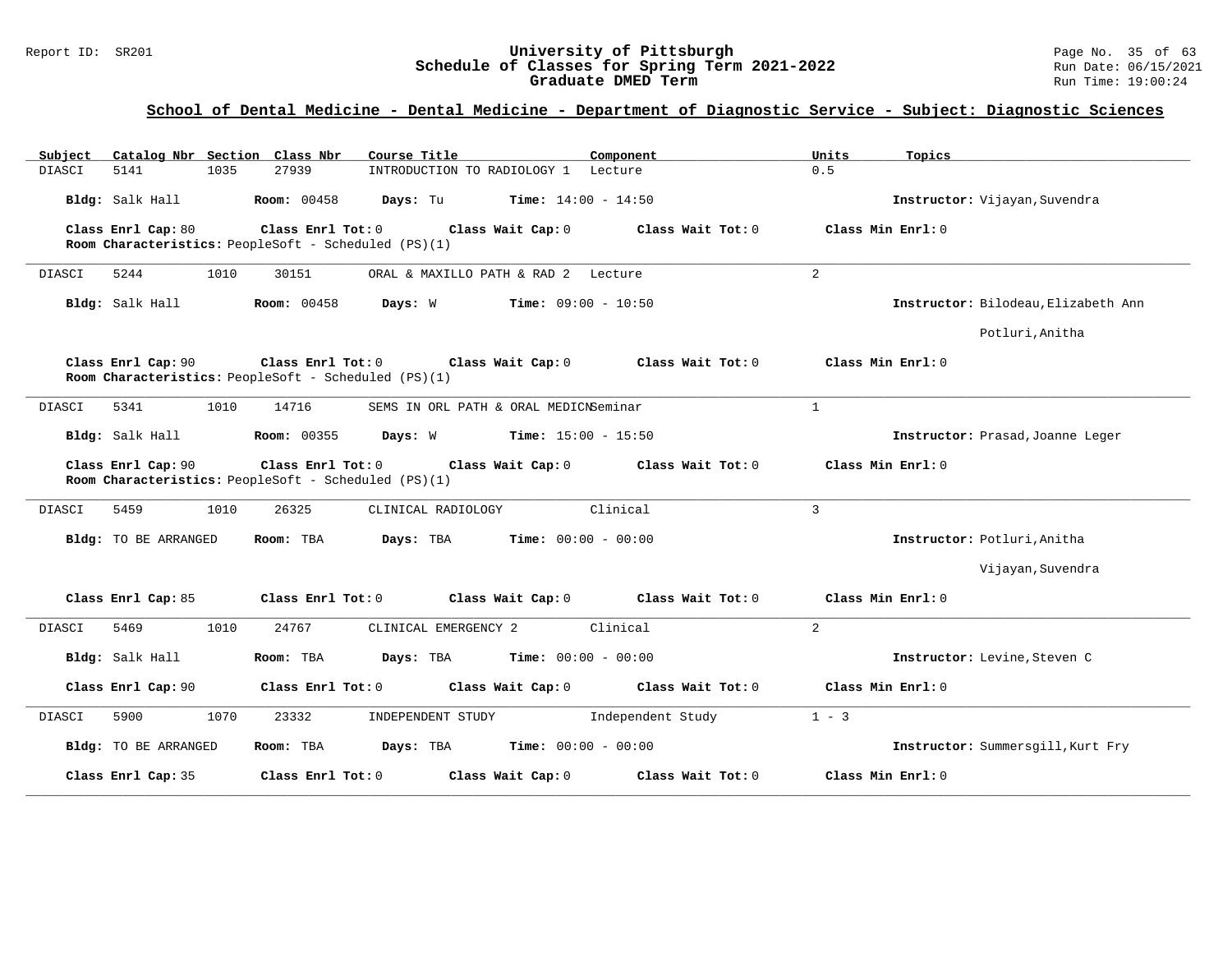## School of Dental Medicine - Dental Medicine - Department of Diagnostic Service - Subject: Diagnostic Sciences

| Subject | Catalog Nbr | Section | Class Nbr | Course Title | Component | Units | Topics |
|---|---|---|---|---|---|---|---|
| DIASCI | 5141 | 1035 | 27939 | INTRODUCTION TO RADIOLOGY 1 | Lecture | 0.5 | |

**Bldg:** Salk Hall **Room:** 00458 **Days:** Tu **Time:** 14:00 - 14:50 **Instructor:** Vijayan,Suvendra

**Class Enrl Cap:** 80 **Class Enrl Tot:** 0 **Class Wait Cap:** 0 **Class Wait Tot:** 0 **Class Min Enrl:** 0

**Room Characteristics:** PeopleSoft - Scheduled (PS)(1)

---

| Subject | Catalog Nbr | Section | Class Nbr | Course Title | Component | Units | Topics |
|---|---|---|---|---|---|---|---|
| DIASCI | 5244 | 1010 | 30151 | ORAL & MAXILLO PATH & RAD 2 | Lecture | 2 | |

**Bldg:** Salk Hall **Room:** 00458 **Days:** W **Time:** 09:00 - 10:50 **Instructor:** Bilodeau,Elizabeth Ann; Potluri,Anitha

**Class Enrl Cap:** 90 **Class Enrl Tot:** 0 **Class Wait Cap:** 0 **Class Wait Tot:** 0 **Class Min Enrl:** 0

**Room Characteristics:** PeopleSoft - Scheduled (PS)(1)

---

| Subject | Catalog Nbr | Section | Class Nbr | Course Title | Component | Units | Topics |
|---|---|---|---|---|---|---|---|
| DIASCI | 5341 | 1010 | 14716 | SEMS IN ORL PATH & ORAL MEDICN | Seminar | 1 | |

**Bldg:** Salk Hall **Room:** 00355 **Days:** W **Time:** 15:00 - 15:50 **Instructor:** Prasad,Joanne Leger

**Class Enrl Cap:** 90 **Class Enrl Tot:** 0 **Class Wait Cap:** 0 **Class Wait Tot:** 0 **Class Min Enrl:** 0

**Room Characteristics:** PeopleSoft - Scheduled (PS)(1)

---

| Subject | Catalog Nbr | Section | Class Nbr | Course Title | Component | Units | Topics |
|---|---|---|---|---|---|---|---|
| DIASCI | 5459 | 1010 | 26325 | CLINICAL RADIOLOGY | Clinical | 3 | |

**Bldg:** TO BE ARRANGED **Room:** TBA **Days:** TBA **Time:** 00:00 - 00:00 **Instructor:** Potluri,Anitha; Vijayan,Suvendra

**Class Enrl Cap:** 85 **Class Enrl Tot:** 0 **Class Wait Cap:** 0 **Class Wait Tot:** 0 **Class Min Enrl:** 0

---

| Subject | Catalog Nbr | Section | Class Nbr | Course Title | Component | Units | Topics |
|---|---|---|---|---|---|---|---|
| DIASCI | 5469 | 1010 | 24767 | CLINICAL EMERGENCY 2 | Clinical | 2 | |

**Bldg:** Salk Hall **Room:** TBA **Days:** TBA **Time:** 00:00 - 00:00 **Instructor:** Levine,Steven C

**Class Enrl Cap:** 90 **Class Enrl Tot:** 0 **Class Wait Cap:** 0 **Class Wait Tot:** 0 **Class Min Enrl:** 0

---

| Subject | Catalog Nbr | Section | Class Nbr | Course Title | Component | Units | Topics |
|---|---|---|---|---|---|---|---|
| DIASCI | 5900 | 1070 | 23332 | INDEPENDENT STUDY | Independent Study | 1 - 3 | |

**Bldg:** TO BE ARRANGED **Room:** TBA **Days:** TBA **Time:** 00:00 - 00:00 **Instructor:** Summersgill,Kurt Fry

**Class Enrl Cap:** 35 **Class Enrl Tot:** 0 **Class Wait Cap:** 0 **Class Wait Tot:** 0 **Class Min Enrl:** 0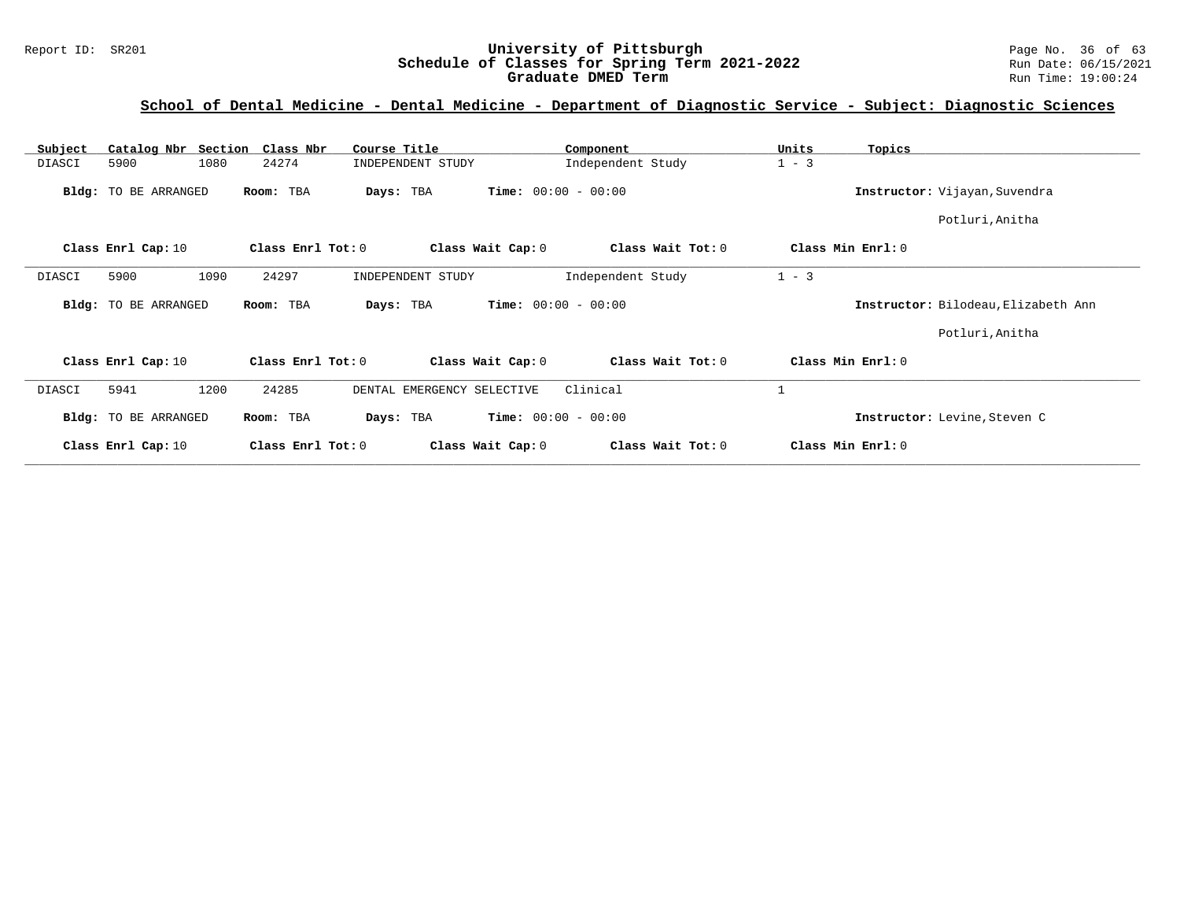## School of Dental Medicine - Dental Medicine - Department of Diagnostic Service - Subject: Diagnostic Sciences

| Subject | Catalog Nbr | Section | Class Nbr | Course Title | Component | Units | Topics |
|---|---|---|---|---|---|---|---|
| DIASCI | 5900 | 1080 | 24274 | INDEPENDENT STUDY | Independent Study | 1 - 3 | |

**Bldg:** TO BE ARRANGED **Room:** TBA **Days:** TBA **Time:** 00:00 - 00:00 **Instructor:** Vijayan,Suvendra; Potluri,Anitha

**Class Enrl Cap:** 10 **Class Enrl Tot:** 0 **Class Wait Cap:** 0 **Class Wait Tot:** 0 **Class Min Enrl:** 0

---

| Subject | Catalog Nbr | Section | Class Nbr | Course Title | Component | Units | Topics |
|---|---|---|---|---|---|---|---|
| DIASCI | 5900 | 1090 | 24297 | INDEPENDENT STUDY | Independent Study | 1 - 3 | |

**Bldg:** TO BE ARRANGED **Room:** TBA **Days:** TBA **Time:** 00:00 - 00:00 **Instructor:** Bilodeau,Elizabeth Ann; Potluri,Anitha

**Class Enrl Cap:** 10 **Class Enrl Tot:** 0 **Class Wait Cap:** 0 **Class Wait Tot:** 0 **Class Min Enrl:** 0

---

| Subject | Catalog Nbr | Section | Class Nbr | Course Title | Component | Units | Topics |
|---|---|---|---|---|---|---|---|
| DIASCI | 5941 | 1200 | 24285 | DENTAL EMERGENCY SELECTIVE | Clinical | 1 | |

**Bldg:** TO BE ARRANGED **Room:** TBA **Days:** TBA **Time:** 00:00 - 00:00 **Instructor:** Levine,Steven C

**Class Enrl Cap:** 10 **Class Enrl Tot:** 0 **Class Wait Cap:** 0 **Class Wait Tot:** 0 **Class Min Enrl:** 0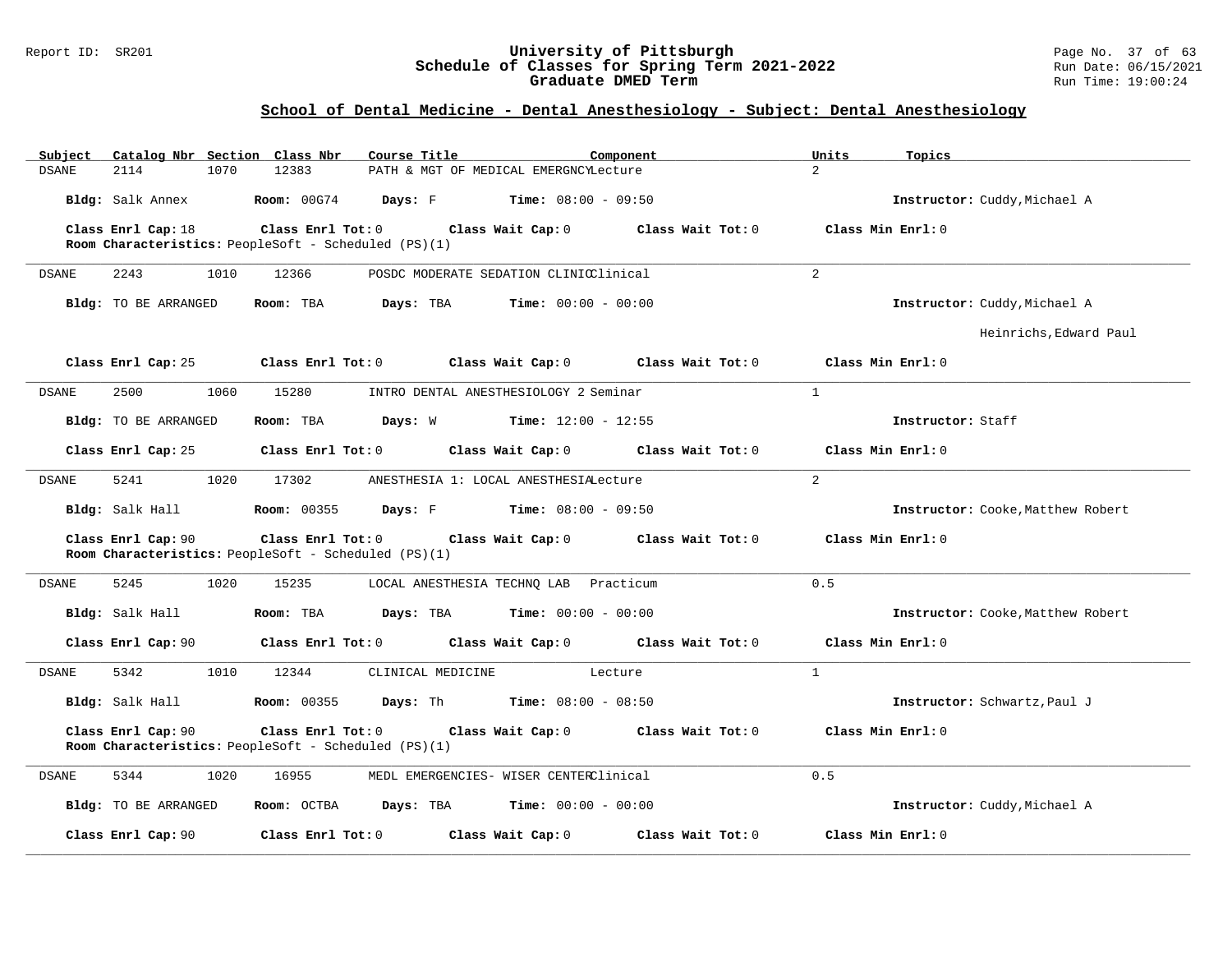## School of Dental Medicine - Dental Anesthesiology - Subject: Dental Anesthesiology

| Subject | Catalog Nbr | Section | Class Nbr | Course Title | Component | Units | Topics |
|---|---|---|---|---|---|---|---|
| DSANE | 2114 | 1070 | 12383 | PATH & MGT OF MEDICAL EMERGNCY | Lecture | 2 | |

**Bldg:** Salk Annex **Room:** 00G74 **Days:** F **Time:** 08:00 - 09:50 **Instructor:** Cuddy,Michael A

**Class Enrl Cap:** 18 **Class Enrl Tot:** 0 **Class Wait Cap:** 0 **Class Wait Tot:** 0 **Class Min Enrl:** 0

**Room Characteristics:** PeopleSoft - Scheduled (PS)(1)

---

| Subject | Catalog Nbr | Section | Class Nbr | Course Title | Component | Units | Topics |
|---|---|---|---|---|---|---|---|
| DSANE | 2243 | 1010 | 12366 | POSDC MODERATE SEDATION CLINIC | Clinical | 2 | |

**Bldg:** TO BE ARRANGED **Room:** TBA **Days:** TBA **Time:** 00:00 - 00:00 **Instructor:** Cuddy,Michael A

Heinrichs,Edward Paul

**Class Enrl Cap:** 25 **Class Enrl Tot:** 0 **Class Wait Cap:** 0 **Class Wait Tot:** 0 **Class Min Enrl:** 0

---

| Subject | Catalog Nbr | Section | Class Nbr | Course Title | Component | Units | Topics |
|---|---|---|---|---|---|---|---|
| DSANE | 2500 | 1060 | 15280 | INTRO DENTAL ANESTHESIOLOGY 2 | Seminar | 1 | |

**Bldg:** TO BE ARRANGED **Room:** TBA **Days:** W **Time:** 12:00 - 12:55 **Instructor:** Staff

**Class Enrl Cap:** 25 **Class Enrl Tot:** 0 **Class Wait Cap:** 0 **Class Wait Tot:** 0 **Class Min Enrl:** 0

---

| Subject | Catalog Nbr | Section | Class Nbr | Course Title | Component | Units | Topics |
|---|---|---|---|---|---|---|---|
| DSANE | 5241 | 1020 | 17302 | ANESTHESIA 1: LOCAL ANESTHESIA | Lecture | 2 | |

**Bldg:** Salk Hall **Room:** 00355 **Days:** F **Time:** 08:00 - 09:50 **Instructor:** Cooke,Matthew Robert

**Class Enrl Cap:** 90 **Class Enrl Tot:** 0 **Class Wait Cap:** 0 **Class Wait Tot:** 0 **Class Min Enrl:** 0

**Room Characteristics:** PeopleSoft - Scheduled (PS)(1)

---

| Subject | Catalog Nbr | Section | Class Nbr | Course Title | Component | Units | Topics |
|---|---|---|---|---|---|---|---|
| DSANE | 5245 | 1020 | 15235 | LOCAL ANESTHESIA TECHNQ LAB | Practicum | 0.5 | |

**Bldg:** Salk Hall **Room:** TBA **Days:** TBA **Time:** 00:00 - 00:00 **Instructor:** Cooke,Matthew Robert

**Class Enrl Cap:** 90 **Class Enrl Tot:** 0 **Class Wait Cap:** 0 **Class Wait Tot:** 0 **Class Min Enrl:** 0

---

| Subject | Catalog Nbr | Section | Class Nbr | Course Title | Component | Units | Topics |
|---|---|---|---|---|---|---|---|
| DSANE | 5342 | 1010 | 12344 | CLINICAL MEDICINE | Lecture | 1 | |

**Bldg:** Salk Hall **Room:** 00355 **Days:** Th **Time:** 08:00 - 08:50 **Instructor:** Schwartz,Paul J

**Class Enrl Cap:** 90 **Class Enrl Tot:** 0 **Class Wait Cap:** 0 **Class Wait Tot:** 0 **Class Min Enrl:** 0

**Room Characteristics:** PeopleSoft - Scheduled (PS)(1)

---

| Subject | Catalog Nbr | Section | Class Nbr | Course Title | Component | Units | Topics |
|---|---|---|---|---|---|---|---|
| DSANE | 5344 | 1020 | 16955 | MEDL EMERGENCIES- WISER CENTER | Clinical | 0.5 | |

**Bldg:** TO BE ARRANGED **Room:** OCTBA **Days:** TBA **Time:** 00:00 - 00:00 **Instructor:** Cuddy,Michael A

**Class Enrl Cap:** 90 **Class Enrl Tot:** 0 **Class Wait Cap:** 0 **Class Wait Tot:** 0 **Class Min Enrl:** 0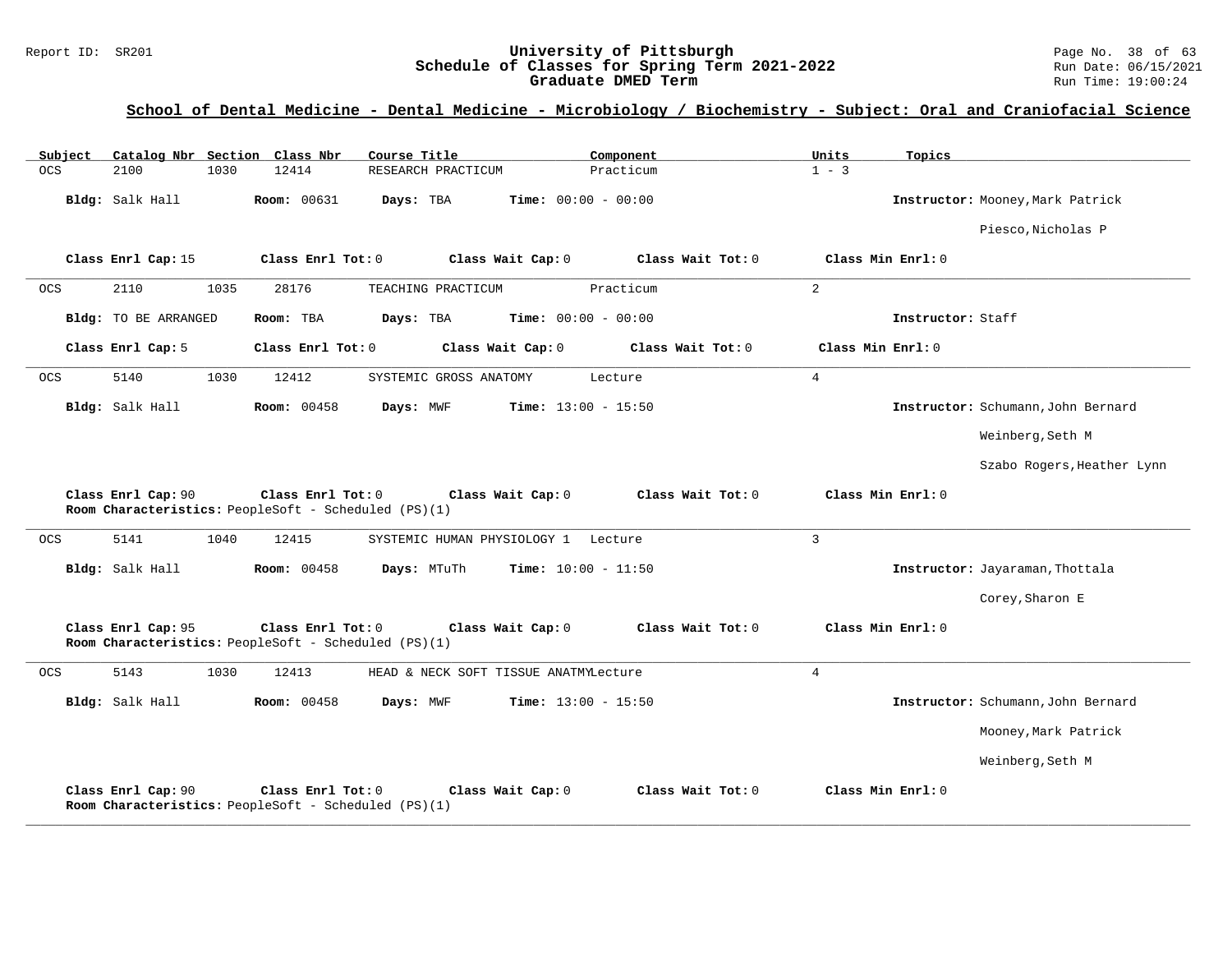## School of Dental Medicine - Dental Medicine - Microbiology / Biochemistry - Subject: Oral and Craniofacial Science

| Subject | Catalog Nbr | Section | Class Nbr | Course Title | Component | Units | Topics |
|---|---|---|---|---|---|---|---|
| OCS | 2100 | 1030 | 12414 | RESEARCH PRACTICUM | Practicum | 1 - 3 | |

**Bldg:** Salk Hall **Room:** 00631 **Days:** TBA **Time:** 00:00 - 00:00 **Instructor:** Mooney,Mark Patrick; Piesco,Nicholas P

**Class Enrl Cap:** 15 **Class Enrl Tot:** 0 **Class Wait Cap:** 0 **Class Wait Tot:** 0 **Class Min Enrl:** 0

---

| Subject | Catalog Nbr | Section | Class Nbr | Course Title | Component | Units | Topics |
|---|---|---|---|---|---|---|---|
| OCS | 2110 | 1035 | 28176 | TEACHING PRACTICUM | Practicum | 2 | |

**Bldg:** TO BE ARRANGED **Room:** TBA **Days:** TBA **Time:** 00:00 - 00:00 **Instructor:** Staff

**Class Enrl Cap:** 5 **Class Enrl Tot:** 0 **Class Wait Cap:** 0 **Class Wait Tot:** 0 **Class Min Enrl:** 0

---

| Subject | Catalog Nbr | Section | Class Nbr | Course Title | Component | Units | Topics |
|---|---|---|---|---|---|---|---|
| OCS | 5140 | 1030 | 12412 | SYSTEMIC GROSS ANATOMY | Lecture | 4 | |

**Bldg:** Salk Hall **Room:** 00458 **Days:** MWF **Time:** 13:00 - 15:50 **Instructor:** Schumann,John Bernard; Weinberg,Seth M; Szabo Rogers,Heather Lynn

**Class Enrl Cap:** 90 **Class Enrl Tot:** 0 **Class Wait Cap:** 0 **Class Wait Tot:** 0 **Class Min Enrl:** 0

**Room Characteristics:** PeopleSoft - Scheduled (PS)(1)

---

| Subject | Catalog Nbr | Section | Class Nbr | Course Title | Component | Units | Topics |
|---|---|---|---|---|---|---|---|
| OCS | 5141 | 1040 | 12415 | SYSTEMIC HUMAN PHYSIOLOGY 1 | Lecture | 3 | |

**Bldg:** Salk Hall **Room:** 00458 **Days:** MTuTh **Time:** 10:00 - 11:50 **Instructor:** Jayaraman,Thottala; Corey,Sharon E

**Class Enrl Cap:** 95 **Class Enrl Tot:** 0 **Class Wait Cap:** 0 **Class Wait Tot:** 0 **Class Min Enrl:** 0

**Room Characteristics:** PeopleSoft - Scheduled (PS)(1)

---

| Subject | Catalog Nbr | Section | Class Nbr | Course Title | Component | Units | Topics |
|---|---|---|---|---|---|---|---|
| OCS | 5143 | 1030 | 12413 | HEAD & NECK SOFT TISSUE ANATMY | Lecture | 4 | |

**Bldg:** Salk Hall **Room:** 00458 **Days:** MWF **Time:** 13:00 - 15:50 **Instructor:** Schumann,John Bernard; Mooney,Mark Patrick; Weinberg,Seth M

**Class Enrl Cap:** 90 **Class Enrl Tot:** 0 **Class Wait Cap:** 0 **Class Wait Tot:** 0 **Class Min Enrl:** 0

**Room Characteristics:** PeopleSoft - Scheduled (PS)(1)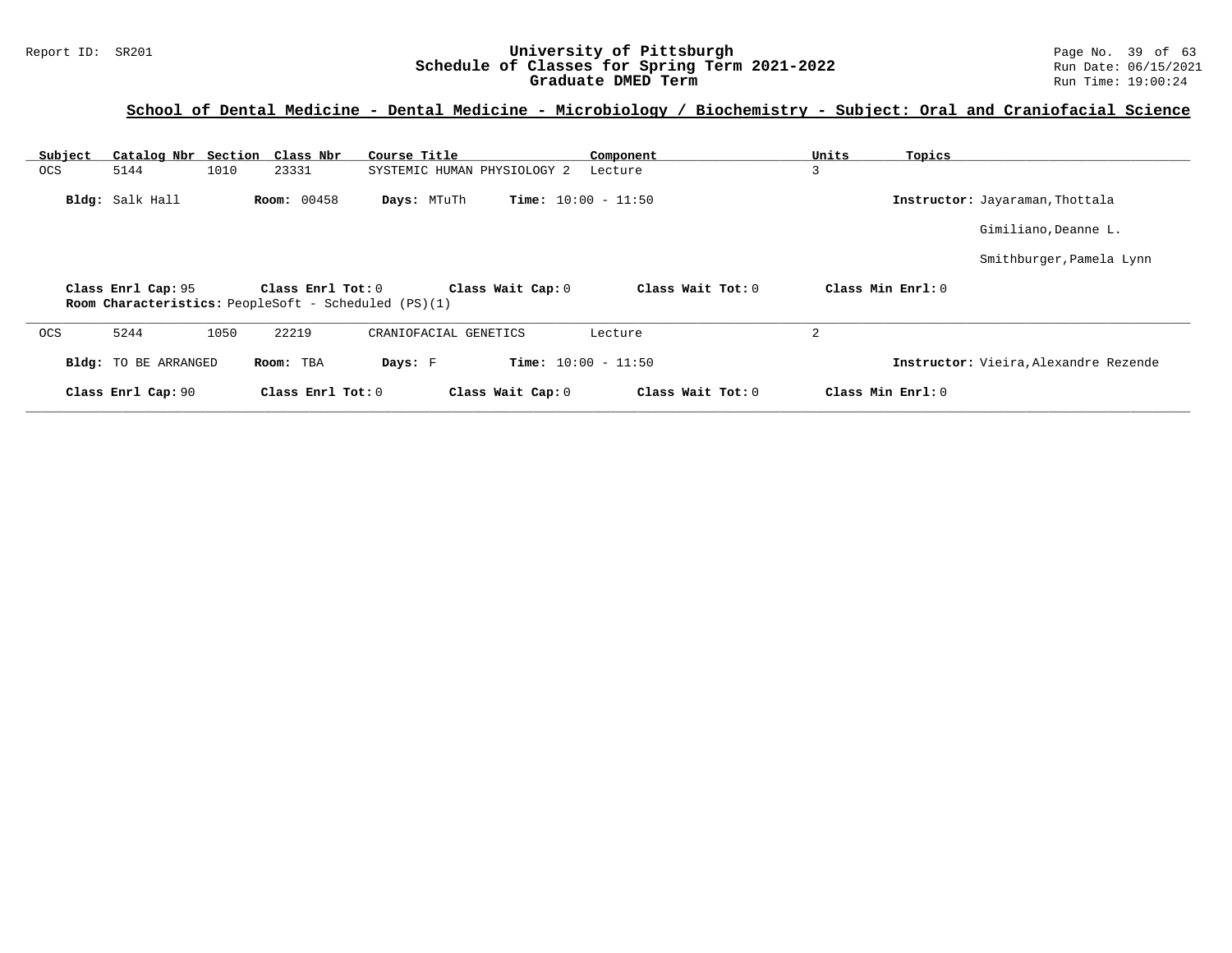## School of Dental Medicine - Dental Medicine - Microbiology / Biochemistry - Subject: Oral and Craniofacial Science

| Subject | Catalog Nbr | Section | Class Nbr | Course Title | Component | Units | Topics |
|---|---|---|---|---|---|---|---|
| OCS | 5144 | 1010 | 23331 | SYSTEMIC HUMAN PHYSIOLOGY 2 | Lecture | 3 | |

**Bldg:** Salk Hall **Room:** 00458 **Days:** MTuTh **Time:** 10:00 - 11:50 **Instructor:** Jayaraman,Thottala

Gimiliano,Deanne L.

Smithburger,Pamela Lynn

**Class Enrl Cap:** 95 **Class Enrl Tot:** 0 **Class Wait Cap:** 0 **Class Wait Tot:** 0 **Class Min Enrl:** 0

**Room Characteristics:** PeopleSoft - Scheduled (PS)(1)

---

| Subject | Catalog Nbr | Section | Class Nbr | Course Title | Component | Units | Topics |
|---|---|---|---|---|---|---|---|
| OCS | 5244 | 1050 | 22219 | CRANIOFACIAL GENETICS | Lecture | 2 | |

**Bldg:** TO BE ARRANGED **Room:** TBA **Days:** F **Time:** 10:00 - 11:50 **Instructor:** Vieira,Alexandre Rezende

**Class Enrl Cap:** 90 **Class Enrl Tot:** 0 **Class Wait Cap:** 0 **Class Wait Tot:** 0 **Class Min Enrl:** 0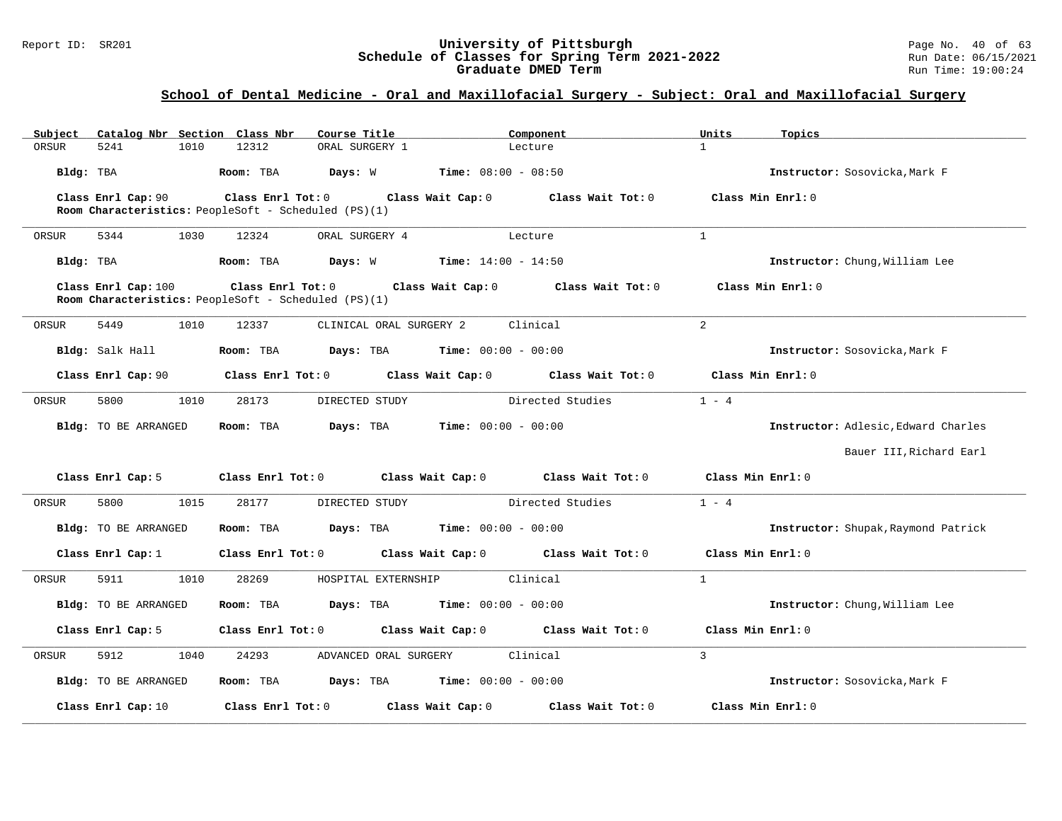## School of Dental Medicine - Oral and Maxillofacial Surgery - Subject: Oral and Maxillofacial Surgery

| Subject | Catalog Nbr | Section | Class Nbr | Course Title | Component | Units | Topics |
|---|---|---|---|---|---|---|---|
| ORSUR | 5241 | 1010 | 12312 | ORAL SURGERY 1 | Lecture | 1 | |

**Bldg:** TBA **Room:** TBA **Days:** W **Time:** 08:00 - 08:50 **Instructor:** Sosovicka,Mark F

**Class Enrl Cap:** 90 **Class Enrl Tot:** 0 **Class Wait Cap:** 0 **Class Wait Tot:** 0 **Class Min Enrl:** 0

**Room Characteristics:** PeopleSoft - Scheduled (PS)(1)

---

| Subject | Catalog Nbr | Section | Class Nbr | Course Title | Component | Units | Topics |
|---|---|---|---|---|---|---|---|
| ORSUR | 5344 | 1030 | 12324 | ORAL SURGERY 4 | Lecture | 1 | |

**Bldg:** TBA **Room:** TBA **Days:** W **Time:** 14:00 - 14:50 **Instructor:** Chung,William Lee

**Class Enrl Cap:** 100 **Class Enrl Tot:** 0 **Class Wait Cap:** 0 **Class Wait Tot:** 0 **Class Min Enrl:** 0

**Room Characteristics:** PeopleSoft - Scheduled (PS)(1)

---

| Subject | Catalog Nbr | Section | Class Nbr | Course Title | Component | Units | Topics |
|---|---|---|---|---|---|---|---|
| ORSUR | 5449 | 1010 | 12337 | CLINICAL ORAL SURGERY 2 | Clinical | 2 | |

**Bldg:** Salk Hall **Room:** TBA **Days:** TBA **Time:** 00:00 - 00:00 **Instructor:** Sosovicka,Mark F

**Class Enrl Cap:** 90 **Class Enrl Tot:** 0 **Class Wait Cap:** 0 **Class Wait Tot:** 0 **Class Min Enrl:** 0

---

| Subject | Catalog Nbr | Section | Class Nbr | Course Title | Component | Units | Topics |
|---|---|---|---|---|---|---|---|
| ORSUR | 5800 | 1010 | 28173 | DIRECTED STUDY | Directed Studies | 1 - 4 | |

**Bldg:** TO BE ARRANGED **Room:** TBA **Days:** TBA **Time:** 00:00 - 00:00 **Instructor:** Adlesic,Edward Charles; Bauer III,Richard Earl

**Class Enrl Cap:** 5 **Class Enrl Tot:** 0 **Class Wait Cap:** 0 **Class Wait Tot:** 0 **Class Min Enrl:** 0

---

| Subject | Catalog Nbr | Section | Class Nbr | Course Title | Component | Units | Topics |
|---|---|---|---|---|---|---|---|
| ORSUR | 5800 | 1015 | 28177 | DIRECTED STUDY | Directed Studies | 1 - 4 | |

**Bldg:** TO BE ARRANGED **Room:** TBA **Days:** TBA **Time:** 00:00 - 00:00 **Instructor:** Shupak,Raymond Patrick

**Class Enrl Cap:** 1 **Class Enrl Tot:** 0 **Class Wait Cap:** 0 **Class Wait Tot:** 0 **Class Min Enrl:** 0

---

| Subject | Catalog Nbr | Section | Class Nbr | Course Title | Component | Units | Topics |
|---|---|---|---|---|---|---|---|
| ORSUR | 5911 | 1010 | 28269 | HOSPITAL EXTERNSHIP | Clinical | 1 | |

**Bldg:** TO BE ARRANGED **Room:** TBA **Days:** TBA **Time:** 00:00 - 00:00 **Instructor:** Chung,William Lee

**Class Enrl Cap:** 5 **Class Enrl Tot:** 0 **Class Wait Cap:** 0 **Class Wait Tot:** 0 **Class Min Enrl:** 0

---

| Subject | Catalog Nbr | Section | Class Nbr | Course Title | Component | Units | Topics |
|---|---|---|---|---|---|---|---|
| ORSUR | 5912 | 1040 | 24293 | ADVANCED ORAL SURGERY | Clinical | 3 | |

**Bldg:** TO BE ARRANGED **Room:** TBA **Days:** TBA **Time:** 00:00 - 00:00 **Instructor:** Sosovicka,Mark F

**Class Enrl Cap:** 10 **Class Enrl Tot:** 0 **Class Wait Cap:** 0 **Class Wait Tot:** 0 **Class Min Enrl:** 0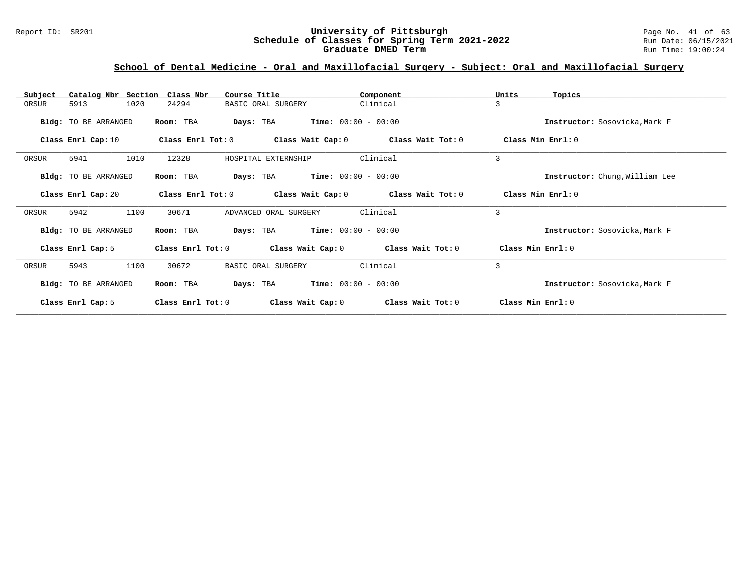## School of Dental Medicine - Oral and Maxillofacial Surgery - Subject: Oral and Maxillofacial Surgery

| Subject | Catalog Nbr | Section | Class Nbr | Course Title | Component | Units | Topics |
|---|---|---|---|---|---|---|---|
| ORSUR | 5913 | 1020 | 24294 | BASIC ORAL SURGERY | Clinical | 3 | |

**Bldg:** TO BE ARRANGED **Room:** TBA **Days:** TBA **Time:** 00:00 - 00:00 **Instructor:** Sosovicka,Mark F

**Class Enrl Cap:** 10 **Class Enrl Tot:** 0 **Class Wait Cap:** 0 **Class Wait Tot:** 0 **Class Min Enrl:** 0

| Subject | Catalog Nbr | Section | Class Nbr | Course Title | Component | Units | Topics |
|---|---|---|---|---|---|---|---|
| ORSUR | 5941 | 1010 | 12328 | HOSPITAL EXTERNSHIP | Clinical | 3 | |

**Bldg:** TO BE ARRANGED **Room:** TBA **Days:** TBA **Time:** 00:00 - 00:00 **Instructor:** Chung,William Lee

**Class Enrl Cap:** 20 **Class Enrl Tot:** 0 **Class Wait Cap:** 0 **Class Wait Tot:** 0 **Class Min Enrl:** 0

| Subject | Catalog Nbr | Section | Class Nbr | Course Title | Component | Units | Topics |
|---|---|---|---|---|---|---|---|
| ORSUR | 5942 | 1100 | 30671 | ADVANCED ORAL SURGERY | Clinical | 3 | |

**Bldg:** TO BE ARRANGED **Room:** TBA **Days:** TBA **Time:** 00:00 - 00:00 **Instructor:** Sosovicka,Mark F

**Class Enrl Cap:** 5 **Class Enrl Tot:** 0 **Class Wait Cap:** 0 **Class Wait Tot:** 0 **Class Min Enrl:** 0

| Subject | Catalog Nbr | Section | Class Nbr | Course Title | Component | Units | Topics |
|---|---|---|---|---|---|---|---|
| ORSUR | 5943 | 1100 | 30672 | BASIC ORAL SURGERY | Clinical | 3 | |

**Bldg:** TO BE ARRANGED **Room:** TBA **Days:** TBA **Time:** 00:00 - 00:00 **Instructor:** Sosovicka,Mark F

**Class Enrl Cap:** 5 **Class Enrl Tot:** 0 **Class Wait Cap:** 0 **Class Wait Tot:** 0 **Class Min Enrl:** 0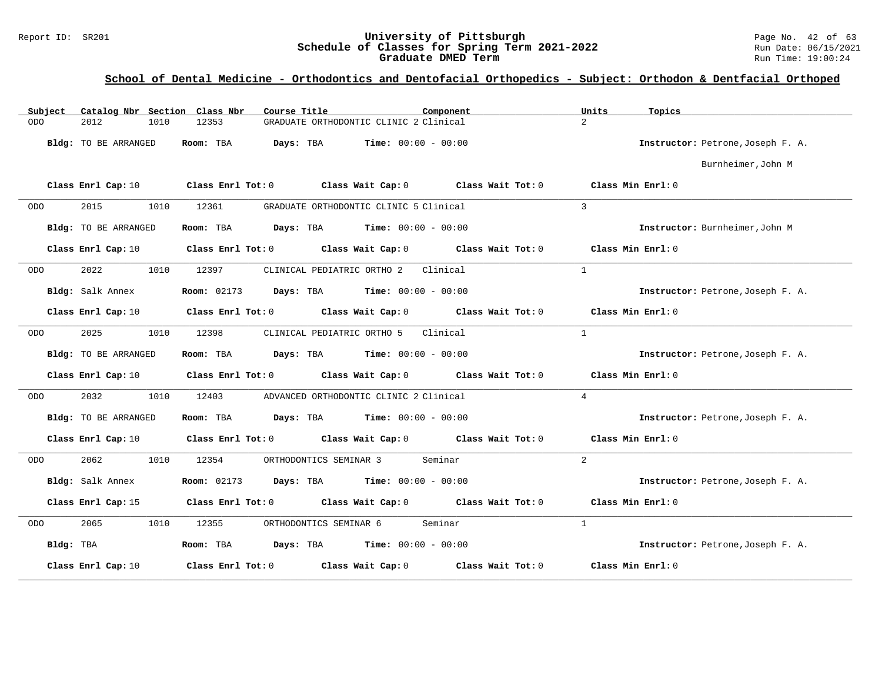## School of Dental Medicine - Orthodontics and Dentofacial Orthopedics - Subject: Orthodon & Dentfacial Orthoped

University of Pittsburgh
Schedule of Classes for Spring Term 2021-2022
Graduate DMED Term

| Subject | Catalog Nbr | Section | Class Nbr | Course Title | Component | Units | Topics |
|---|---|---|---|---|---|---|---|
| ODO | 2012 | 1010 | 12353 | GRADUATE ORTHODONTIC CLINIC 2 | Clinical | 2 | |

**Bldg:** TO BE ARRANGED **Room:** TBA **Days:** TBA **Time:** 00:00 - 00:00 **Instructor:** Petrone,Joseph F. A.; Burnheimer,John M

**Class Enrl Cap:** 10 **Class Enrl Tot:** 0 **Class Wait Cap:** 0 **Class Wait Tot:** 0 **Class Min Enrl:** 0

| Subject | Catalog Nbr | Section | Class Nbr | Course Title | Component | Units | Topics |
|---|---|---|---|---|---|---|---|
| ODO | 2015 | 1010 | 12361 | GRADUATE ORTHODONTIC CLINIC 5 | Clinical | 3 | |

**Bldg:** TO BE ARRANGED **Room:** TBA **Days:** TBA **Time:** 00:00 - 00:00 **Instructor:** Burnheimer,John M

**Class Enrl Cap:** 10 **Class Enrl Tot:** 0 **Class Wait Cap:** 0 **Class Wait Tot:** 0 **Class Min Enrl:** 0

| Subject | Catalog Nbr | Section | Class Nbr | Course Title | Component | Units | Topics |
|---|---|---|---|---|---|---|---|
| ODO | 2022 | 1010 | 12397 | CLINICAL PEDIATRIC ORTHO 2 | Clinical | 1 | |

**Bldg:** Salk Annex **Room:** 02173 **Days:** TBA **Time:** 00:00 - 00:00 **Instructor:** Petrone,Joseph F. A.

**Class Enrl Cap:** 10 **Class Enrl Tot:** 0 **Class Wait Cap:** 0 **Class Wait Tot:** 0 **Class Min Enrl:** 0

| Subject | Catalog Nbr | Section | Class Nbr | Course Title | Component | Units | Topics |
|---|---|---|---|---|---|---|---|
| ODO | 2025 | 1010 | 12398 | CLINICAL PEDIATRIC ORTHO 5 | Clinical | 1 | |

**Bldg:** TO BE ARRANGED **Room:** TBA **Days:** TBA **Time:** 00:00 - 00:00 **Instructor:** Petrone,Joseph F. A.

**Class Enrl Cap:** 10 **Class Enrl Tot:** 0 **Class Wait Cap:** 0 **Class Wait Tot:** 0 **Class Min Enrl:** 0

| Subject | Catalog Nbr | Section | Class Nbr | Course Title | Component | Units | Topics |
|---|---|---|---|---|---|---|---|
| ODO | 2032 | 1010 | 12403 | ADVANCED ORTHODONTIC CLINIC 2 | Clinical | 4 | |

**Bldg:** TO BE ARRANGED **Room:** TBA **Days:** TBA **Time:** 00:00 - 00:00 **Instructor:** Petrone,Joseph F. A.

**Class Enrl Cap:** 10 **Class Enrl Tot:** 0 **Class Wait Cap:** 0 **Class Wait Tot:** 0 **Class Min Enrl:** 0

| Subject | Catalog Nbr | Section | Class Nbr | Course Title | Component | Units | Topics |
|---|---|---|---|---|---|---|---|
| ODO | 2062 | 1010 | 12354 | ORTHODONTICS SEMINAR 3 | Seminar | 2 | |

**Bldg:** Salk Annex **Room:** 02173 **Days:** TBA **Time:** 00:00 - 00:00 **Instructor:** Petrone,Joseph F. A.

**Class Enrl Cap:** 15 **Class Enrl Tot:** 0 **Class Wait Cap:** 0 **Class Wait Tot:** 0 **Class Min Enrl:** 0

| Subject | Catalog Nbr | Section | Class Nbr | Course Title | Component | Units | Topics |
|---|---|---|---|---|---|---|---|
| ODO | 2065 | 1010 | 12355 | ORTHODONTICS SEMINAR 6 | Seminar | 1 | |

**Bldg:** TBA **Room:** TBA **Days:** TBA **Time:** 00:00 - 00:00 **Instructor:** Petrone,Joseph F. A.

**Class Enrl Cap:** 10 **Class Enrl Tot:** 0 **Class Wait Cap:** 0 **Class Wait Tot:** 0 **Class Min Enrl:** 0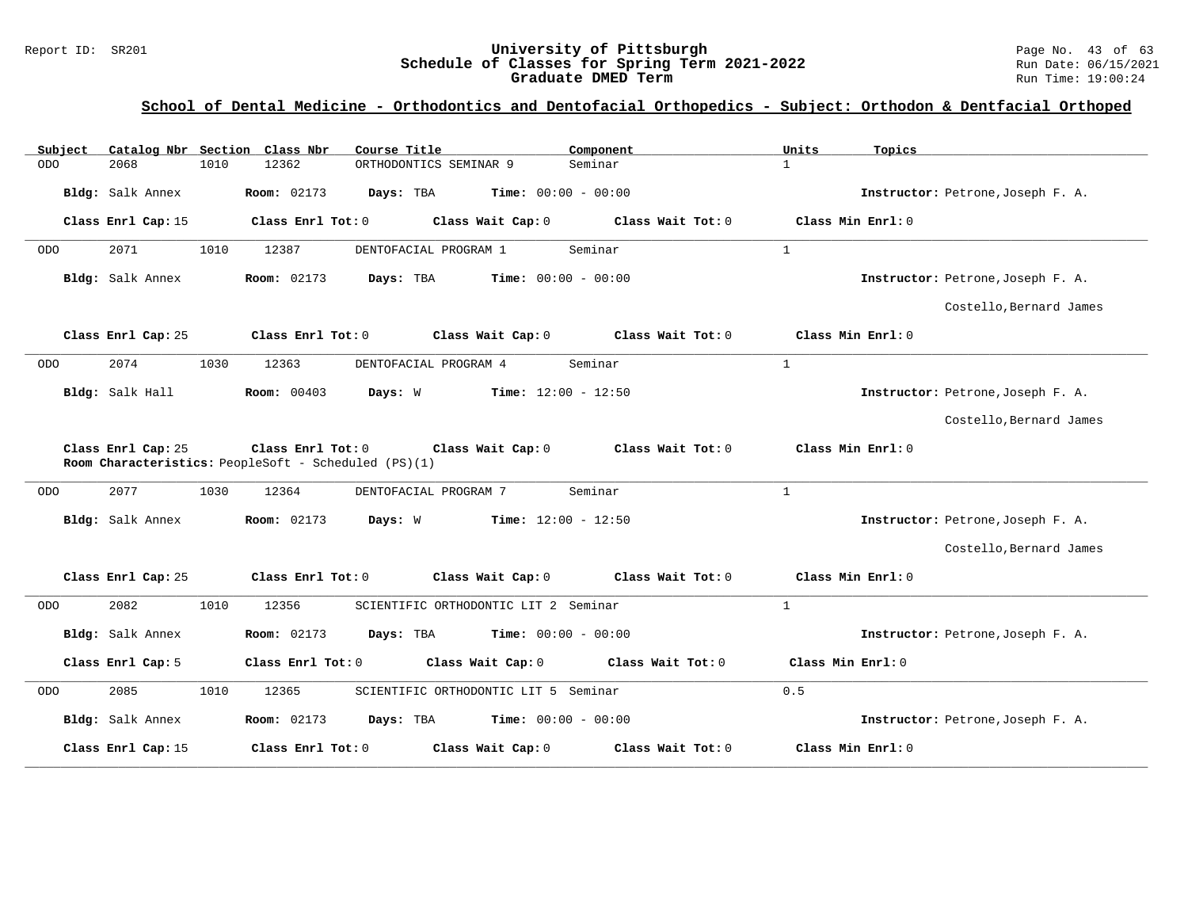## School of Dental Medicine - Orthodontics and Dentofacial Orthopedics - Subject: Orthodon & Dentfacial Orthoped

| Subject | Catalog Nbr | Section | Class Nbr | Course Title | Component | Units | Topics |
|---|---|---|---|---|---|---|---|
| ODO | 2068 | 1010 | 12362 | ORTHODONTICS SEMINAR 9 | Seminar | 1 | |

**Bldg:** Salk Annex **Room:** 02173 **Days:** TBA **Time:** 00:00 - 00:00 **Instructor:** Petrone,Joseph F. A.

**Class Enrl Cap:** 15 **Class Enrl Tot:** 0 **Class Wait Cap:** 0 **Class Wait Tot:** 0 **Class Min Enrl:** 0

---

| Subject | Catalog Nbr | Section | Class Nbr | Course Title | Component | Units | Topics |
|---|---|---|---|---|---|---|---|
| ODO | 2071 | 1010 | 12387 | DENTOFACIAL PROGRAM 1 | Seminar | 1 | |

**Bldg:** Salk Annex **Room:** 02173 **Days:** TBA **Time:** 00:00 - 00:00 **Instructor:** Petrone,Joseph F. A.; Costello,Bernard James

**Class Enrl Cap:** 25 **Class Enrl Tot:** 0 **Class Wait Cap:** 0 **Class Wait Tot:** 0 **Class Min Enrl:** 0

---

| Subject | Catalog Nbr | Section | Class Nbr | Course Title | Component | Units | Topics |
|---|---|---|---|---|---|---|---|
| ODO | 2074 | 1030 | 12363 | DENTOFACIAL PROGRAM 4 | Seminar | 1 | |

**Bldg:** Salk Hall **Room:** 00403 **Days:** W **Time:** 12:00 - 12:50 **Instructor:** Petrone,Joseph F. A.; Costello,Bernard James

**Class Enrl Cap:** 25 **Class Enrl Tot:** 0 **Class Wait Cap:** 0 **Class Wait Tot:** 0 **Class Min Enrl:** 0
**Room Characteristics:** PeopleSoft - Scheduled (PS)(1)

---

| Subject | Catalog Nbr | Section | Class Nbr | Course Title | Component | Units | Topics |
|---|---|---|---|---|---|---|---|
| ODO | 2077 | 1030 | 12364 | DENTOFACIAL PROGRAM 7 | Seminar | 1 | |

**Bldg:** Salk Annex **Room:** 02173 **Days:** W **Time:** 12:00 - 12:50 **Instructor:** Petrone,Joseph F. A.; Costello,Bernard James

**Class Enrl Cap:** 25 **Class Enrl Tot:** 0 **Class Wait Cap:** 0 **Class Wait Tot:** 0 **Class Min Enrl:** 0

---

| Subject | Catalog Nbr | Section | Class Nbr | Course Title | Component | Units | Topics |
|---|---|---|---|---|---|---|---|
| ODO | 2082 | 1010 | 12356 | SCIENTIFIC ORTHODONTIC LIT 2 | Seminar | 1 | |

**Bldg:** Salk Annex **Room:** 02173 **Days:** TBA **Time:** 00:00 - 00:00 **Instructor:** Petrone,Joseph F. A.

**Class Enrl Cap:** 5 **Class Enrl Tot:** 0 **Class Wait Cap:** 0 **Class Wait Tot:** 0 **Class Min Enrl:** 0

---

| Subject | Catalog Nbr | Section | Class Nbr | Course Title | Component | Units | Topics |
|---|---|---|---|---|---|---|---|
| ODO | 2085 | 1010 | 12365 | SCIENTIFIC ORTHODONTIC LIT 5 | Seminar | 0.5 | |

**Bldg:** Salk Annex **Room:** 02173 **Days:** TBA **Time:** 00:00 - 00:00 **Instructor:** Petrone,Joseph F. A.

**Class Enrl Cap:** 15 **Class Enrl Tot:** 0 **Class Wait Cap:** 0 **Class Wait Tot:** 0 **Class Min Enrl:** 0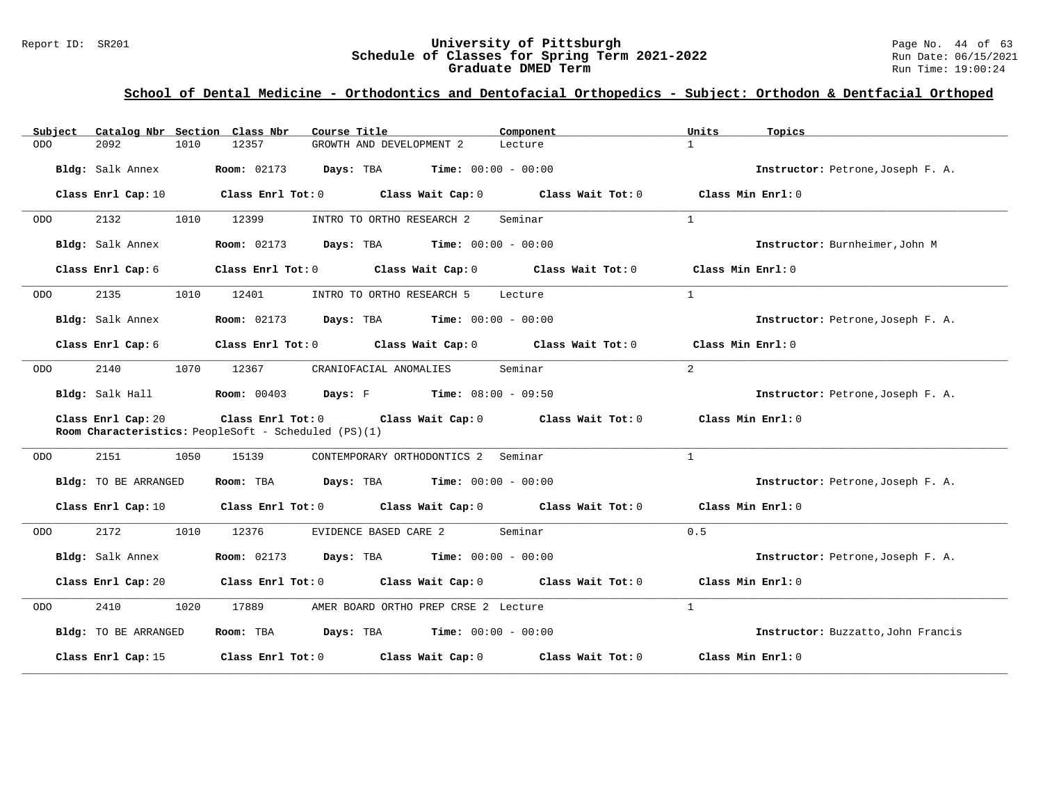## School of Dental Medicine - Orthodontics and Dentofacial Orthopedics - Subject: Orthodon & Dentfacial Orthoped

| Subject | Catalog Nbr | Section | Class Nbr | Course Title | Component | Units | Topics |
|---|---|---|---|---|---|---|---|
| ODO | 2092 | 1010 | 12357 | GROWTH AND DEVELOPMENT 2 | Lecture | 1 | |

**Bldg:** Salk Annex **Room:** 02173 **Days:** TBA **Time:** 00:00 - 00:00 **Instructor:** Petrone,Joseph F. A.

**Class Enrl Cap:** 10 **Class Enrl Tot:** 0 **Class Wait Cap:** 0 **Class Wait Tot:** 0 **Class Min Enrl:** 0

---

| Subject | Catalog Nbr | Section | Class Nbr | Course Title | Component | Units | Topics |
|---|---|---|---|---|---|---|---|
| ODO | 2132 | 1010 | 12399 | INTRO TO ORTHO RESEARCH 2 | Seminar | 1 | |

**Bldg:** Salk Annex **Room:** 02173 **Days:** TBA **Time:** 00:00 - 00:00 **Instructor:** Burnheimer,John M

**Class Enrl Cap:** 6 **Class Enrl Tot:** 0 **Class Wait Cap:** 0 **Class Wait Tot:** 0 **Class Min Enrl:** 0

---

| Subject | Catalog Nbr | Section | Class Nbr | Course Title | Component | Units | Topics |
|---|---|---|---|---|---|---|---|
| ODO | 2135 | 1010 | 12401 | INTRO TO ORTHO RESEARCH 5 | Lecture | 1 | |

**Bldg:** Salk Annex **Room:** 02173 **Days:** TBA **Time:** 00:00 - 00:00 **Instructor:** Petrone,Joseph F. A.

**Class Enrl Cap:** 6 **Class Enrl Tot:** 0 **Class Wait Cap:** 0 **Class Wait Tot:** 0 **Class Min Enrl:** 0

---

| Subject | Catalog Nbr | Section | Class Nbr | Course Title | Component | Units | Topics |
|---|---|---|---|---|---|---|---|
| ODO | 2140 | 1070 | 12367 | CRANIOFACIAL ANOMALIES | Seminar | 2 | |

**Bldg:** Salk Hall **Room:** 00403 **Days:** F **Time:** 08:00 - 09:50 **Instructor:** Petrone,Joseph F. A.

**Class Enrl Cap:** 20 **Class Enrl Tot:** 0 **Class Wait Cap:** 0 **Class Wait Tot:** 0 **Class Min Enrl:** 0

**Room Characteristics:** PeopleSoft - Scheduled (PS)(1)

---

| Subject | Catalog Nbr | Section | Class Nbr | Course Title | Component | Units | Topics |
|---|---|---|---|---|---|---|---|
| ODO | 2151 | 1050 | 15139 | CONTEMPORARY ORTHODONTICS 2 | Seminar | 1 | |

**Bldg:** TO BE ARRANGED **Room:** TBA **Days:** TBA **Time:** 00:00 - 00:00 **Instructor:** Petrone,Joseph F. A.

**Class Enrl Cap:** 10 **Class Enrl Tot:** 0 **Class Wait Cap:** 0 **Class Wait Tot:** 0 **Class Min Enrl:** 0

---

| Subject | Catalog Nbr | Section | Class Nbr | Course Title | Component | Units | Topics |
|---|---|---|---|---|---|---|---|
| ODO | 2172 | 1010 | 12376 | EVIDENCE BASED CARE 2 | Seminar | 0.5 | |

**Bldg:** Salk Annex **Room:** 02173 **Days:** TBA **Time:** 00:00 - 00:00 **Instructor:** Petrone,Joseph F. A.

**Class Enrl Cap:** 20 **Class Enrl Tot:** 0 **Class Wait Cap:** 0 **Class Wait Tot:** 0 **Class Min Enrl:** 0

---

| Subject | Catalog Nbr | Section | Class Nbr | Course Title | Component | Units | Topics |
|---|---|---|---|---|---|---|---|
| ODO | 2410 | 1020 | 17889 | AMER BOARD ORTHO PREP CRSE 2 | Lecture | 1 | |

**Bldg:** TO BE ARRANGED **Room:** TBA **Days:** TBA **Time:** 00:00 - 00:00 **Instructor:** Buzzatto,John Francis

**Class Enrl Cap:** 15 **Class Enrl Tot:** 0 **Class Wait Cap:** 0 **Class Wait Tot:** 0 **Class Min Enrl:** 0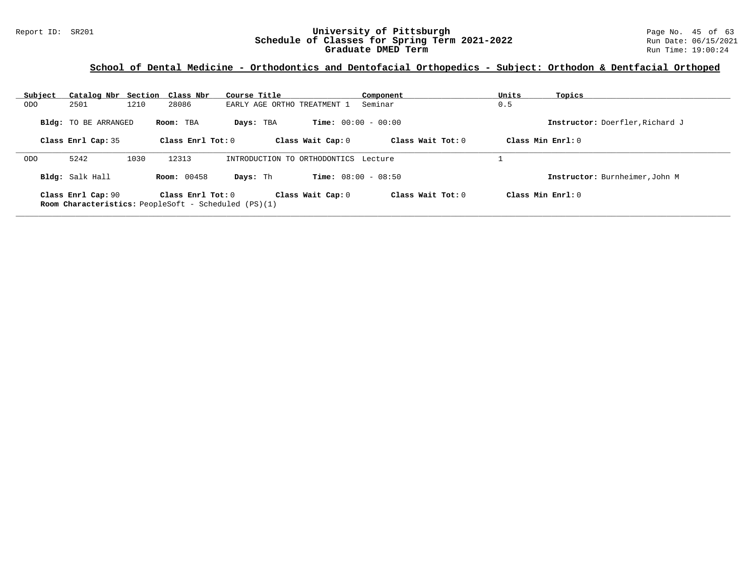# University of Pittsburgh
## Schedule of Classes for Spring Term 2021-2022
## Graduate DMED Term

Report ID: SR201

Run Date: 06/15/2021
Run Time: 19:00:24

### School of Dental Medicine - Orthodontics and Dentofacial Orthopedics - Subject: Orthodon & Dentfacial Orthoped

| Subject | Catalog Nbr | Section | Class Nbr | Course Title | Component | Units | Topics |
|---|---|---|---|---|---|---|---|
| ODO | 2501 | 1210 | 28086 | EARLY AGE ORTHO TREATMENT 1 | Seminar | 0.5 | |

**Bldg:** TO BE ARRANGED **Room:** TBA **Days:** TBA **Time:** 00:00 - 00:00 **Instructor:** Doerfler,Richard J

**Class Enrl Cap:** 35 **Class Enrl Tot:** 0 **Class Wait Cap:** 0 **Class Wait Tot:** 0 **Class Min Enrl:** 0

---

| Subject | Catalog Nbr | Section | Class Nbr | Course Title | Component | Units | Topics |
|---|---|---|---|---|---|---|---|
| ODO | 5242 | 1030 | 12313 | INTRODUCTION TO ORTHODONTICS | Lecture | 1 | |

**Bldg:** Salk Hall **Room:** 00458 **Days:** Th **Time:** 08:00 - 08:50 **Instructor:** Burnheimer,John M

**Class Enrl Cap:** 90 **Class Enrl Tot:** 0 **Class Wait Cap:** 0 **Class Wait Tot:** 0 **Class Min Enrl:** 0

**Room Characteristics:** PeopleSoft - Scheduled (PS)(1)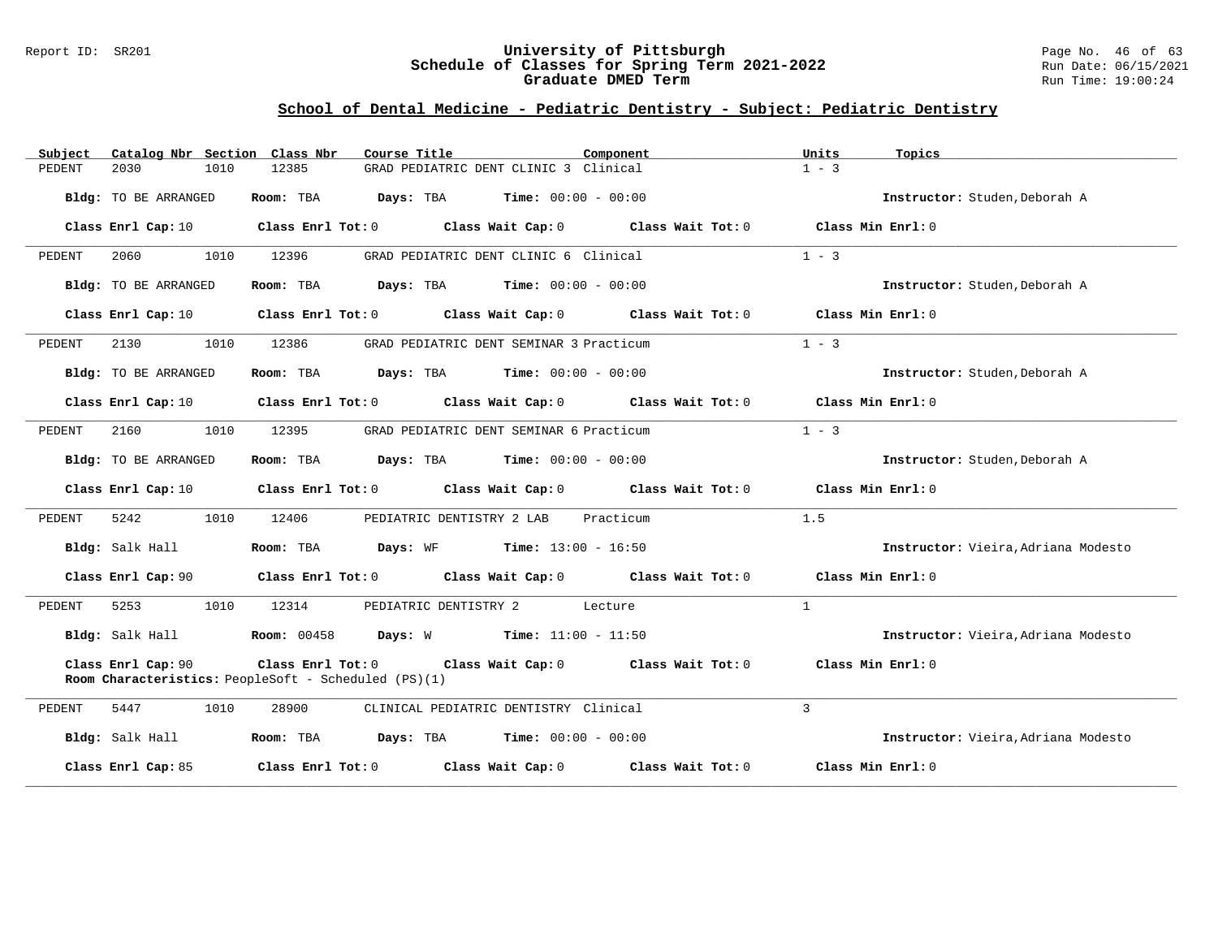## School of Dental Medicine - Pediatric Dentistry - Subject: Pediatric Dentistry

| Subject | Catalog Nbr | Section | Class Nbr | Course Title | Component | Units | Topics |
|---|---|---|---|---|---|---|---|
| PEDENT | 2030 | 1010 | 12385 | GRAD PEDIATRIC DENT CLINIC 3 | Clinical | 1 - 3 | |

**Bldg:** TO BE ARRANGED **Room:** TBA **Days:** TBA **Time:** 00:00 - 00:00 **Instructor:** Studen,Deborah A

**Class Enrl Cap:** 10 **Class Enrl Tot:** 0 **Class Wait Cap:** 0 **Class Wait Tot:** 0 **Class Min Enrl:** 0

---

| Subject | Catalog Nbr | Section | Class Nbr | Course Title | Component | Units | Topics |
|---|---|---|---|---|---|---|---|
| PEDENT | 2060 | 1010 | 12396 | GRAD PEDIATRIC DENT CLINIC 6 | Clinical | 1 - 3 | |

**Bldg:** TO BE ARRANGED **Room:** TBA **Days:** TBA **Time:** 00:00 - 00:00 **Instructor:** Studen,Deborah A

**Class Enrl Cap:** 10 **Class Enrl Tot:** 0 **Class Wait Cap:** 0 **Class Wait Tot:** 0 **Class Min Enrl:** 0

---

| Subject | Catalog Nbr | Section | Class Nbr | Course Title | Component | Units | Topics |
|---|---|---|---|---|---|---|---|
| PEDENT | 2130 | 1010 | 12386 | GRAD PEDIATRIC DENT SEMINAR 3 | Practicum | 1 - 3 | |

**Bldg:** TO BE ARRANGED **Room:** TBA **Days:** TBA **Time:** 00:00 - 00:00 **Instructor:** Studen,Deborah A

**Class Enrl Cap:** 10 **Class Enrl Tot:** 0 **Class Wait Cap:** 0 **Class Wait Tot:** 0 **Class Min Enrl:** 0

---

| Subject | Catalog Nbr | Section | Class Nbr | Course Title | Component | Units | Topics |
|---|---|---|---|---|---|---|---|
| PEDENT | 2160 | 1010 | 12395 | GRAD PEDIATRIC DENT SEMINAR 6 | Practicum | 1 - 3 | |

**Bldg:** TO BE ARRANGED **Room:** TBA **Days:** TBA **Time:** 00:00 - 00:00 **Instructor:** Studen,Deborah A

**Class Enrl Cap:** 10 **Class Enrl Tot:** 0 **Class Wait Cap:** 0 **Class Wait Tot:** 0 **Class Min Enrl:** 0

---

| Subject | Catalog Nbr | Section | Class Nbr | Course Title | Component | Units | Topics |
|---|---|---|---|---|---|---|---|
| PEDENT | 5242 | 1010 | 12406 | PEDIATRIC DENTISTRY 2 LAB | Practicum | 1.5 | |

**Bldg:** Salk Hall **Room:** TBA **Days:** WF **Time:** 13:00 - 16:50 **Instructor:** Vieira,Adriana Modesto

**Class Enrl Cap:** 90 **Class Enrl Tot:** 0 **Class Wait Cap:** 0 **Class Wait Tot:** 0 **Class Min Enrl:** 0

---

| Subject | Catalog Nbr | Section | Class Nbr | Course Title | Component | Units | Topics |
|---|---|---|---|---|---|---|---|
| PEDENT | 5253 | 1010 | 12314 | PEDIATRIC DENTISTRY 2 | Lecture | 1 | |

**Bldg:** Salk Hall **Room:** 00458 **Days:** W **Time:** 11:00 - 11:50 **Instructor:** Vieira,Adriana Modesto

**Class Enrl Cap:** 90 **Class Enrl Tot:** 0 **Class Wait Cap:** 0 **Class Wait Tot:** 0 **Class Min Enrl:** 0

**Room Characteristics:** PeopleSoft - Scheduled (PS)(1)

---

| Subject | Catalog Nbr | Section | Class Nbr | Course Title | Component | Units | Topics |
|---|---|---|---|---|---|---|---|
| PEDENT | 5447 | 1010 | 28900 | CLINICAL PEDIATRIC DENTISTRY | Clinical | 3 | |

**Bldg:** Salk Hall **Room:** TBA **Days:** TBA **Time:** 00:00 - 00:00 **Instructor:** Vieira,Adriana Modesto

**Class Enrl Cap:** 85 **Class Enrl Tot:** 0 **Class Wait Cap:** 0 **Class Wait Tot:** 0 **Class Min Enrl:** 0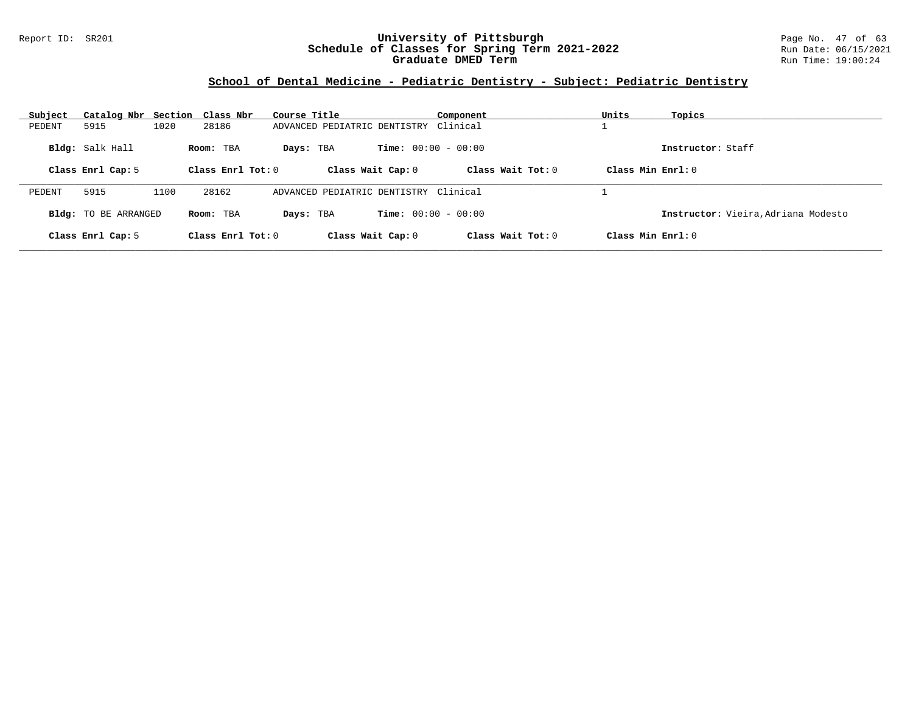Report ID: SR201

# University of Pittsburgh
## Schedule of Classes for Spring Term 2021-2022
## Graduate DMED Term

Run Date: 06/15/2021
Run Time: 19:00:24

### School of Dental Medicine - Pediatric Dentistry - Subject: Pediatric Dentistry

| Subject | Catalog Nbr | Section | Class Nbr | Course Title | Component | Units | Topics |
|---|---|---|---|---|---|---|---|
| PEDENT | 5915 | 1020 | 28186 | ADVANCED PEDIATRIC DENTISTRY | Clinical | 1 | |

**Bldg:** Salk Hall **Room:** TBA **Days:** TBA **Time:** 00:00 - 00:00 **Instructor:** Staff

**Class Enrl Cap:** 5 **Class Enrl Tot:** 0 **Class Wait Cap:** 0 **Class Wait Tot:** 0 **Class Min Enrl:** 0

---

| Subject | Catalog Nbr | Section | Class Nbr | Course Title | Component | Units | Topics |
|---|---|---|---|---|---|---|---|
| PEDENT | 5915 | 1100 | 28162 | ADVANCED PEDIATRIC DENTISTRY | Clinical | 1 | |

**Bldg:** TO BE ARRANGED **Room:** TBA **Days:** TBA **Time:** 00:00 - 00:00 **Instructor:** Vieira,Adriana Modesto

**Class Enrl Cap:** 5 **Class Enrl Tot:** 0 **Class Wait Cap:** 0 **Class Wait Tot:** 0 **Class Min Enrl:** 0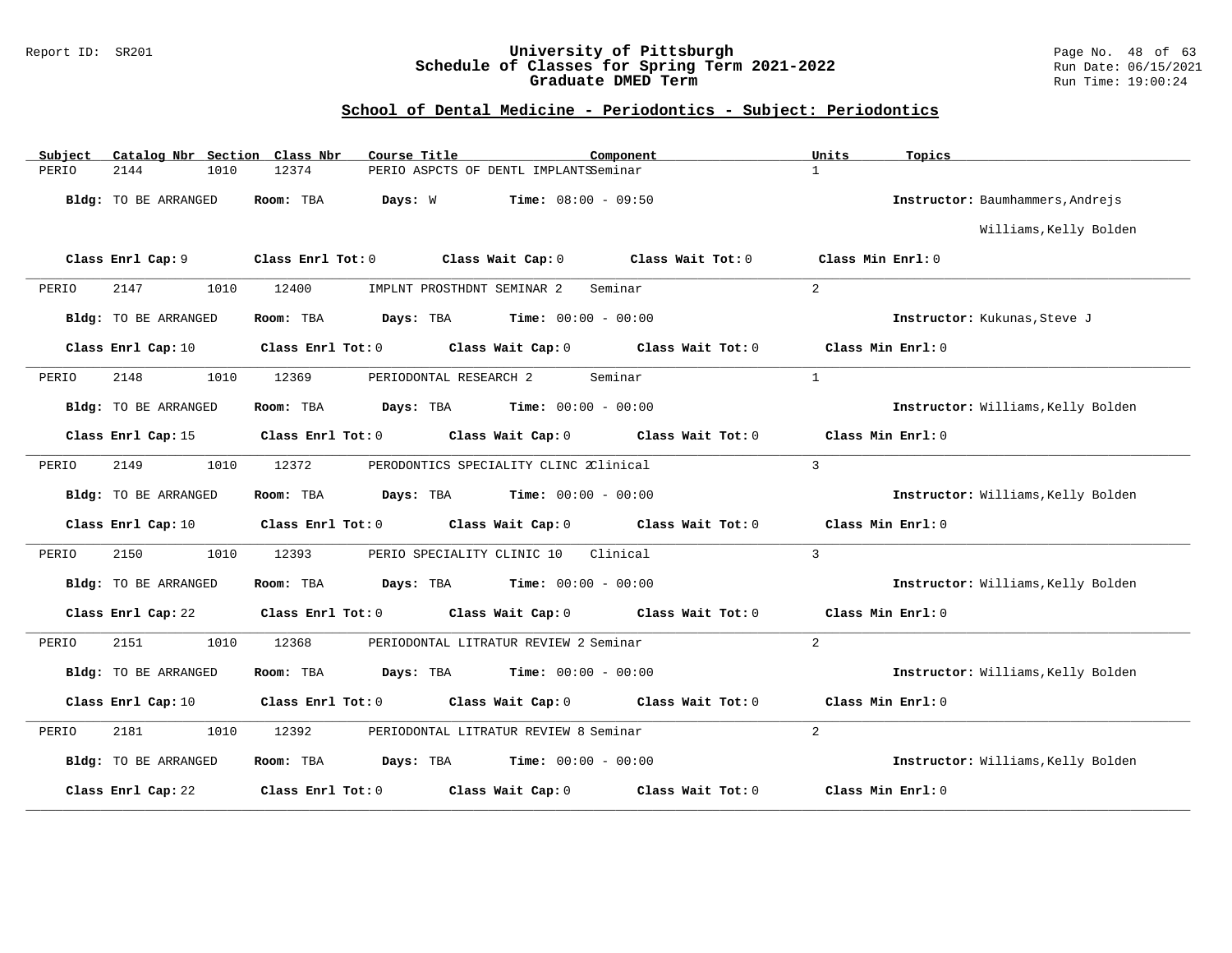# School of Dental Medicine - Periodontics - Subject: Periodontics

| Subject | Catalog Nbr | Section | Class Nbr | Course Title | Component | Units | Topics |
|---|---|---|---|---|---|---|---|
| PERIO | 2144 | 1010 | 12374 | PERIO ASPCTS OF DENTL IMPLANTS | Seminar | 1 | |

**Bldg:** TO BE ARRANGED **Room:** TBA **Days:** W **Time:** 08:00 - 09:50 **Instructor:** Baumhammers,Andrejs; Williams,Kelly Bolden

**Class Enrl Cap:** 9 **Class Enrl Tot:** 0 **Class Wait Cap:** 0 **Class Wait Tot:** 0 **Class Min Enrl:** 0

| Subject | Catalog Nbr | Section | Class Nbr | Course Title | Component | Units | Topics |
|---|---|---|---|---|---|---|---|
| PERIO | 2147 | 1010 | 12400 | IMPLNT PROSTHDNT SEMINAR 2 | Seminar | 2 | |

**Bldg:** TO BE ARRANGED **Room:** TBA **Days:** TBA **Time:** 00:00 - 00:00 **Instructor:** Kukunas,Steve J

**Class Enrl Cap:** 10 **Class Enrl Tot:** 0 **Class Wait Cap:** 0 **Class Wait Tot:** 0 **Class Min Enrl:** 0

| Subject | Catalog Nbr | Section | Class Nbr | Course Title | Component | Units | Topics |
|---|---|---|---|---|---|---|---|
| PERIO | 2148 | 1010 | 12369 | PERIODONTAL RESEARCH 2 | Seminar | 1 | |

**Bldg:** TO BE ARRANGED **Room:** TBA **Days:** TBA **Time:** 00:00 - 00:00 **Instructor:** Williams,Kelly Bolden

**Class Enrl Cap:** 15 **Class Enrl Tot:** 0 **Class Wait Cap:** 0 **Class Wait Tot:** 0 **Class Min Enrl:** 0

| Subject | Catalog Nbr | Section | Class Nbr | Course Title | Component | Units | Topics |
|---|---|---|---|---|---|---|---|
| PERIO | 2149 | 1010 | 12372 | PERODONTICS SPECIALITY CLINC 2 | Clinical | 3 | |

**Bldg:** TO BE ARRANGED **Room:** TBA **Days:** TBA **Time:** 00:00 - 00:00 **Instructor:** Williams,Kelly Bolden

**Class Enrl Cap:** 10 **Class Enrl Tot:** 0 **Class Wait Cap:** 0 **Class Wait Tot:** 0 **Class Min Enrl:** 0

| Subject | Catalog Nbr | Section | Class Nbr | Course Title | Component | Units | Topics |
|---|---|---|---|---|---|---|---|
| PERIO | 2150 | 1010 | 12393 | PERIO SPECIALITY CLINIC 10 | Clinical | 3 | |

**Bldg:** TO BE ARRANGED **Room:** TBA **Days:** TBA **Time:** 00:00 - 00:00 **Instructor:** Williams,Kelly Bolden

**Class Enrl Cap:** 22 **Class Enrl Tot:** 0 **Class Wait Cap:** 0 **Class Wait Tot:** 0 **Class Min Enrl:** 0

| Subject | Catalog Nbr | Section | Class Nbr | Course Title | Component | Units | Topics |
|---|---|---|---|---|---|---|---|
| PERIO | 2151 | 1010 | 12368 | PERIODONTAL LITRATUR REVIEW 2 | Seminar | 2 | |

**Bldg:** TO BE ARRANGED **Room:** TBA **Days:** TBA **Time:** 00:00 - 00:00 **Instructor:** Williams,Kelly Bolden

**Class Enrl Cap:** 10 **Class Enrl Tot:** 0 **Class Wait Cap:** 0 **Class Wait Tot:** 0 **Class Min Enrl:** 0

| Subject | Catalog Nbr | Section | Class Nbr | Course Title | Component | Units | Topics |
|---|---|---|---|---|---|---|---|
| PERIO | 2181 | 1010 | 12392 | PERIODONTAL LITRATUR REVIEW 8 | Seminar | 2 | |

**Bldg:** TO BE ARRANGED **Room:** TBA **Days:** TBA **Time:** 00:00 - 00:00 **Instructor:** Williams,Kelly Bolden

**Class Enrl Cap:** 22 **Class Enrl Tot:** 0 **Class Wait Cap:** 0 **Class Wait Tot:** 0 **Class Min Enrl:** 0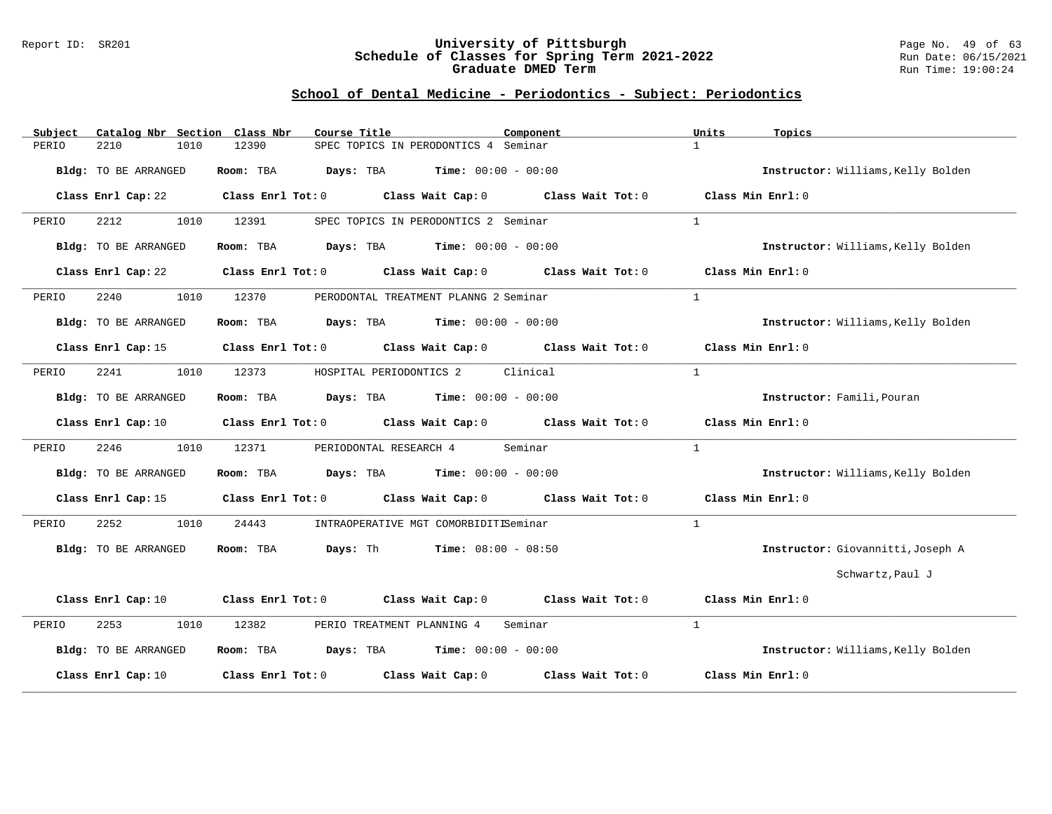## School of Dental Medicine - Periodontics - Subject: Periodontics

| Subject | Catalog Nbr | Section | Class Nbr | Course Title | Component | Units | Topics |
|---|---|---|---|---|---|---|---|
| PERIO | 2210 | 1010 | 12390 | SPEC TOPICS IN PERODONTICS 4 | Seminar | 1 | |

**Bldg:** TO BE ARRANGED **Room:** TBA **Days:** TBA **Time:** 00:00 - 00:00 **Instructor:** Williams,Kelly Bolden

**Class Enrl Cap:** 22 **Class Enrl Tot:** 0 **Class Wait Cap:** 0 **Class Wait Tot:** 0 **Class Min Enrl:** 0

---

| Subject | Catalog Nbr | Section | Class Nbr | Course Title | Component | Units | Topics |
|---|---|---|---|---|---|---|---|
| PERIO | 2212 | 1010 | 12391 | SPEC TOPICS IN PERODONTICS 2 | Seminar | 1 | |

**Bldg:** TO BE ARRANGED **Room:** TBA **Days:** TBA **Time:** 00:00 - 00:00 **Instructor:** Williams,Kelly Bolden

**Class Enrl Cap:** 22 **Class Enrl Tot:** 0 **Class Wait Cap:** 0 **Class Wait Tot:** 0 **Class Min Enrl:** 0

---

| Subject | Catalog Nbr | Section | Class Nbr | Course Title | Component | Units | Topics |
|---|---|---|---|---|---|---|---|
| PERIO | 2240 | 1010 | 12370 | PERODONTAL TREATMENT PLANNG 2 | Seminar | 1 | |

**Bldg:** TO BE ARRANGED **Room:** TBA **Days:** TBA **Time:** 00:00 - 00:00 **Instructor:** Williams,Kelly Bolden

**Class Enrl Cap:** 15 **Class Enrl Tot:** 0 **Class Wait Cap:** 0 **Class Wait Tot:** 0 **Class Min Enrl:** 0

---

| Subject | Catalog Nbr | Section | Class Nbr | Course Title | Component | Units | Topics |
|---|---|---|---|---|---|---|---|
| PERIO | 2241 | 1010 | 12373 | HOSPITAL PERIODONTICS 2 | Clinical | 1 | |

**Bldg:** TO BE ARRANGED **Room:** TBA **Days:** TBA **Time:** 00:00 - 00:00 **Instructor:** Famili,Pouran

**Class Enrl Cap:** 10 **Class Enrl Tot:** 0 **Class Wait Cap:** 0 **Class Wait Tot:** 0 **Class Min Enrl:** 0

---

| Subject | Catalog Nbr | Section | Class Nbr | Course Title | Component | Units | Topics |
|---|---|---|---|---|---|---|---|
| PERIO | 2246 | 1010 | 12371 | PERIODONTAL RESEARCH 4 | Seminar | 1 | |

**Bldg:** TO BE ARRANGED **Room:** TBA **Days:** TBA **Time:** 00:00 - 00:00 **Instructor:** Williams,Kelly Bolden

**Class Enrl Cap:** 15 **Class Enrl Tot:** 0 **Class Wait Cap:** 0 **Class Wait Tot:** 0 **Class Min Enrl:** 0

---

| Subject | Catalog Nbr | Section | Class Nbr | Course Title | Component | Units | Topics |
|---|---|---|---|---|---|---|---|
| PERIO | 2252 | 1010 | 24443 | INTRAOPERATIVE MGT COMORBIDITI | Seminar | 1 | |

**Bldg:** TO BE ARRANGED **Room:** TBA **Days:** Th **Time:** 08:00 - 08:50 **Instructor:** Giovannitti,Joseph A

Schwartz,Paul J

**Class Enrl Cap:** 10 **Class Enrl Tot:** 0 **Class Wait Cap:** 0 **Class Wait Tot:** 0 **Class Min Enrl:** 0

---

| Subject | Catalog Nbr | Section | Class Nbr | Course Title | Component | Units | Topics |
|---|---|---|---|---|---|---|---|
| PERIO | 2253 | 1010 | 12382 | PERIO TREATMENT PLANNING 4 | Seminar | 1 | |

**Bldg:** TO BE ARRANGED **Room:** TBA **Days:** TBA **Time:** 00:00 - 00:00 **Instructor:** Williams,Kelly Bolden

**Class Enrl Cap:** 10 **Class Enrl Tot:** 0 **Class Wait Cap:** 0 **Class Wait Tot:** 0 **Class Min Enrl:** 0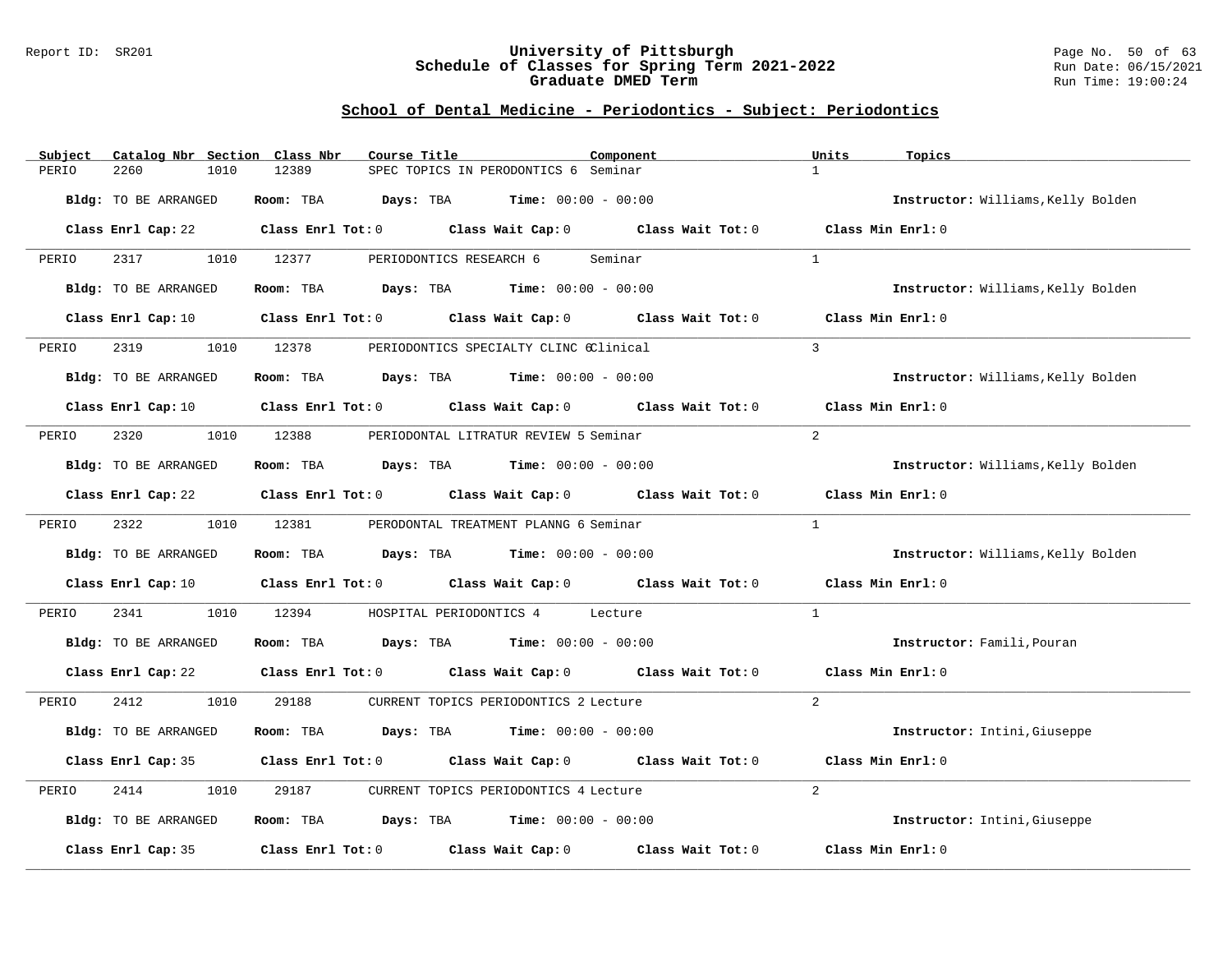# University of Pittsburgh
## Schedule of Classes for Spring Term 2021-2022
## Graduate DMED Term

Report ID: SR201

Run Date: 06/15/2021
Run Time: 19:00:24

### School of Dental Medicine - Periodontics - Subject: Periodontics

| Subject | Catalog Nbr | Section | Class Nbr | Course Title | Component | Units | Topics |
|---|---|---|---|---|---|---|---|
| PERIO | 2260 | 1010 | 12389 | SPEC TOPICS IN PERODONTICS 6 | Seminar | 1 | |

**Bldg:** TO BE ARRANGED **Room:** TBA **Days:** TBA **Time:** 00:00 - 00:00 **Instructor:** Williams,Kelly Bolden

**Class Enrl Cap:** 22 **Class Enrl Tot:** 0 **Class Wait Cap:** 0 **Class Wait Tot:** 0 **Class Min Enrl:** 0

---

| Subject | Catalog Nbr | Section | Class Nbr | Course Title | Component | Units | Topics |
|---|---|---|---|---|---|---|---|
| PERIO | 2317 | 1010 | 12377 | PERIODONTICS RESEARCH 6 | Seminar | 1 | |

**Bldg:** TO BE ARRANGED **Room:** TBA **Days:** TBA **Time:** 00:00 - 00:00 **Instructor:** Williams,Kelly Bolden

**Class Enrl Cap:** 10 **Class Enrl Tot:** 0 **Class Wait Cap:** 0 **Class Wait Tot:** 0 **Class Min Enrl:** 0

---

| Subject | Catalog Nbr | Section | Class Nbr | Course Title | Component | Units | Topics |
|---|---|---|---|---|---|---|---|
| PERIO | 2319 | 1010 | 12378 | PERIODONTICS SPECIALTY CLINC 6 | Clinical | 3 | |

**Bldg:** TO BE ARRANGED **Room:** TBA **Days:** TBA **Time:** 00:00 - 00:00 **Instructor:** Williams,Kelly Bolden

**Class Enrl Cap:** 10 **Class Enrl Tot:** 0 **Class Wait Cap:** 0 **Class Wait Tot:** 0 **Class Min Enrl:** 0

---

| Subject | Catalog Nbr | Section | Class Nbr | Course Title | Component | Units | Topics |
|---|---|---|---|---|---|---|---|
| PERIO | 2320 | 1010 | 12388 | PERIODONTAL LITRATUR REVIEW 5 | Seminar | 2 | |

**Bldg:** TO BE ARRANGED **Room:** TBA **Days:** TBA **Time:** 00:00 - 00:00 **Instructor:** Williams,Kelly Bolden

**Class Enrl Cap:** 22 **Class Enrl Tot:** 0 **Class Wait Cap:** 0 **Class Wait Tot:** 0 **Class Min Enrl:** 0

---

| Subject | Catalog Nbr | Section | Class Nbr | Course Title | Component | Units | Topics |
|---|---|---|---|---|---|---|---|
| PERIO | 2322 | 1010 | 12381 | PERODONTAL TREATMENT PLANNG 6 | Seminar | 1 | |

**Bldg:** TO BE ARRANGED **Room:** TBA **Days:** TBA **Time:** 00:00 - 00:00 **Instructor:** Williams,Kelly Bolden

**Class Enrl Cap:** 10 **Class Enrl Tot:** 0 **Class Wait Cap:** 0 **Class Wait Tot:** 0 **Class Min Enrl:** 0

---

| Subject | Catalog Nbr | Section | Class Nbr | Course Title | Component | Units | Topics |
|---|---|---|---|---|---|---|---|
| PERIO | 2341 | 1010 | 12394 | HOSPITAL PERIODONTICS 4 | Lecture | 1 | |

**Bldg:** TO BE ARRANGED **Room:** TBA **Days:** TBA **Time:** 00:00 - 00:00 **Instructor:** Famili,Pouran

**Class Enrl Cap:** 22 **Class Enrl Tot:** 0 **Class Wait Cap:** 0 **Class Wait Tot:** 0 **Class Min Enrl:** 0

---

| Subject | Catalog Nbr | Section | Class Nbr | Course Title | Component | Units | Topics |
|---|---|---|---|---|---|---|---|
| PERIO | 2412 | 1010 | 29188 | CURRENT TOPICS PERIODONTICS 2 | Lecture | 2 | |

**Bldg:** TO BE ARRANGED **Room:** TBA **Days:** TBA **Time:** 00:00 - 00:00 **Instructor:** Intini,Giuseppe

**Class Enrl Cap:** 35 **Class Enrl Tot:** 0 **Class Wait Cap:** 0 **Class Wait Tot:** 0 **Class Min Enrl:** 0

---

| Subject | Catalog Nbr | Section | Class Nbr | Course Title | Component | Units | Topics |
|---|---|---|---|---|---|---|---|
| PERIO | 2414 | 1010 | 29187 | CURRENT TOPICS PERIODONTICS 4 | Lecture | 2 | |

**Bldg:** TO BE ARRANGED **Room:** TBA **Days:** TBA **Time:** 00:00 - 00:00 **Instructor:** Intini,Giuseppe

**Class Enrl Cap:** 35 **Class Enrl Tot:** 0 **Class Wait Cap:** 0 **Class Wait Tot:** 0 **Class Min Enrl:** 0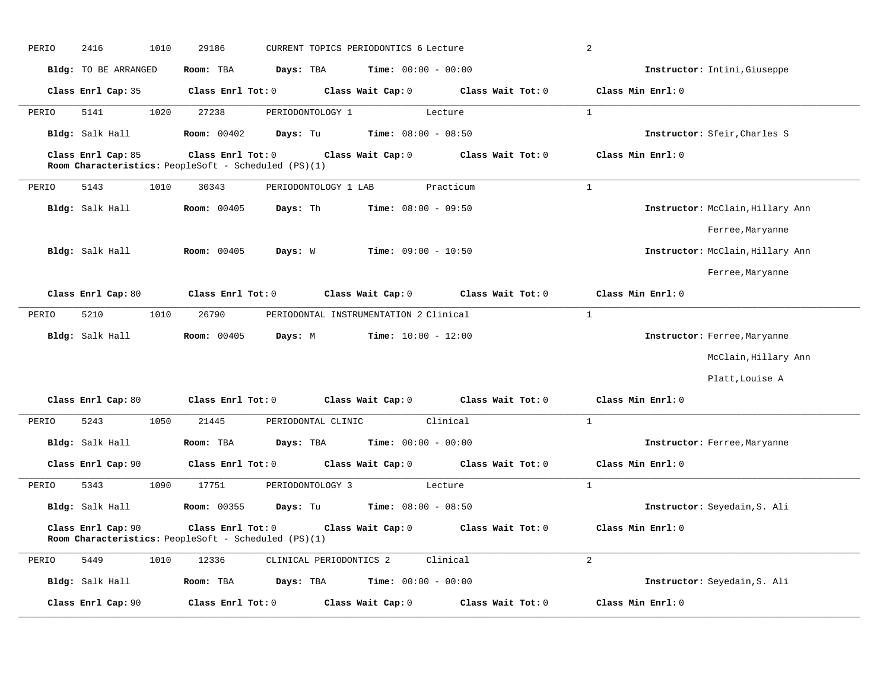PERIO 2416 1010 29186 CURRENT TOPICS PERIODONTICS 6 Lecture 2

**Bldg:** TO BE ARRANGED **Room:** TBA **Days:** TBA **Time:** 00:00 - 00:00 **Instructor:** Intini,Giuseppe

**Class Enrl Cap:** 35 **Class Enrl Tot:** 0 **Class Wait Cap:** 0 **Class Wait Tot:** 0 **Class Min Enrl:** 0

---

PERIO 5141 1020 27238 PERIODONTOLOGY 1 Lecture 1

**Bldg:** Salk Hall **Room:** 00402 **Days:** Tu **Time:** 08:00 - 08:50 **Instructor:** Sfeir,Charles S

**Class Enrl Cap:** 85 **Class Enrl Tot:** 0 **Class Wait Cap:** 0 **Class Wait Tot:** 0 **Class Min Enrl:** 0
**Room Characteristics:** PeopleSoft - Scheduled (PS)(1)

---

PERIO 5143 1010 30343 PERIODONTOLOGY 1 LAB Practicum 1

**Bldg:** Salk Hall **Room:** 00405 **Days:** Th **Time:** 08:00 - 09:50 **Instructor:** McClain,Hillary Ann
Ferree,Maryanne

**Bldg:** Salk Hall **Room:** 00405 **Days:** W **Time:** 09:00 - 10:50 **Instructor:** McClain,Hillary Ann
Ferree,Maryanne

**Class Enrl Cap:** 80 **Class Enrl Tot:** 0 **Class Wait Cap:** 0 **Class Wait Tot:** 0 **Class Min Enrl:** 0

---

PERIO 5210 1010 26790 PERIODONTAL INSTRUMENTATION 2 Clinical 1

**Bldg:** Salk Hall **Room:** 00405 **Days:** M **Time:** 10:00 - 12:00 **Instructor:** Ferree,Maryanne
McClain,Hillary Ann
Platt,Louise A

**Class Enrl Cap:** 80 **Class Enrl Tot:** 0 **Class Wait Cap:** 0 **Class Wait Tot:** 0 **Class Min Enrl:** 0

---

PERIO 5243 1050 21445 PERIODONTAL CLINIC Clinical 1

**Bldg:** Salk Hall **Room:** TBA **Days:** TBA **Time:** 00:00 - 00:00 **Instructor:** Ferree,Maryanne

**Class Enrl Cap:** 90 **Class Enrl Tot:** 0 **Class Wait Cap:** 0 **Class Wait Tot:** 0 **Class Min Enrl:** 0

---

PERIO 5343 1090 17751 PERIODONTOLOGY 3 Lecture 1

**Bldg:** Salk Hall **Room:** 00355 **Days:** Tu **Time:** 08:00 - 08:50 **Instructor:** Seyedain,S. Ali

**Class Enrl Cap:** 90 **Class Enrl Tot:** 0 **Class Wait Cap:** 0 **Class Wait Tot:** 0 **Class Min Enrl:** 0
**Room Characteristics:** PeopleSoft - Scheduled (PS)(1)

---

PERIO 5449 1010 12336 CLINICAL PERIODONTICS 2 Clinical 2

**Bldg:** Salk Hall **Room:** TBA **Days:** TBA **Time:** 00:00 - 00:00 **Instructor:** Seyedain,S. Ali

**Class Enrl Cap:** 90 **Class Enrl Tot:** 0 **Class Wait Cap:** 0 **Class Wait Tot:** 0 **Class Min Enrl:** 0

---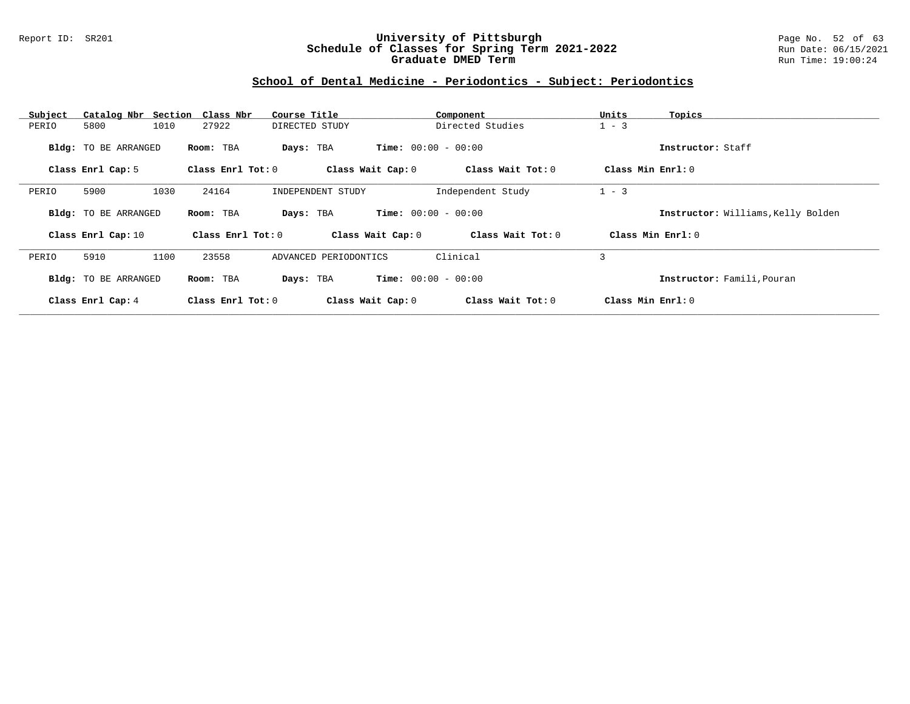Report ID: SR201

# University of Pittsburgh
## Schedule of Classes for Spring Term 2021-2022
## Graduate DMED Term

Run Date: 06/15/2021
Run Time: 19:00:24

### School of Dental Medicine - Periodontics - Subject: Periodontics

| Subject | Catalog Nbr | Section | Class Nbr | Course Title | Component | Units | Topics |
|---|---|---|---|---|---|---|---|
| PERIO | 5800 | 1010 | 27922 | DIRECTED STUDY | Directed Studies | 1 - 3 | |

**Bldg:** TO BE ARRANGED **Room:** TBA **Days:** TBA **Time:** 00:00 - 00:00 **Instructor:** Staff

**Class Enrl Cap:** 5 **Class Enrl Tot:** 0 **Class Wait Cap:** 0 **Class Wait Tot:** 0 **Class Min Enrl:** 0

---

| Subject | Catalog Nbr | Section | Class Nbr | Course Title | Component | Units | Topics |
|---|---|---|---|---|---|---|---|
| PERIO | 5900 | 1030 | 24164 | INDEPENDENT STUDY | Independent Study | 1 - 3 | |

**Bldg:** TO BE ARRANGED **Room:** TBA **Days:** TBA **Time:** 00:00 - 00:00 **Instructor:** Williams,Kelly Bolden

**Class Enrl Cap:** 10 **Class Enrl Tot:** 0 **Class Wait Cap:** 0 **Class Wait Tot:** 0 **Class Min Enrl:** 0

---

| Subject | Catalog Nbr | Section | Class Nbr | Course Title | Component | Units | Topics |
|---|---|---|---|---|---|---|---|
| PERIO | 5910 | 1100 | 23558 | ADVANCED PERIODONTICS | Clinical | 3 | |

**Bldg:** TO BE ARRANGED **Room:** TBA **Days:** TBA **Time:** 00:00 - 00:00 **Instructor:** Famili,Pouran

**Class Enrl Cap:** 4 **Class Enrl Tot:** 0 **Class Wait Cap:** 0 **Class Wait Tot:** 0 **Class Min Enrl:** 0

---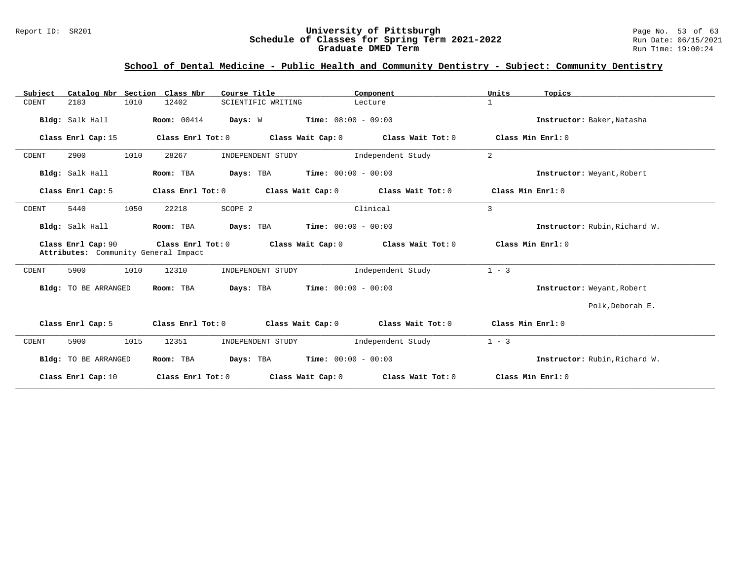# University of Pittsburgh
## Schedule of Classes for Spring Term 2021-2022
## Graduate DMED Term

### School of Dental Medicine - Public Health and Community Dentistry - Subject: Community Dentistry

| Subject | Catalog Nbr | Section | Class Nbr | Course Title | Component | Units | Topics |
|---|---|---|---|---|---|---|---|
| CDENT | 2183 | 1010 | 12402 | SCIENTIFIC WRITING | Lecture | 1 | |

**Bldg:** Salk Hall **Room:** 00414 **Days:** W **Time:** 08:00 - 09:00 **Instructor:** Baker,Natasha

**Class Enrl Cap:** 15 **Class Enrl Tot:** 0 **Class Wait Cap:** 0 **Class Wait Tot:** 0 **Class Min Enrl:** 0

---

| Subject | Catalog Nbr | Section | Class Nbr | Course Title | Component | Units | Topics |
|---|---|---|---|---|---|---|---|
| CDENT | 2900 | 1010 | 28267 | INDEPENDENT STUDY | Independent Study | 2 | |

**Bldg:** Salk Hall **Room:** TBA **Days:** TBA **Time:** 00:00 - 00:00 **Instructor:** Weyant,Robert

**Class Enrl Cap:** 5 **Class Enrl Tot:** 0 **Class Wait Cap:** 0 **Class Wait Tot:** 0 **Class Min Enrl:** 0

---

| Subject | Catalog Nbr | Section | Class Nbr | Course Title | Component | Units | Topics |
|---|---|---|---|---|---|---|---|
| CDENT | 5440 | 1050 | 22218 | SCOPE 2 | Clinical | 3 | |

**Bldg:** Salk Hall **Room:** TBA **Days:** TBA **Time:** 00:00 - 00:00 **Instructor:** Rubin,Richard W.

**Class Enrl Cap:** 90 **Class Enrl Tot:** 0 **Class Wait Cap:** 0 **Class Wait Tot:** 0 **Class Min Enrl:** 0
**Attributes:** Community General Impact

---

| Subject | Catalog Nbr | Section | Class Nbr | Course Title | Component | Units | Topics |
|---|---|---|---|---|---|---|---|
| CDENT | 5900 | 1010 | 12310 | INDEPENDENT STUDY | Independent Study | 1 - 3 | |

**Bldg:** TO BE ARRANGED **Room:** TBA **Days:** TBA **Time:** 00:00 - 00:00 **Instructor:** Weyant,Robert
Polk,Deborah E.

**Class Enrl Cap:** 5 **Class Enrl Tot:** 0 **Class Wait Cap:** 0 **Class Wait Tot:** 0 **Class Min Enrl:** 0

---

| Subject | Catalog Nbr | Section | Class Nbr | Course Title | Component | Units | Topics |
|---|---|---|---|---|---|---|---|
| CDENT | 5900 | 1015 | 12351 | INDEPENDENT STUDY | Independent Study | 1 - 3 | |

**Bldg:** TO BE ARRANGED **Room:** TBA **Days:** TBA **Time:** 00:00 - 00:00 **Instructor:** Rubin,Richard W.

**Class Enrl Cap:** 10 **Class Enrl Tot:** 0 **Class Wait Cap:** 0 **Class Wait Tot:** 0 **Class Min Enrl:** 0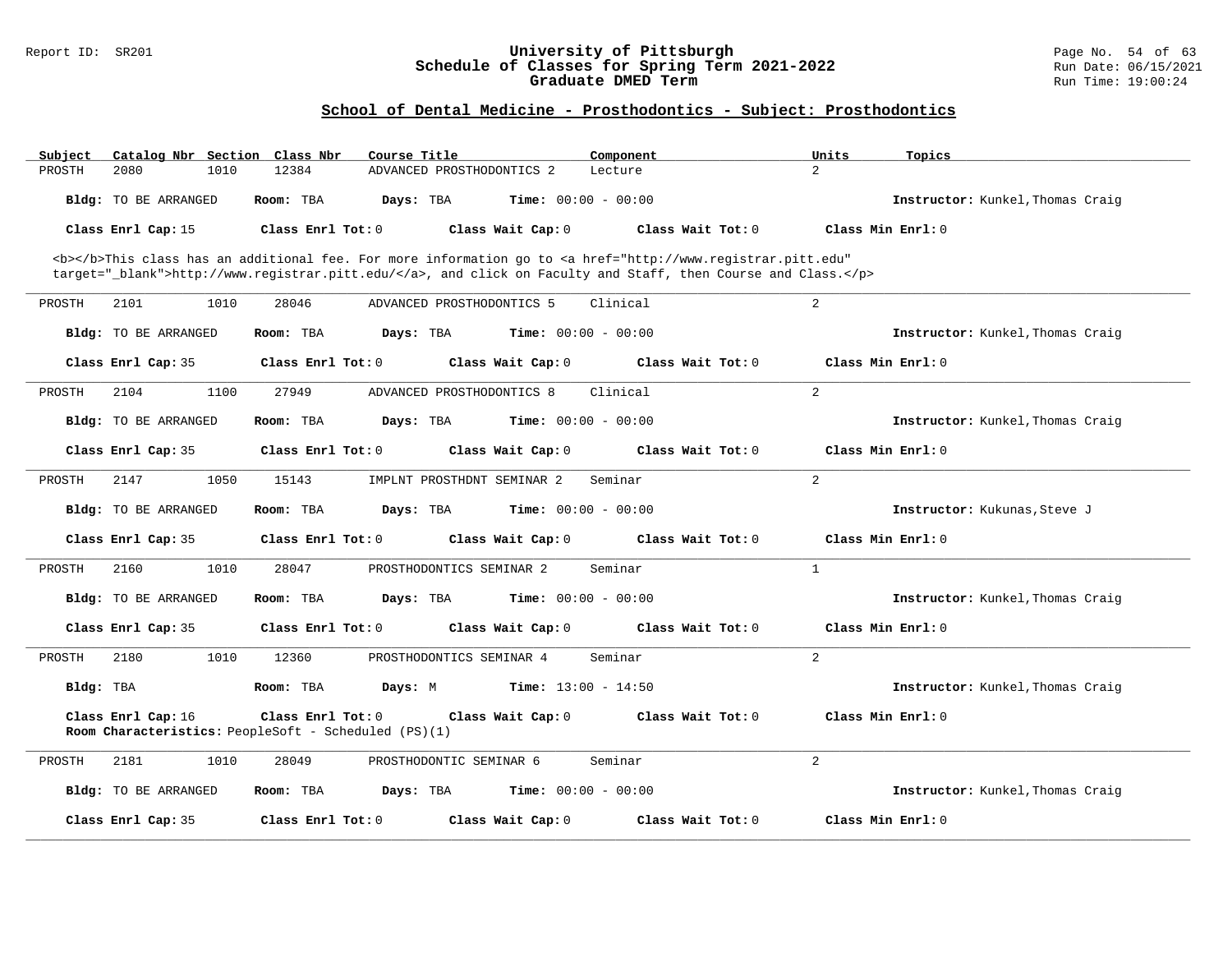## School of Dental Medicine - Prosthodontics - Subject: Prosthodontics

| Subject | Catalog Nbr | Section | Class Nbr | Course Title | Component | Units | Topics |
|---|---|---|---|---|---|---|---|
| PROSTH | 2080 | 1010 | 12384 | ADVANCED PROSTHODONTICS 2 | Lecture | 2 | |

**Bldg:** TO BE ARRANGED **Room:** TBA **Days:** TBA **Time:** 00:00 - 00:00 **Instructor:** Kunkel,Thomas Craig

**Class Enrl Cap:** 15 **Class Enrl Tot:** 0 **Class Wait Cap:** 0 **Class Wait Tot:** 0 **Class Min Enrl:** 0

<b></b>This class has an additional fee. For more information go to <a href="http://www.registrar.pitt.edu" target="_blank">http://www.registrar.pitt.edu/</a>, and click on Faculty and Staff, then Course and Class.</p>

---

| Subject | Catalog Nbr | Section | Class Nbr | Course Title | Component | Units | Topics |
|---|---|---|---|---|---|---|---|
| PROSTH | 2101 | 1010 | 28046 | ADVANCED PROSTHODONTICS 5 | Clinical | 2 | |

**Bldg:** TO BE ARRANGED **Room:** TBA **Days:** TBA **Time:** 00:00 - 00:00 **Instructor:** Kunkel,Thomas Craig

**Class Enrl Cap:** 35 **Class Enrl Tot:** 0 **Class Wait Cap:** 0 **Class Wait Tot:** 0 **Class Min Enrl:** 0

---

| Subject | Catalog Nbr | Section | Class Nbr | Course Title | Component | Units | Topics |
|---|---|---|---|---|---|---|---|
| PROSTH | 2104 | 1100 | 27949 | ADVANCED PROSTHODONTICS 8 | Clinical | 2 | |

**Bldg:** TO BE ARRANGED **Room:** TBA **Days:** TBA **Time:** 00:00 - 00:00 **Instructor:** Kunkel,Thomas Craig

**Class Enrl Cap:** 35 **Class Enrl Tot:** 0 **Class Wait Cap:** 0 **Class Wait Tot:** 0 **Class Min Enrl:** 0

---

| Subject | Catalog Nbr | Section | Class Nbr | Course Title | Component | Units | Topics |
|---|---|---|---|---|---|---|---|
| PROSTH | 2147 | 1050 | 15143 | IMPLNT PROSTHDNT SEMINAR 2 | Seminar | 2 | |

**Bldg:** TO BE ARRANGED **Room:** TBA **Days:** TBA **Time:** 00:00 - 00:00 **Instructor:** Kukunas,Steve J

**Class Enrl Cap:** 35 **Class Enrl Tot:** 0 **Class Wait Cap:** 0 **Class Wait Tot:** 0 **Class Min Enrl:** 0

---

| Subject | Catalog Nbr | Section | Class Nbr | Course Title | Component | Units | Topics |
|---|---|---|---|---|---|---|---|
| PROSTH | 2160 | 1010 | 28047 | PROSTHODONTICS SEMINAR 2 | Seminar | 1 | |

**Bldg:** TO BE ARRANGED **Room:** TBA **Days:** TBA **Time:** 00:00 - 00:00 **Instructor:** Kunkel,Thomas Craig

**Class Enrl Cap:** 35 **Class Enrl Tot:** 0 **Class Wait Cap:** 0 **Class Wait Tot:** 0 **Class Min Enrl:** 0

---

| Subject | Catalog Nbr | Section | Class Nbr | Course Title | Component | Units | Topics |
|---|---|---|---|---|---|---|---|
| PROSTH | 2180 | 1010 | 12360 | PROSTHODONTICS SEMINAR 4 | Seminar | 2 | |

**Bldg:** TBA **Room:** TBA **Days:** M **Time:** 13:00 - 14:50 **Instructor:** Kunkel,Thomas Craig

**Class Enrl Cap:** 16 **Class Enrl Tot:** 0 **Class Wait Cap:** 0 **Class Wait Tot:** 0 **Class Min Enrl:** 0

**Room Characteristics:** PeopleSoft - Scheduled (PS)(1)

---

| Subject | Catalog Nbr | Section | Class Nbr | Course Title | Component | Units | Topics |
|---|---|---|---|---|---|---|---|
| PROSTH | 2181 | 1010 | 28049 | PROSTHODONTIC SEMINAR 6 | Seminar | 2 | |

**Bldg:** TO BE ARRANGED **Room:** TBA **Days:** TBA **Time:** 00:00 - 00:00 **Instructor:** Kunkel,Thomas Craig

**Class Enrl Cap:** 35 **Class Enrl Tot:** 0 **Class Wait Cap:** 0 **Class Wait Tot:** 0 **Class Min Enrl:** 0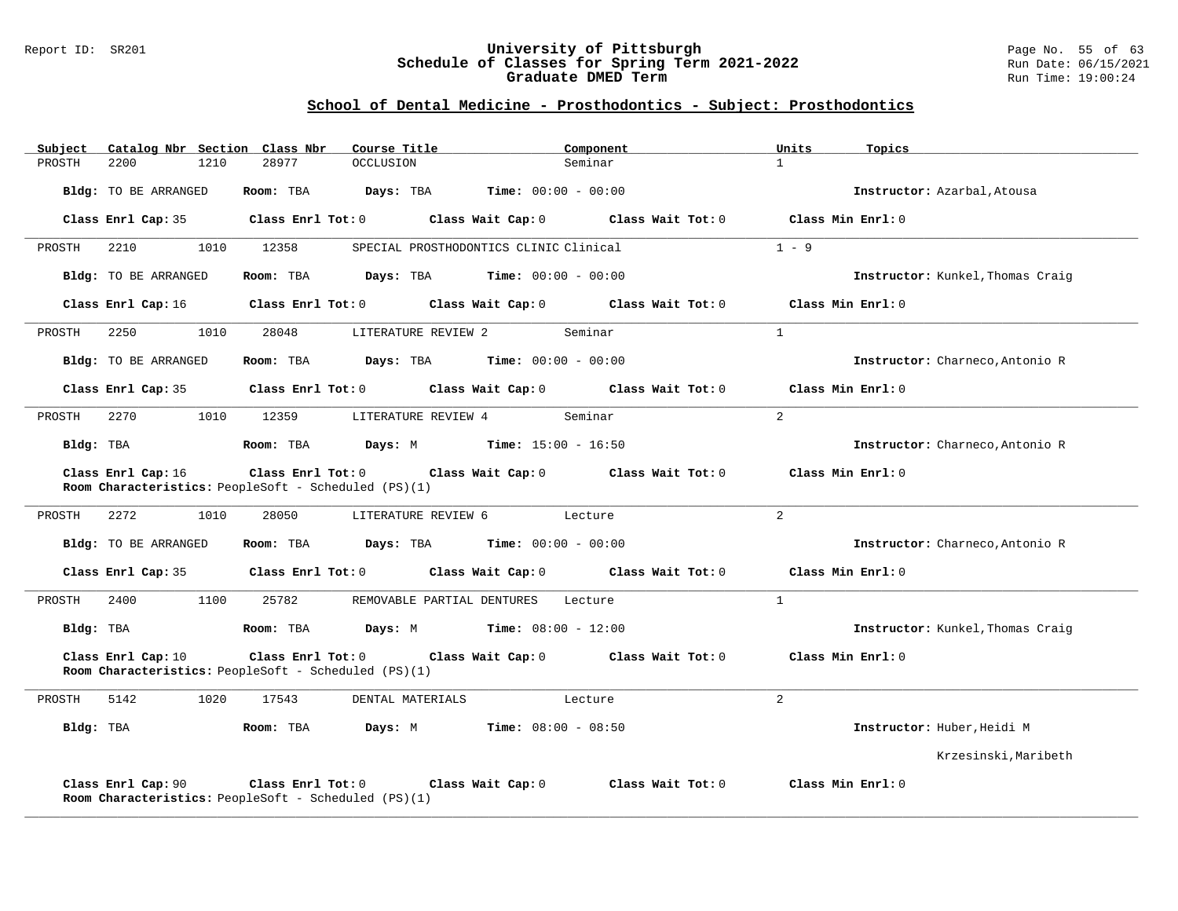## School of Dental Medicine - Prosthodontics - Subject: Prosthodontics

| Subject | Catalog Nbr | Section | Class Nbr | Course Title | Component | Units | Topics |
|---|---|---|---|---|---|---|---|
| PROSTH | 2200 | 1210 | 28977 | OCCLUSION | Seminar | 1 | |

**Bldg:** TO BE ARRANGED **Room:** TBA **Days:** TBA **Time:** 00:00 - 00:00 **Instructor:** Azarbal,Atousa

**Class Enrl Cap:** 35 **Class Enrl Tot:** 0 **Class Wait Cap:** 0 **Class Wait Tot:** 0 **Class Min Enrl:** 0

---

| Subject | Catalog Nbr | Section | Class Nbr | Course Title | Component | Units | Topics |
|---|---|---|---|---|---|---|---|
| PROSTH | 2210 | 1010 | 12358 | SPECIAL PROSTHODONTICS CLINIC | Clinical | 1 - 9 | |

**Bldg:** TO BE ARRANGED **Room:** TBA **Days:** TBA **Time:** 00:00 - 00:00 **Instructor:** Kunkel,Thomas Craig

**Class Enrl Cap:** 16 **Class Enrl Tot:** 0 **Class Wait Cap:** 0 **Class Wait Tot:** 0 **Class Min Enrl:** 0

---

| Subject | Catalog Nbr | Section | Class Nbr | Course Title | Component | Units | Topics |
|---|---|---|---|---|---|---|---|
| PROSTH | 2250 | 1010 | 28048 | LITERATURE REVIEW 2 | Seminar | 1 | |

**Bldg:** TO BE ARRANGED **Room:** TBA **Days:** TBA **Time:** 00:00 - 00:00 **Instructor:** Charneco,Antonio R

**Class Enrl Cap:** 35 **Class Enrl Tot:** 0 **Class Wait Cap:** 0 **Class Wait Tot:** 0 **Class Min Enrl:** 0

---

| Subject | Catalog Nbr | Section | Class Nbr | Course Title | Component | Units | Topics |
|---|---|---|---|---|---|---|---|
| PROSTH | 2270 | 1010 | 12359 | LITERATURE REVIEW 4 | Seminar | 2 | |

**Bldg:** TBA **Room:** TBA **Days:** M **Time:** 15:00 - 16:50 **Instructor:** Charneco,Antonio R

**Class Enrl Cap:** 16 **Class Enrl Tot:** 0 **Class Wait Cap:** 0 **Class Wait Tot:** 0 **Class Min Enrl:** 0
**Room Characteristics:** PeopleSoft - Scheduled (PS)(1)

---

| Subject | Catalog Nbr | Section | Class Nbr | Course Title | Component | Units | Topics |
|---|---|---|---|---|---|---|---|
| PROSTH | 2272 | 1010 | 28050 | LITERATURE REVIEW 6 | Lecture | 2 | |

**Bldg:** TO BE ARRANGED **Room:** TBA **Days:** TBA **Time:** 00:00 - 00:00 **Instructor:** Charneco,Antonio R

**Class Enrl Cap:** 35 **Class Enrl Tot:** 0 **Class Wait Cap:** 0 **Class Wait Tot:** 0 **Class Min Enrl:** 0

---

| Subject | Catalog Nbr | Section | Class Nbr | Course Title | Component | Units | Topics |
|---|---|---|---|---|---|---|---|
| PROSTH | 2400 | 1100 | 25782 | REMOVABLE PARTIAL DENTURES | Lecture | 1 | |

**Bldg:** TBA **Room:** TBA **Days:** M **Time:** 08:00 - 12:00 **Instructor:** Kunkel,Thomas Craig

**Class Enrl Cap:** 10 **Class Enrl Tot:** 0 **Class Wait Cap:** 0 **Class Wait Tot:** 0 **Class Min Enrl:** 0
**Room Characteristics:** PeopleSoft - Scheduled (PS)(1)

---

| Subject | Catalog Nbr | Section | Class Nbr | Course Title | Component | Units | Topics |
|---|---|---|---|---|---|---|---|
| PROSTH | 5142 | 1020 | 17543 | DENTAL MATERIALS | Lecture | 2 | |

**Bldg:** TBA **Room:** TBA **Days:** M **Time:** 08:00 - 08:50 **Instructor:** Huber,Heidi M
Krzesinski,Maribeth

**Class Enrl Cap:** 90 **Class Enrl Tot:** 0 **Class Wait Cap:** 0 **Class Wait Tot:** 0 **Class Min Enrl:** 0
**Room Characteristics:** PeopleSoft - Scheduled (PS)(1)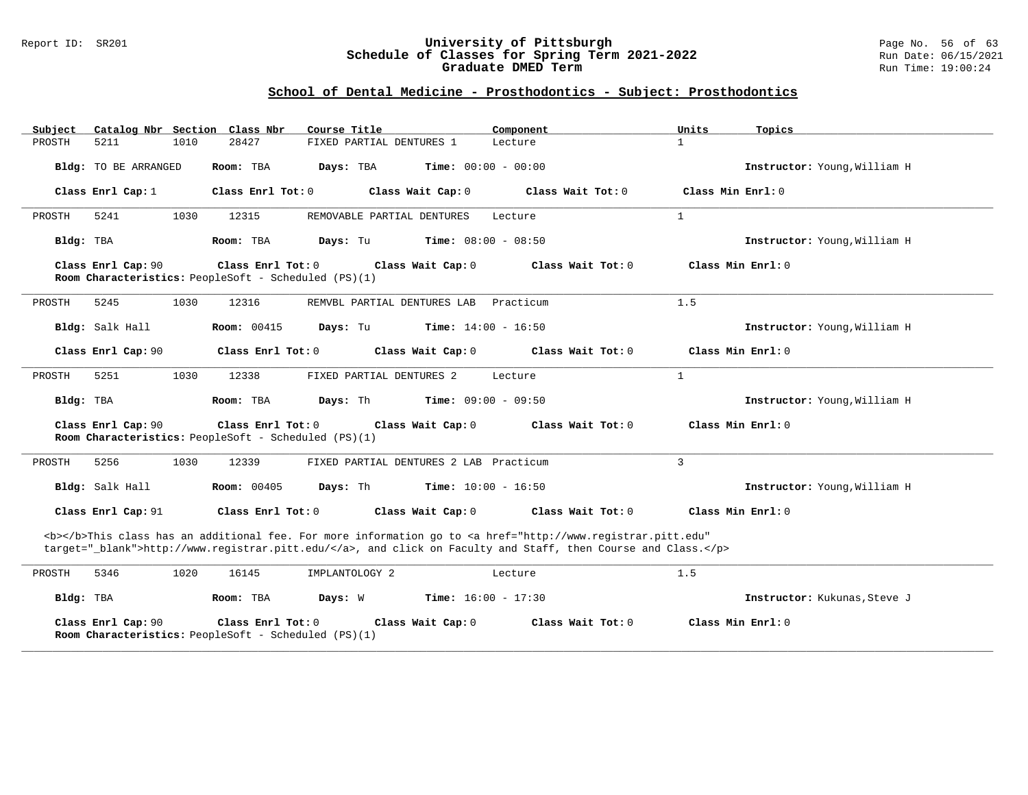## School of Dental Medicine - Prosthodontics - Subject: Prosthodontics

| Subject | Catalog Nbr | Section | Class Nbr | Course Title | Component | Units | Topics |
|---|---|---|---|---|---|---|---|
| PROSTH | 5211 | 1010 | 28427 | FIXED PARTIAL DENTURES 1 | Lecture | 1 | |

**Bldg:** TO BE ARRANGED **Room:** TBA **Days:** TBA **Time:** 00:00 - 00:00 **Instructor:** Young,William H

**Class Enrl Cap:** 1 **Class Enrl Tot:** 0 **Class Wait Cap:** 0 **Class Wait Tot:** 0 **Class Min Enrl:** 0

---

| Subject | Catalog Nbr | Section | Class Nbr | Course Title | Component | Units | Topics |
|---|---|---|---|---|---|---|---|
| PROSTH | 5241 | 1030 | 12315 | REMOVABLE PARTIAL DENTURES | Lecture | 1 | |

**Bldg:** TBA **Room:** TBA **Days:** Tu **Time:** 08:00 - 08:50 **Instructor:** Young,William H

**Class Enrl Cap:** 90 **Class Enrl Tot:** 0 **Class Wait Cap:** 0 **Class Wait Tot:** 0 **Class Min Enrl:** 0

**Room Characteristics:** PeopleSoft - Scheduled (PS)(1)

---

| Subject | Catalog Nbr | Section | Class Nbr | Course Title | Component | Units | Topics |
|---|---|---|---|---|---|---|---|
| PROSTH | 5245 | 1030 | 12316 | REMVBL PARTIAL DENTURES LAB | Practicum | 1.5 | |

**Bldg:** Salk Hall **Room:** 00415 **Days:** Tu **Time:** 14:00 - 16:50 **Instructor:** Young,William H

**Class Enrl Cap:** 90 **Class Enrl Tot:** 0 **Class Wait Cap:** 0 **Class Wait Tot:** 0 **Class Min Enrl:** 0

---

| Subject | Catalog Nbr | Section | Class Nbr | Course Title | Component | Units | Topics |
|---|---|---|---|---|---|---|---|
| PROSTH | 5251 | 1030 | 12338 | FIXED PARTIAL DENTURES 2 | Lecture | 1 | |

**Bldg:** TBA **Room:** TBA **Days:** Th **Time:** 09:00 - 09:50 **Instructor:** Young,William H

**Class Enrl Cap:** 90 **Class Enrl Tot:** 0 **Class Wait Cap:** 0 **Class Wait Tot:** 0 **Class Min Enrl:** 0

**Room Characteristics:** PeopleSoft - Scheduled (PS)(1)

---

| Subject | Catalog Nbr | Section | Class Nbr | Course Title | Component | Units | Topics |
|---|---|---|---|---|---|---|---|
| PROSTH | 5256 | 1030 | 12339 | FIXED PARTIAL DENTURES 2 LAB | Practicum | 3 | |

**Bldg:** Salk Hall **Room:** 00405 **Days:** Th **Time:** 10:00 - 16:50 **Instructor:** Young,William H

**Class Enrl Cap:** 91 **Class Enrl Tot:** 0 **Class Wait Cap:** 0 **Class Wait Tot:** 0 **Class Min Enrl:** 0

<b></b>This class has an additional fee. For more information go to <a href="http://www.registrar.pitt.edu" target="_blank">http://www.registrar.pitt.edu/</a>, and click on Faculty and Staff, then Course and Class.</p>

---

| Subject | Catalog Nbr | Section | Class Nbr | Course Title | Component | Units | Topics |
|---|---|---|---|---|---|---|---|
| PROSTH | 5346 | 1020 | 16145 | IMPLANTOLOGY 2 | Lecture | 1.5 | |

**Bldg:** TBA **Room:** TBA **Days:** W **Time:** 16:00 - 17:30 **Instructor:** Kukunas,Steve J

**Class Enrl Cap:** 90 **Class Enrl Tot:** 0 **Class Wait Cap:** 0 **Class Wait Tot:** 0 **Class Min Enrl:** 0

**Room Characteristics:** PeopleSoft - Scheduled (PS)(1)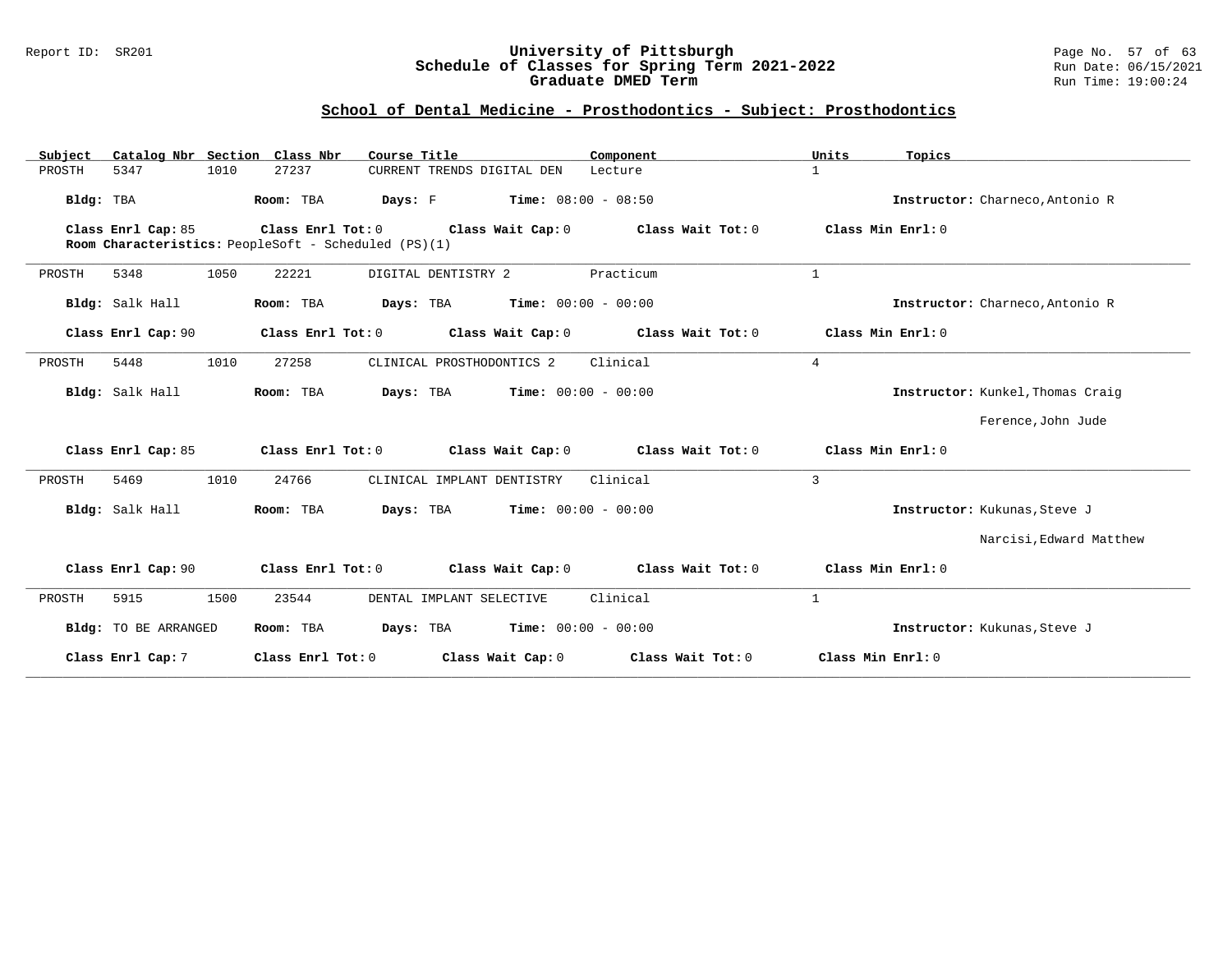## School of Dental Medicine - Prosthodontics - Subject: Prosthodontics

| Subject | Catalog Nbr | Section | Class Nbr | Course Title | Component | Units | Topics |
|---|---|---|---|---|---|---|---|
| PROSTH | 5347 | 1010 | 27237 | CURRENT TRENDS DIGITAL DEN | Lecture | 1 | |

**Bldg:** TBA **Room:** TBA **Days:** F **Time:** 08:00 - 08:50 **Instructor:** Charneco,Antonio R

**Class Enrl Cap:** 85 **Class Enrl Tot:** 0 **Class Wait Cap:** 0 **Class Wait Tot:** 0 **Class Min Enrl:** 0
**Room Characteristics:** PeopleSoft - Scheduled (PS)(1)

---

| Subject | Catalog Nbr | Section | Class Nbr | Course Title | Component | Units | Topics |
|---|---|---|---|---|---|---|---|
| PROSTH | 5348 | 1050 | 22221 | DIGITAL DENTISTRY 2 | Practicum | 1 | |

**Bldg:** Salk Hall **Room:** TBA **Days:** TBA **Time:** 00:00 - 00:00 **Instructor:** Charneco,Antonio R

**Class Enrl Cap:** 90 **Class Enrl Tot:** 0 **Class Wait Cap:** 0 **Class Wait Tot:** 0 **Class Min Enrl:** 0

---

| Subject | Catalog Nbr | Section | Class Nbr | Course Title | Component | Units | Topics |
|---|---|---|---|---|---|---|---|
| PROSTH | 5448 | 1010 | 27258 | CLINICAL PROSTHODONTICS 2 | Clinical | 4 | |

**Bldg:** Salk Hall **Room:** TBA **Days:** TBA **Time:** 00:00 - 00:00 **Instructor:** Kunkel,Thomas Craig
Ference,John Jude

**Class Enrl Cap:** 85 **Class Enrl Tot:** 0 **Class Wait Cap:** 0 **Class Wait Tot:** 0 **Class Min Enrl:** 0

---

| Subject | Catalog Nbr | Section | Class Nbr | Course Title | Component | Units | Topics |
|---|---|---|---|---|---|---|---|
| PROSTH | 5469 | 1010 | 24766 | CLINICAL IMPLANT DENTISTRY | Clinical | 3 | |

**Bldg:** Salk Hall **Room:** TBA **Days:** TBA **Time:** 00:00 - 00:00 **Instructor:** Kukunas,Steve J
Narcisi,Edward Matthew

**Class Enrl Cap:** 90 **Class Enrl Tot:** 0 **Class Wait Cap:** 0 **Class Wait Tot:** 0 **Class Min Enrl:** 0

---

| Subject | Catalog Nbr | Section | Class Nbr | Course Title | Component | Units | Topics |
|---|---|---|---|---|---|---|---|
| PROSTH | 5915 | 1500 | 23544 | DENTAL IMPLANT SELECTIVE | Clinical | 1 | |

**Bldg:** TO BE ARRANGED **Room:** TBA **Days:** TBA **Time:** 00:00 - 00:00 **Instructor:** Kukunas,Steve J

**Class Enrl Cap:** 7 **Class Enrl Tot:** 0 **Class Wait Cap:** 0 **Class Wait Tot:** 0 **Class Min Enrl:** 0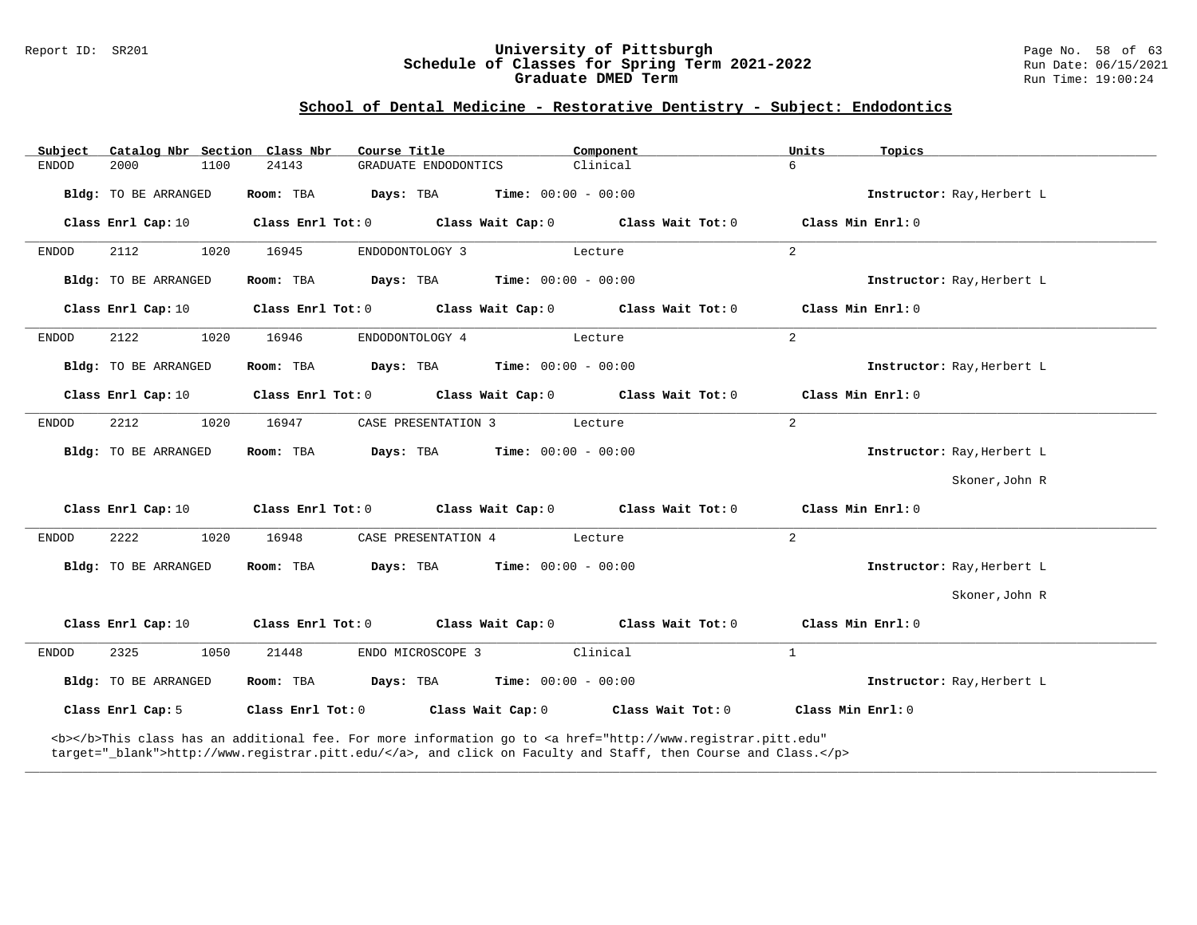## School of Dental Medicine - Restorative Dentistry - Subject: Endodontics

| Subject | Catalog Nbr | Section | Class Nbr | Course Title | Component | Units | Topics |
|---|---|---|---|---|---|---|---|
| ENDOD | 2000 | 1100 | 24143 | GRADUATE ENDODONTICS | Clinical | 6 | |

**Bldg:** TO BE ARRANGED **Room:** TBA **Days:** TBA **Time:** 00:00 - 00:00 **Instructor:** Ray,Herbert L

**Class Enrl Cap:** 10 **Class Enrl Tot:** 0 **Class Wait Cap:** 0 **Class Wait Tot:** 0 **Class Min Enrl:** 0

---

| Subject | Catalog Nbr | Section | Class Nbr | Course Title | Component | Units | Topics |
|---|---|---|---|---|---|---|---|
| ENDOD | 2112 | 1020 | 16945 | ENDODONTOLOGY 3 | Lecture | 2 | |

**Bldg:** TO BE ARRANGED **Room:** TBA **Days:** TBA **Time:** 00:00 - 00:00 **Instructor:** Ray,Herbert L

**Class Enrl Cap:** 10 **Class Enrl Tot:** 0 **Class Wait Cap:** 0 **Class Wait Tot:** 0 **Class Min Enrl:** 0

---

| Subject | Catalog Nbr | Section | Class Nbr | Course Title | Component | Units | Topics |
|---|---|---|---|---|---|---|---|
| ENDOD | 2122 | 1020 | 16946 | ENDODONTOLOGY 4 | Lecture | 2 | |

**Bldg:** TO BE ARRANGED **Room:** TBA **Days:** TBA **Time:** 00:00 - 00:00 **Instructor:** Ray,Herbert L

**Class Enrl Cap:** 10 **Class Enrl Tot:** 0 **Class Wait Cap:** 0 **Class Wait Tot:** 0 **Class Min Enrl:** 0

---

| Subject | Catalog Nbr | Section | Class Nbr | Course Title | Component | Units | Topics |
|---|---|---|---|---|---|---|---|
| ENDOD | 2212 | 1020 | 16947 | CASE PRESENTATION 3 | Lecture | 2 | |

**Bldg:** TO BE ARRANGED **Room:** TBA **Days:** TBA **Time:** 00:00 - 00:00 **Instructor:** Ray,Herbert L
Skoner,John R

**Class Enrl Cap:** 10 **Class Enrl Tot:** 0 **Class Wait Cap:** 0 **Class Wait Tot:** 0 **Class Min Enrl:** 0

---

| Subject | Catalog Nbr | Section | Class Nbr | Course Title | Component | Units | Topics |
|---|---|---|---|---|---|---|---|
| ENDOD | 2222 | 1020 | 16948 | CASE PRESENTATION 4 | Lecture | 2 | |

**Bldg:** TO BE ARRANGED **Room:** TBA **Days:** TBA **Time:** 00:00 - 00:00 **Instructor:** Ray,Herbert L
Skoner,John R

**Class Enrl Cap:** 10 **Class Enrl Tot:** 0 **Class Wait Cap:** 0 **Class Wait Tot:** 0 **Class Min Enrl:** 0

---

| Subject | Catalog Nbr | Section | Class Nbr | Course Title | Component | Units | Topics |
|---|---|---|---|---|---|---|---|
| ENDOD | 2325 | 1050 | 21448 | ENDO MICROSCOPE 3 | Clinical | 1 | |

**Bldg:** TO BE ARRANGED **Room:** TBA **Days:** TBA **Time:** 00:00 - 00:00 **Instructor:** Ray,Herbert L

**Class Enrl Cap:** 5 **Class Enrl Tot:** 0 **Class Wait Cap:** 0 **Class Wait Tot:** 0 **Class Min Enrl:** 0

<b></b>This class has an additional fee. For more information go to <a href="http://www.registrar.pitt.edu" target="_blank">http://www.registrar.pitt.edu/</a>, and click on Faculty and Staff, then Course and Class.</p>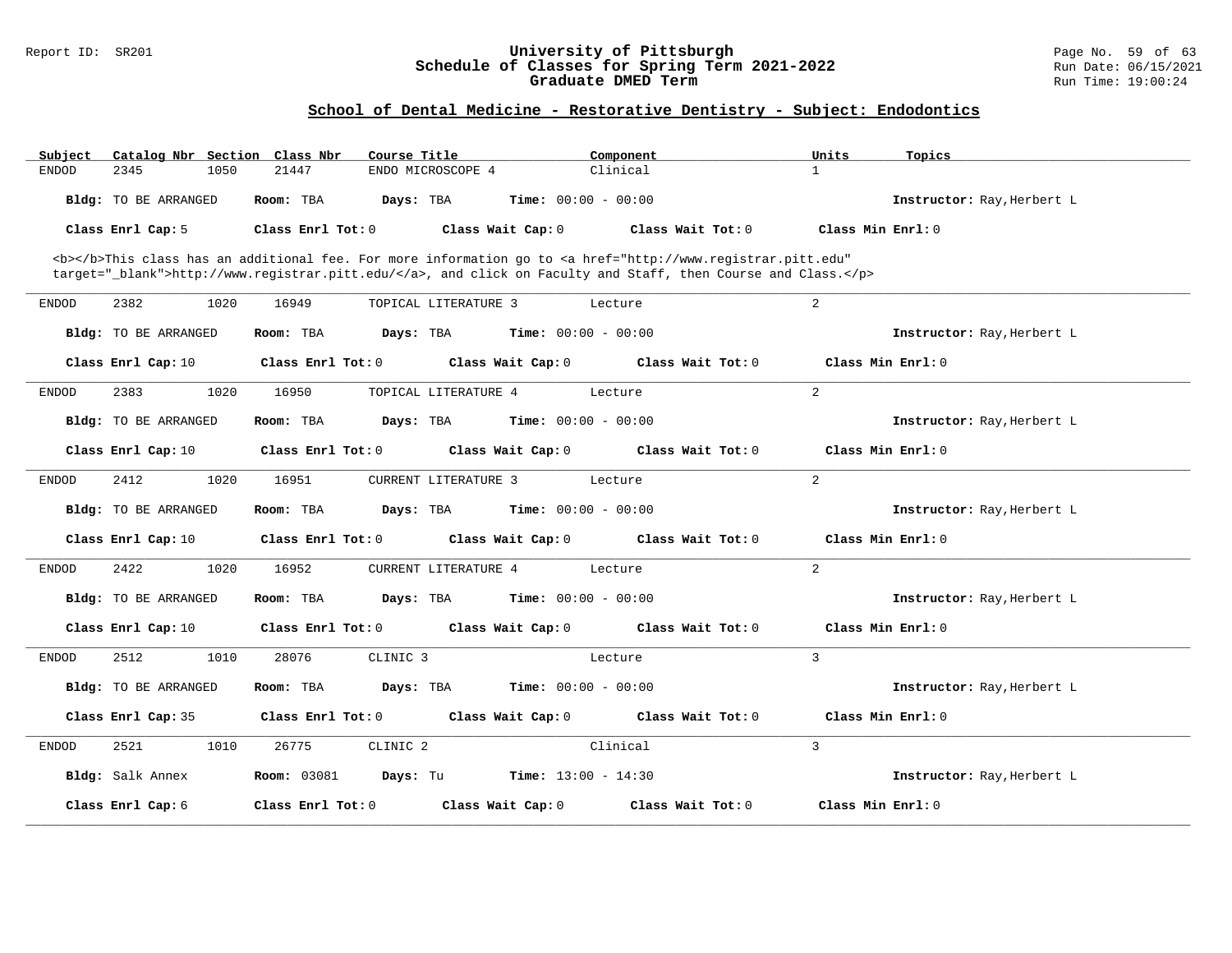## School of Dental Medicine - Restorative Dentistry - Subject: Endodontics

| Subject | Catalog Nbr | Section | Class Nbr | Course Title | Component | Units | Topics |
|---|---|---|---|---|---|---|---|
| ENDOD | 2345 | 1050 | 21447 | ENDO MICROSCOPE 4 | Clinical | 1 | |

**Bldg:** TO BE ARRANGED **Room:** TBA **Days:** TBA **Time:** 00:00 - 00:00 **Instructor:** Ray,Herbert L

**Class Enrl Cap:** 5 **Class Enrl Tot:** 0 **Class Wait Cap:** 0 **Class Wait Tot:** 0 **Class Min Enrl:** 0

<b></b>This class has an additional fee. For more information go to <a href="http://www.registrar.pitt.edu" target="_blank">http://www.registrar.pitt.edu/</a>, and click on Faculty and Staff, then Course and Class.</p>

---

| Subject | Catalog Nbr | Section | Class Nbr | Course Title | Component | Units | Topics |
|---|---|---|---|---|---|---|---|
| ENDOD | 2382 | 1020 | 16949 | TOPICAL LITERATURE 3 | Lecture | 2 | |

**Bldg:** TO BE ARRANGED **Room:** TBA **Days:** TBA **Time:** 00:00 - 00:00 **Instructor:** Ray,Herbert L

**Class Enrl Cap:** 10 **Class Enrl Tot:** 0 **Class Wait Cap:** 0 **Class Wait Tot:** 0 **Class Min Enrl:** 0

---

| Subject | Catalog Nbr | Section | Class Nbr | Course Title | Component | Units | Topics |
|---|---|---|---|---|---|---|---|
| ENDOD | 2383 | 1020 | 16950 | TOPICAL LITERATURE 4 | Lecture | 2 | |

**Bldg:** TO BE ARRANGED **Room:** TBA **Days:** TBA **Time:** 00:00 - 00:00 **Instructor:** Ray,Herbert L

**Class Enrl Cap:** 10 **Class Enrl Tot:** 0 **Class Wait Cap:** 0 **Class Wait Tot:** 0 **Class Min Enrl:** 0

---

| Subject | Catalog Nbr | Section | Class Nbr | Course Title | Component | Units | Topics |
|---|---|---|---|---|---|---|---|
| ENDOD | 2412 | 1020 | 16951 | CURRENT LITERATURE 3 | Lecture | 2 | |

**Bldg:** TO BE ARRANGED **Room:** TBA **Days:** TBA **Time:** 00:00 - 00:00 **Instructor:** Ray,Herbert L

**Class Enrl Cap:** 10 **Class Enrl Tot:** 0 **Class Wait Cap:** 0 **Class Wait Tot:** 0 **Class Min Enrl:** 0

---

| Subject | Catalog Nbr | Section | Class Nbr | Course Title | Component | Units | Topics |
|---|---|---|---|---|---|---|---|
| ENDOD | 2422 | 1020 | 16952 | CURRENT LITERATURE 4 | Lecture | 2 | |

**Bldg:** TO BE ARRANGED **Room:** TBA **Days:** TBA **Time:** 00:00 - 00:00 **Instructor:** Ray,Herbert L

**Class Enrl Cap:** 10 **Class Enrl Tot:** 0 **Class Wait Cap:** 0 **Class Wait Tot:** 0 **Class Min Enrl:** 0

---

| Subject | Catalog Nbr | Section | Class Nbr | Course Title | Component | Units | Topics |
|---|---|---|---|---|---|---|---|
| ENDOD | 2512 | 1010 | 28076 | CLINIC 3 | Lecture | 3 | |

**Bldg:** TO BE ARRANGED **Room:** TBA **Days:** TBA **Time:** 00:00 - 00:00 **Instructor:** Ray,Herbert L

**Class Enrl Cap:** 35 **Class Enrl Tot:** 0 **Class Wait Cap:** 0 **Class Wait Tot:** 0 **Class Min Enrl:** 0

---

| Subject | Catalog Nbr | Section | Class Nbr | Course Title | Component | Units | Topics |
|---|---|---|---|---|---|---|---|
| ENDOD | 2521 | 1010 | 26775 | CLINIC 2 | Clinical | 3 | |

**Bldg:** Salk Annex **Room:** 03081 **Days:** Tu **Time:** 13:00 - 14:30 **Instructor:** Ray,Herbert L

**Class Enrl Cap:** 6 **Class Enrl Tot:** 0 **Class Wait Cap:** 0 **Class Wait Tot:** 0 **Class Min Enrl:** 0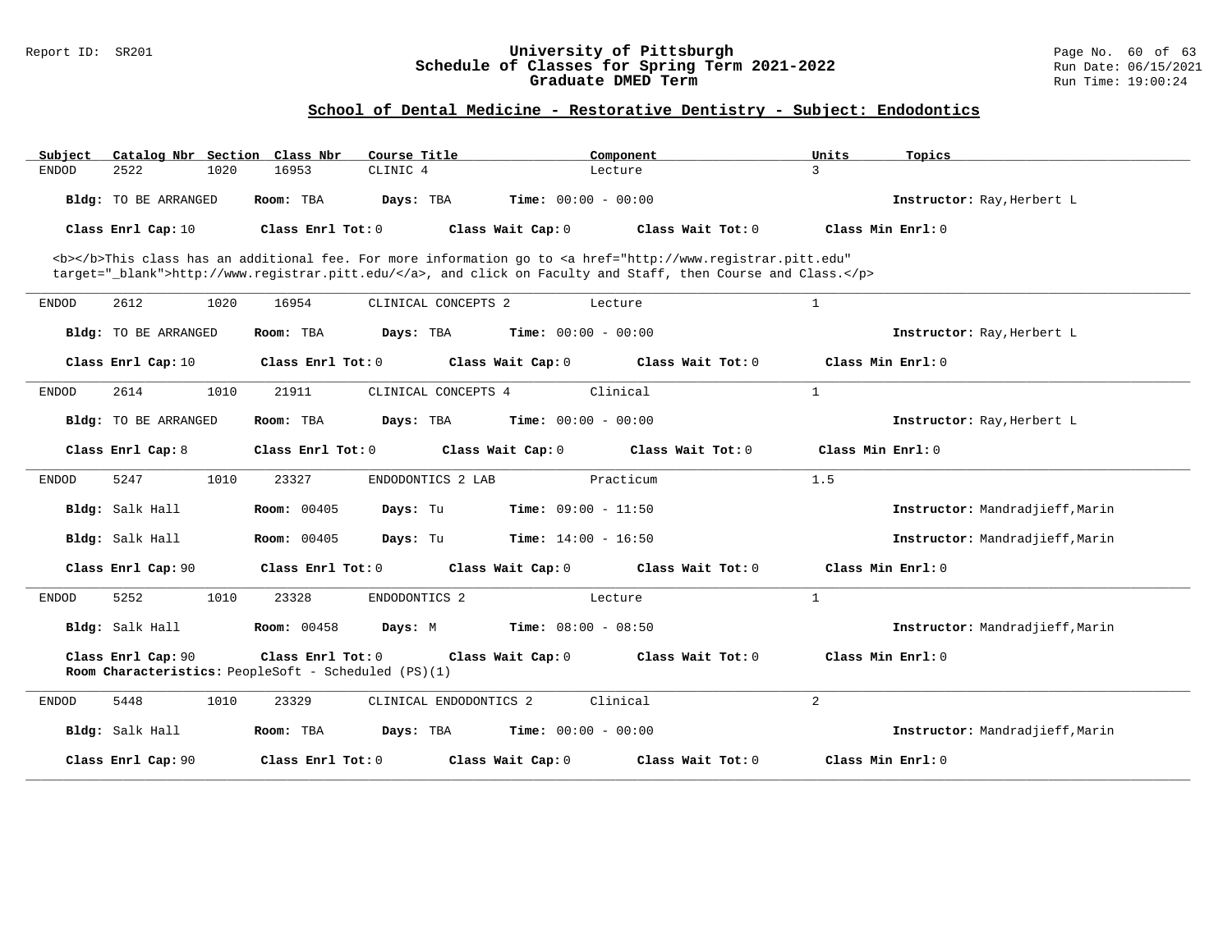## School of Dental Medicine - Restorative Dentistry - Subject: Endodontics

| Subject | Catalog Nbr | Section | Class Nbr | Course Title | Component | Units | Topics |
|---|---|---|---|---|---|---|---|
| ENDOD | 2522 | 1020 | 16953 | CLINIC 4 | Lecture | 3 | |

**Bldg:** TO BE ARRANGED **Room:** TBA **Days:** TBA **Time:** 00:00 - 00:00 **Instructor:** Ray,Herbert L

**Class Enrl Cap:** 10 **Class Enrl Tot:** 0 **Class Wait Cap:** 0 **Class Wait Tot:** 0 **Class Min Enrl:** 0

<b></b>This class has an additional fee. For more information go to <a href="http://www.registrar.pitt.edu" target="_blank">http://www.registrar.pitt.edu/</a>, and click on Faculty and Staff, then Course and Class.</p>

---

| Subject | Catalog Nbr | Section | Class Nbr | Course Title | Component | Units | Topics |
|---|---|---|---|---|---|---|---|
| ENDOD | 2612 | 1020 | 16954 | CLINICAL CONCEPTS 2 | Lecture | 1 | |

**Bldg:** TO BE ARRANGED **Room:** TBA **Days:** TBA **Time:** 00:00 - 00:00 **Instructor:** Ray,Herbert L

**Class Enrl Cap:** 10 **Class Enrl Tot:** 0 **Class Wait Cap:** 0 **Class Wait Tot:** 0 **Class Min Enrl:** 0

---

| Subject | Catalog Nbr | Section | Class Nbr | Course Title | Component | Units | Topics |
|---|---|---|---|---|---|---|---|
| ENDOD | 2614 | 1010 | 21911 | CLINICAL CONCEPTS 4 | Clinical | 1 | |

**Bldg:** TO BE ARRANGED **Room:** TBA **Days:** TBA **Time:** 00:00 - 00:00 **Instructor:** Ray,Herbert L

**Class Enrl Cap:** 8 **Class Enrl Tot:** 0 **Class Wait Cap:** 0 **Class Wait Tot:** 0 **Class Min Enrl:** 0

---

| Subject | Catalog Nbr | Section | Class Nbr | Course Title | Component | Units | Topics |
|---|---|---|---|---|---|---|---|
| ENDOD | 5247 | 1010 | 23327 | ENDODONTICS 2 LAB | Practicum | 1.5 | |

**Bldg:** Salk Hall **Room:** 00405 **Days:** Tu **Time:** 09:00 - 11:50 **Instructor:** Mandradjieff,Marin

**Bldg:** Salk Hall **Room:** 00405 **Days:** Tu **Time:** 14:00 - 16:50 **Instructor:** Mandradjieff,Marin

**Class Enrl Cap:** 90 **Class Enrl Tot:** 0 **Class Wait Cap:** 0 **Class Wait Tot:** 0 **Class Min Enrl:** 0

---

| Subject | Catalog Nbr | Section | Class Nbr | Course Title | Component | Units | Topics |
|---|---|---|---|---|---|---|---|
| ENDOD | 5252 | 1010 | 23328 | ENDODONTICS 2 | Lecture | 1 | |

**Bldg:** Salk Hall **Room:** 00458 **Days:** M **Time:** 08:00 - 08:50 **Instructor:** Mandradjieff,Marin

**Class Enrl Cap:** 90 **Class Enrl Tot:** 0 **Class Wait Cap:** 0 **Class Wait Tot:** 0 **Class Min Enrl:** 0
**Room Characteristics:** PeopleSoft - Scheduled (PS)(1)

---

| Subject | Catalog Nbr | Section | Class Nbr | Course Title | Component | Units | Topics |
|---|---|---|---|---|---|---|---|
| ENDOD | 5448 | 1010 | 23329 | CLINICAL ENDODONTICS 2 | Clinical | 2 | |

**Bldg:** Salk Hall **Room:** TBA **Days:** TBA **Time:** 00:00 - 00:00 **Instructor:** Mandradjieff,Marin

**Class Enrl Cap:** 90 **Class Enrl Tot:** 0 **Class Wait Cap:** 0 **Class Wait Tot:** 0 **Class Min Enrl:** 0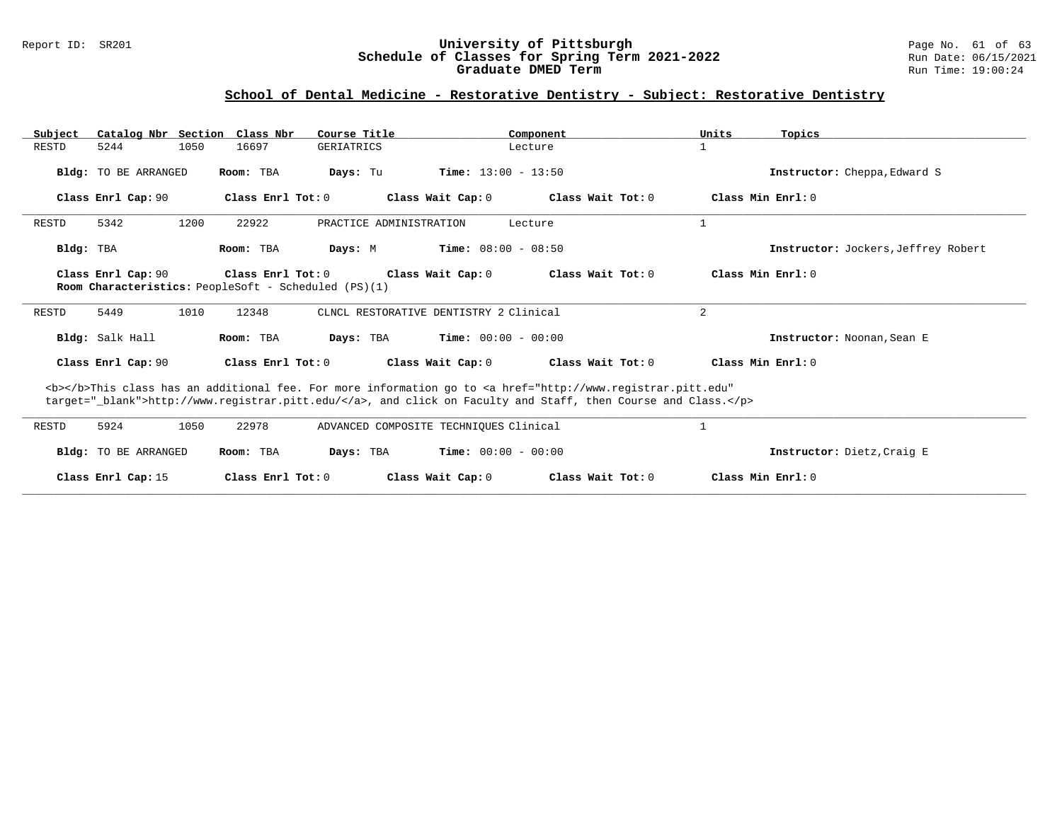## School of Dental Medicine - Restorative Dentistry - Subject: Restorative Dentistry

| Subject | Catalog Nbr | Section | Class Nbr | Course Title | Component | Units | Topics |
|---|---|---|---|---|---|---|---|
| RESTD | 5244 | 1050 | 16697 | GERIATRICS | Lecture | 1 | |

**Bldg:** TO BE ARRANGED **Room:** TBA **Days:** Tu **Time:** 13:00 - 13:50 **Instructor:** Cheppa,Edward S

**Class Enrl Cap:** 90 **Class Enrl Tot:** 0 **Class Wait Cap:** 0 **Class Wait Tot:** 0 **Class Min Enrl:** 0

---

| Subject | Catalog Nbr | Section | Class Nbr | Course Title | Component | Units | Topics |
|---|---|---|---|---|---|---|---|
| RESTD | 5342 | 1200 | 22922 | PRACTICE ADMINISTRATION | Lecture | 1 | |

**Bldg:** TBA **Room:** TBA **Days:** M **Time:** 08:00 - 08:50 **Instructor:** Jockers,Jeffrey Robert

**Class Enrl Cap:** 90 **Class Enrl Tot:** 0 **Class Wait Cap:** 0 **Class Wait Tot:** 0 **Class Min Enrl:** 0

**Room Characteristics:** PeopleSoft - Scheduled (PS)(1)

---

| Subject | Catalog Nbr | Section | Class Nbr | Course Title | Component | Units | Topics |
|---|---|---|---|---|---|---|---|
| RESTD | 5449 | 1010 | 12348 | CLNCL RESTORATIVE DENTISTRY 2 | Clinical | 2 | |

**Bldg:** Salk Hall **Room:** TBA **Days:** TBA **Time:** 00:00 - 00:00 **Instructor:** Noonan,Sean E

**Class Enrl Cap:** 90 **Class Enrl Tot:** 0 **Class Wait Cap:** 0 **Class Wait Tot:** 0 **Class Min Enrl:** 0

<b></b>This class has an additional fee. For more information go to <a href="http://www.registrar.pitt.edu" target="_blank">http://www.registrar.pitt.edu/</a>, and click on Faculty and Staff, then Course and Class.</p>

---

| Subject | Catalog Nbr | Section | Class Nbr | Course Title | Component | Units | Topics |
|---|---|---|---|---|---|---|---|
| RESTD | 5924 | 1050 | 22978 | ADVANCED COMPOSITE TECHNIQUES | Clinical | 1 | |

**Bldg:** TO BE ARRANGED **Room:** TBA **Days:** TBA **Time:** 00:00 - 00:00 **Instructor:** Dietz,Craig E

**Class Enrl Cap:** 15 **Class Enrl Tot:** 0 **Class Wait Cap:** 0 **Class Wait Tot:** 0 **Class Min Enrl:** 0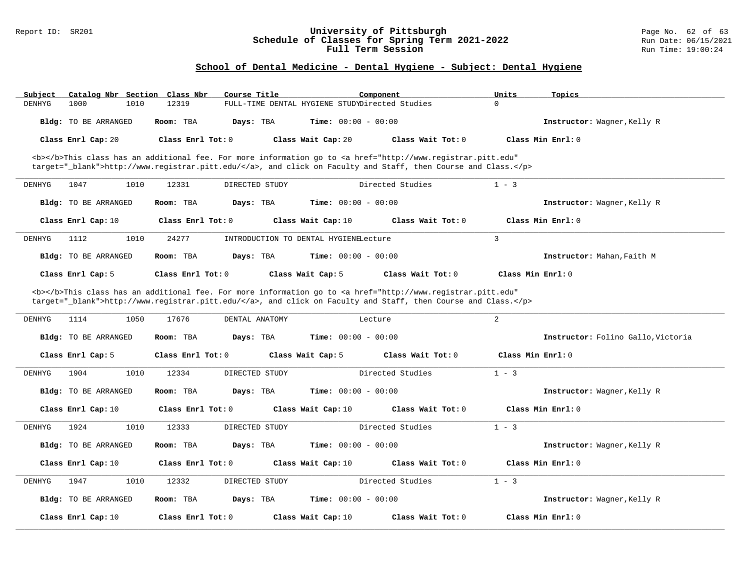## School of Dental Medicine - Dental Hygiene - Subject: Dental Hygiene

| Subject | Catalog Nbr | Section | Class Nbr | Course Title | Component | Units | Topics |
|---|---|---|---|---|---|---|---|
| DENHYG | 1000 | 1010 | 12319 | FULL-TIME DENTAL HYGIENE STUDY | Directed Studies | 0 | |

**Bldg:** TO BE ARRANGED **Room:** TBA **Days:** TBA **Time:** 00:00 - 00:00 **Instructor:** Wagner,Kelly R

**Class Enrl Cap:** 20 **Class Enrl Tot:** 0 **Class Wait Cap:** 20 **Class Wait Tot:** 0 **Class Min Enrl:** 0

<b></b>This class has an additional fee. For more information go to <a href="http://www.registrar.pitt.edu" target="_blank">http://www.registrar.pitt.edu/</a>, and click on Faculty and Staff, then Course and Class.</p>

---

| Subject | Catalog Nbr | Section | Class Nbr | Course Title | Component | Units | Topics |
|---|---|---|---|---|---|---|---|
| DENHYG | 1047 | 1010 | 12331 | DIRECTED STUDY | Directed Studies | 1 - 3 | |

**Bldg:** TO BE ARRANGED **Room:** TBA **Days:** TBA **Time:** 00:00 - 00:00 **Instructor:** Wagner,Kelly R

**Class Enrl Cap:** 10 **Class Enrl Tot:** 0 **Class Wait Cap:** 10 **Class Wait Tot:** 0 **Class Min Enrl:** 0

---

| Subject | Catalog Nbr | Section | Class Nbr | Course Title | Component | Units | Topics |
|---|---|---|---|---|---|---|---|
| DENHYG | 1112 | 1010 | 24277 | INTRODUCTION TO DENTAL HYGIENE | Lecture | 3 | |

**Bldg:** TO BE ARRANGED **Room:** TBA **Days:** TBA **Time:** 00:00 - 00:00 **Instructor:** Mahan,Faith M

**Class Enrl Cap:** 5 **Class Enrl Tot:** 0 **Class Wait Cap:** 5 **Class Wait Tot:** 0 **Class Min Enrl:** 0

<b></b>This class has an additional fee. For more information go to <a href="http://www.registrar.pitt.edu" target="_blank">http://www.registrar.pitt.edu/</a>, and click on Faculty and Staff, then Course and Class.</p>

---

| Subject | Catalog Nbr | Section | Class Nbr | Course Title | Component | Units | Topics |
|---|---|---|---|---|---|---|---|
| DENHYG | 1114 | 1050 | 17676 | DENTAL ANATOMY | Lecture | 2 | |

**Bldg:** TO BE ARRANGED **Room:** TBA **Days:** TBA **Time:** 00:00 - 00:00 **Instructor:** Folino Gallo,Victoria

**Class Enrl Cap:** 5 **Class Enrl Tot:** 0 **Class Wait Cap:** 5 **Class Wait Tot:** 0 **Class Min Enrl:** 0

---

| Subject | Catalog Nbr | Section | Class Nbr | Course Title | Component | Units | Topics |
|---|---|---|---|---|---|---|---|
| DENHYG | 1904 | 1010 | 12334 | DIRECTED STUDY | Directed Studies | 1 - 3 | |

**Bldg:** TO BE ARRANGED **Room:** TBA **Days:** TBA **Time:** 00:00 - 00:00 **Instructor:** Wagner,Kelly R

**Class Enrl Cap:** 10 **Class Enrl Tot:** 0 **Class Wait Cap:** 10 **Class Wait Tot:** 0 **Class Min Enrl:** 0

---

| Subject | Catalog Nbr | Section | Class Nbr | Course Title | Component | Units | Topics |
|---|---|---|---|---|---|---|---|
| DENHYG | 1924 | 1010 | 12333 | DIRECTED STUDY | Directed Studies | 1 - 3 | |

**Bldg:** TO BE ARRANGED **Room:** TBA **Days:** TBA **Time:** 00:00 - 00:00 **Instructor:** Wagner,Kelly R

**Class Enrl Cap:** 10 **Class Enrl Tot:** 0 **Class Wait Cap:** 10 **Class Wait Tot:** 0 **Class Min Enrl:** 0

---

| Subject | Catalog Nbr | Section | Class Nbr | Course Title | Component | Units | Topics |
|---|---|---|---|---|---|---|---|
| DENHYG | 1947 | 1010 | 12332 | DIRECTED STUDY | Directed Studies | 1 - 3 | |

**Bldg:** TO BE ARRANGED **Room:** TBA **Days:** TBA **Time:** 00:00 - 00:00 **Instructor:** Wagner,Kelly R

**Class Enrl Cap:** 10 **Class Enrl Tot:** 0 **Class Wait Cap:** 10 **Class Wait Tot:** 0 **Class Min Enrl:** 0